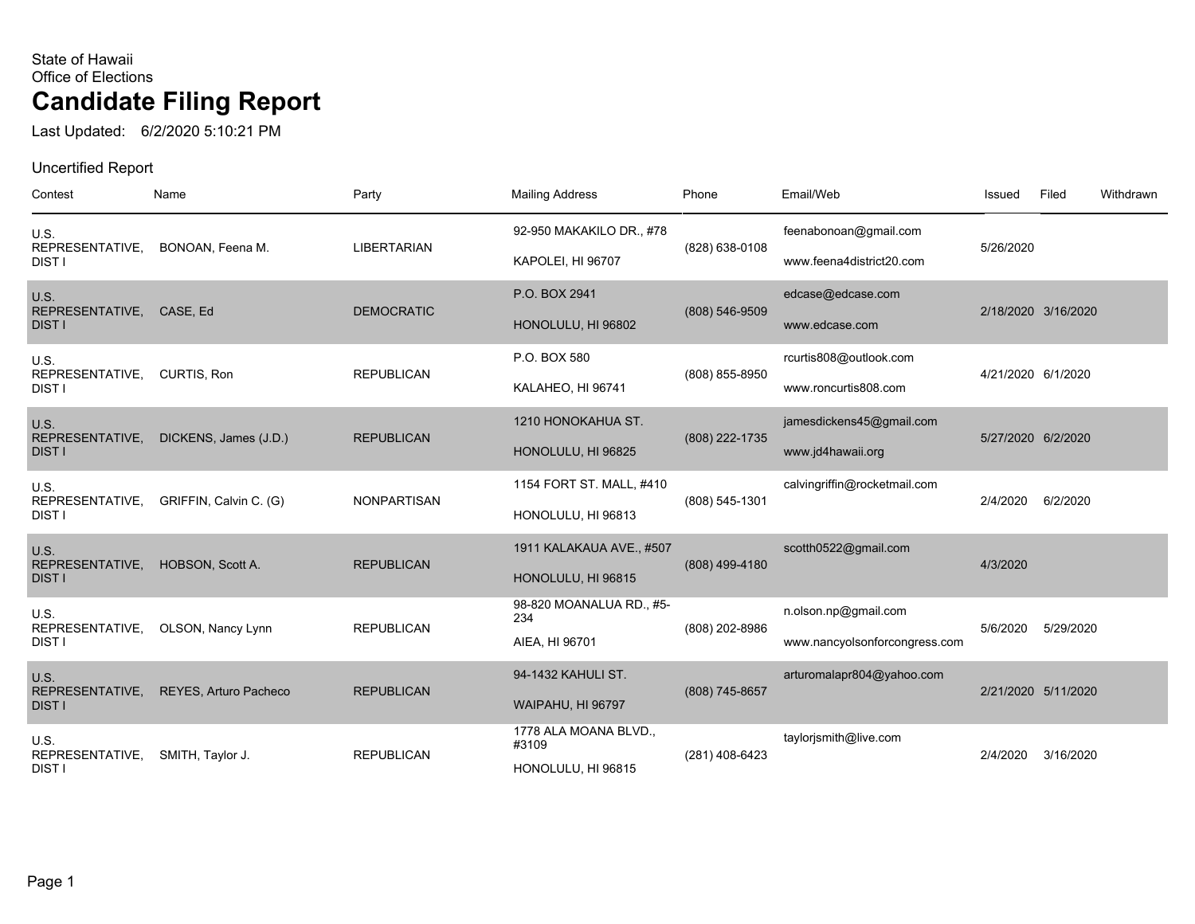State of Hawaii
Office of Elections

# Candidate Filing Report

Last Updated: 6/2/2020 5:10:21 PM

Uncertified Report

| Contest | Name | Party | Mailing Address | Phone | Email/Web | Issued | Filed | Withdrawn |
|---|---|---|---|---|---|---|---|---|
| U.S. REPRESENTATIVE, DIST I | BONOAN, Feena M. | LIBERTARIAN | 92-950 MAKAKILO DR., #78 KAPOLEI, HI 96707 | (828) 638-0108 | feenabonoan@gmail.com www.feena4district20.com | 5/26/2020 | | |
| U.S. REPRESENTATIVE, DIST I | CASE, Ed | DEMOCRATIC | P.O. BOX 2941 HONOLULU, HI 96802 | (808) 546-9509 | edcase@edcase.com www.edcase.com | 2/18/2020 | 3/16/2020 | |
| U.S. REPRESENTATIVE, DIST I | CURTIS, Ron | REPUBLICAN | P.O. BOX 580 KALAHEO, HI 96741 | (808) 855-8950 | rcurtis808@outlook.com www.roncurtis808.com | 4/21/2020 | 6/1/2020 | |
| U.S. REPRESENTATIVE, DIST I | DICKENS, James (J.D.) | REPUBLICAN | 1210 HONOKAHUA ST. HONOLULU, HI 96825 | (808) 222-1735 | jamesdickens45@gmail.com www.jd4hawaii.org | 5/27/2020 | 6/2/2020 | |
| U.S. REPRESENTATIVE, DIST I | GRIFFIN, Calvin C. (G) | NONPARTISAN | 1154 FORT ST. MALL, #410 HONOLULU, HI 96813 | (808) 545-1301 | calvingriffin@rocketmail.com | 2/4/2020 | 6/2/2020 | |
| U.S. REPRESENTATIVE, DIST I | HOBSON, Scott A. | REPUBLICAN | 1911 KALAKAUA AVE., #507 HONOLULU, HI 96815 | (808) 499-4180 | scotth0522@gmail.com | 4/3/2020 | | |
| U.S. REPRESENTATIVE, DIST I | OLSON, Nancy Lynn | REPUBLICAN | 98-820 MOANALUA RD., #5-234 AIEA, HI 96701 | (808) 202-8986 | n.olson.np@gmail.com www.nancyolsonforcongress.com | 5/6/2020 | 5/29/2020 | |
| U.S. REPRESENTATIVE, DIST I | REYES, Arturo Pacheco | REPUBLICAN | 94-1432 KAHULI ST. WAIPAHU, HI 96797 | (808) 745-8657 | arturomalapr804@yahoo.com | 2/21/2020 | 5/11/2020 | |
| U.S. REPRESENTATIVE, DIST I | SMITH, Taylor J. | REPUBLICAN | 1778 ALA MOANA BLVD., #3109 HONOLULU, HI 96815 | (281) 408-6423 | taylorjsmith@live.com | 2/4/2020 | 3/16/2020 | |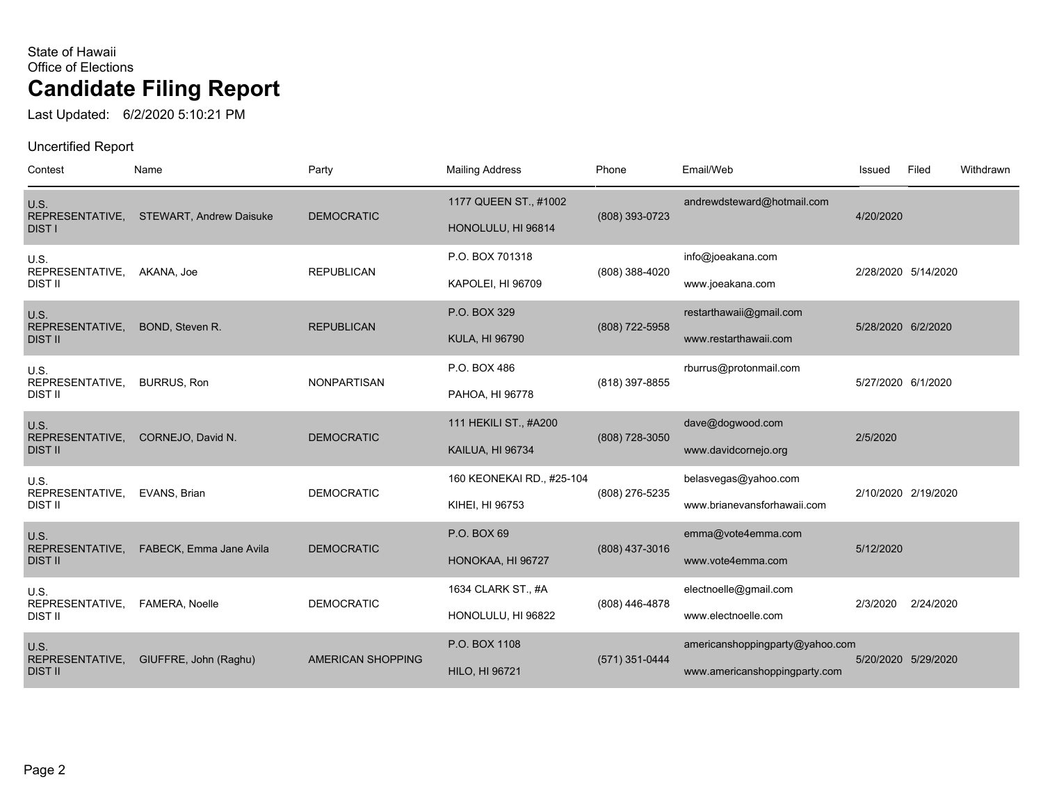State of Hawaii
Office of Elections

# Candidate Filing Report

Last Updated: 6/2/2020 5:10:21 PM

Uncertified Report

| Contest | Name | Party | Mailing Address | Phone | Email/Web | Issued | Filed | Withdrawn |
|---|---|---|---|---|---|---|---|---|
| U.S. REPRESENTATIVE, DIST I | STEWART, Andrew Daisuke | DEMOCRATIC | 1177 QUEEN ST., #1002<br>HONOLULU, HI 96814 | (808) 393-0723 | andrewdsteward@hotmail.com | 4/20/2020 | | |
| U.S. REPRESENTATIVE, DIST II | AKANA, Joe | REPUBLICAN | P.O. BOX 701318<br>KAPOLEI, HI 96709 | (808) 388-4020 | info@joeakana.com<br>www.joeakana.com | 2/28/2020 | 5/14/2020 | |
| U.S. REPRESENTATIVE, DIST II | BOND, Steven R. | REPUBLICAN | P.O. BOX 329<br>KULA, HI 96790 | (808) 722-5958 | restarthawaii@gmail.com<br>www.restarthawaii.com | 5/28/2020 | 6/2/2020 | |
| U.S. REPRESENTATIVE, DIST II | BURRUS, Ron | NONPARTISAN | P.O. BOX 486<br>PAHOA, HI 96778 | (818) 397-8855 | rburrus@protonmail.com | 5/27/2020 | 6/1/2020 | |
| U.S. REPRESENTATIVE, DIST II | CORNEJO, David N. | DEMOCRATIC | 111 HEKILI ST., #A200<br>KAILUA, HI 96734 | (808) 728-3050 | dave@dogwood.com<br>www.davidcornejo.org | 2/5/2020 | | |
| U.S. REPRESENTATIVE, DIST II | EVANS, Brian | DEMOCRATIC | 160 KEONEKAI RD., #25-104<br>KIHEI, HI 96753 | (808) 276-5235 | belasvegas@yahoo.com<br>www.brianevansforhawaii.com | 2/10/2020 | 2/19/2020 | |
| U.S. REPRESENTATIVE, DIST II | FABECK, Emma Jane Avila | DEMOCRATIC | P.O. BOX 69<br>HONOKAA, HI 96727 | (808) 437-3016 | emma@vote4emma.com<br>www.vote4emma.com | 5/12/2020 | | |
| U.S. REPRESENTATIVE, DIST II | FAMERA, Noelle | DEMOCRATIC | 1634 CLARK ST., #A<br>HONOLULU, HI 96822 | (808) 446-4878 | electnoelle@gmail.com<br>www.electnoelle.com | 2/3/2020 | 2/24/2020 | |
| U.S. REPRESENTATIVE, DIST II | GIUFFRE, John (Raghu) | AMERICAN SHOPPING | P.O. BOX 1108<br>HILO, HI 96721 | (571) 351-0444 | americanshoppingparty@yahoo.com<br>www.americanshoppingparty.com | 5/20/2020 | 5/29/2020 | |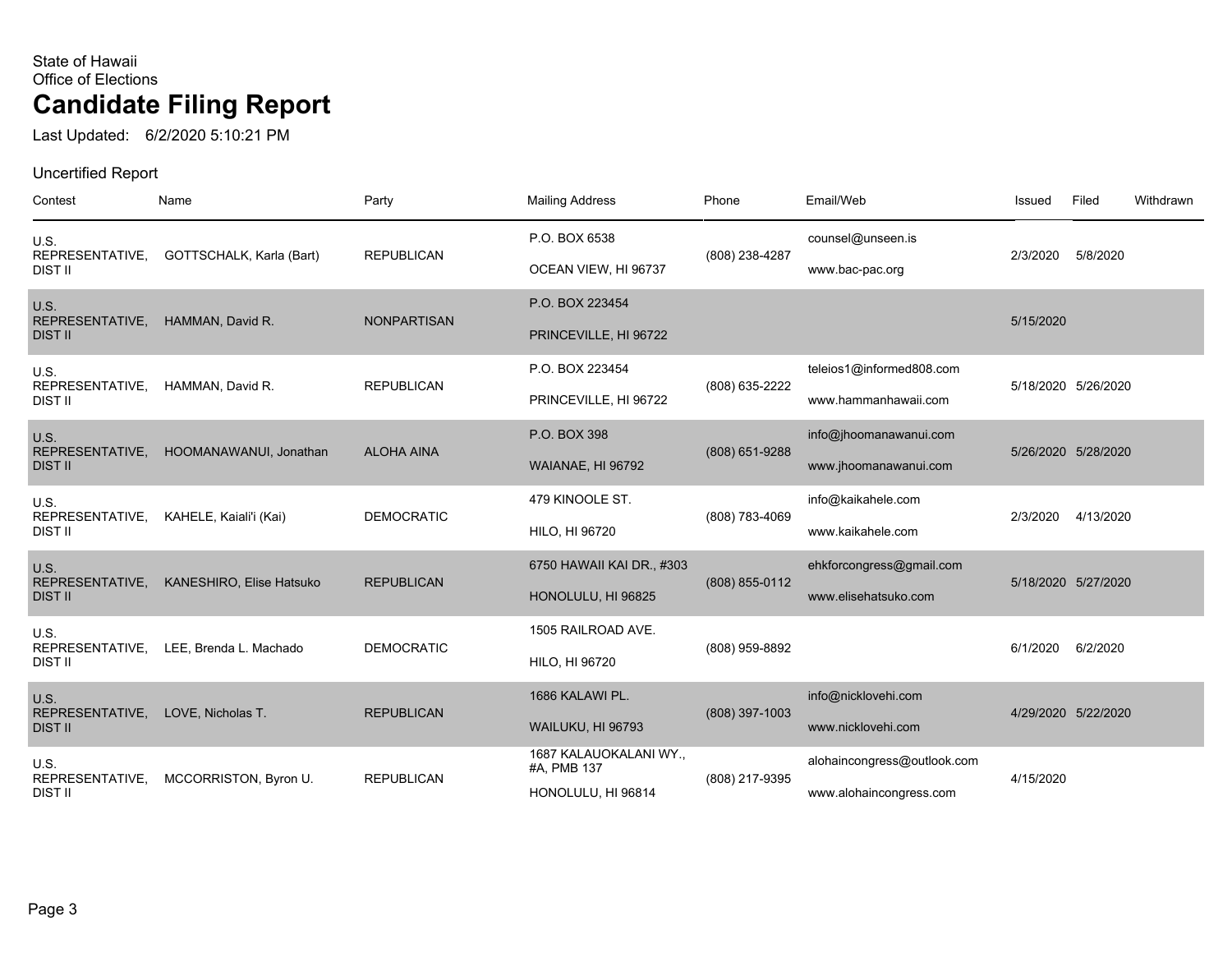State of Hawaii
Office of Elections

# Candidate Filing Report

Last Updated: 6/2/2020 5:10:21 PM

Uncertified Report

| Contest | Name | Party | Mailing Address | Phone | Email/Web | Issued | Filed | Withdrawn |
|---|---|---|---|---|---|---|---|---|
| U.S. REPRESENTATIVE, DIST II | GOTTSCHALK, Karla (Bart) | REPUBLICAN | P.O. BOX 6538<br>OCEAN VIEW, HI 96737 | (808) 238-4287 | counsel@unseen.is<br>www.bac-pac.org | 2/3/2020 | 5/8/2020 | |
| U.S. REPRESENTATIVE, DIST II | HAMMAN, David R. | NONPARTISAN | P.O. BOX 223454<br>PRINCEVILLE, HI 96722 | | | 5/15/2020 | | |
| U.S. REPRESENTATIVE, DIST II | HAMMAN, David R. | REPUBLICAN | P.O. BOX 223454<br>PRINCEVILLE, HI 96722 | (808) 635-2222 | teleios1@informed808.com<br>www.hammanhawaii.com | 5/18/2020 | 5/26/2020 | |
| U.S. REPRESENTATIVE, DIST II | HOOMANAWANUI, Jonathan | ALOHA AINA | P.O. BOX 398<br>WAIANAE, HI 96792 | (808) 651-9288 | info@jhoomanawanui.com<br>www.jhoomanawanui.com | 5/26/2020 | 5/28/2020 | |
| U.S. REPRESENTATIVE, DIST II | KAHELE, Kaiali'i (Kai) | DEMOCRATIC | 479 KINOOLE ST.<br>HILO, HI 96720 | (808) 783-4069 | info@kaikahele.com<br>www.kaikahele.com | 2/3/2020 | 4/13/2020 | |
| U.S. REPRESENTATIVE, DIST II | KANESHIRO, Elise Hatsuko | REPUBLICAN | 6750 HAWAII KAI DR., #303<br>HONOLULU, HI 96825 | (808) 855-0112 | ehkforcongress@gmail.com<br>www.elisehatsuko.com | 5/18/2020 | 5/27/2020 | |
| U.S. REPRESENTATIVE, DIST II | LEE, Brenda L. Machado | DEMOCRATIC | 1505 RAILROAD AVE.<br>HILO, HI 96720 | (808) 959-8892 | | 6/1/2020 | 6/2/2020 | |
| U.S. REPRESENTATIVE, DIST II | LOVE, Nicholas T. | REPUBLICAN | 1686 KALAWI PL.<br>WAILUKU, HI 96793 | (808) 397-1003 | info@nicklovehi.com<br>www.nicklovehi.com | 4/29/2020 | 5/22/2020 | |
| U.S. REPRESENTATIVE, DIST II | MCCORRISTON, Byron U. | REPUBLICAN | 1687 KALAUOKALANI WY., #A, PMB 137<br>HONOLULU, HI 96814 | (808) 217-9395 | alohaincongress@outlook.com<br>www.alohaincongress.com | 4/15/2020 | | |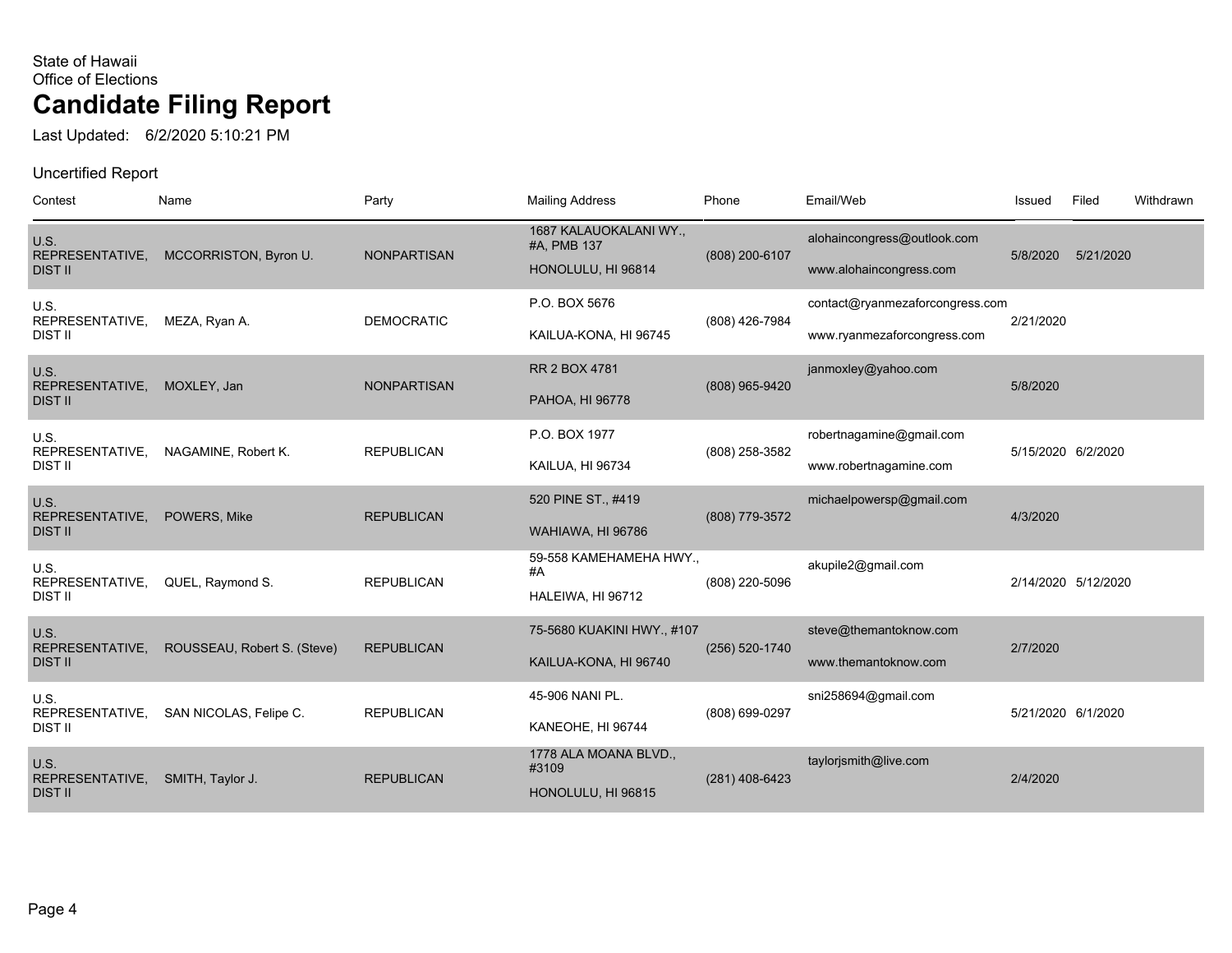State of Hawaii
Office of Elections

# Candidate Filing Report

Last Updated: 6/2/2020 5:10:21 PM

Uncertified Report

| Contest | Name | Party | Mailing Address | Phone | Email/Web | Issued | Filed | Withdrawn |
|---|---|---|---|---|---|---|---|---|
| U.S. REPRESENTATIVE, DIST II | MCCORRISTON, Byron U. | NONPARTISAN | 1687 KALAUOKALANI WY., #A, PMB 137 HONOLULU, HI 96814 | (808) 200-6107 | alohaincongress@outlook.com www.alohaincongress.com | 5/8/2020 | 5/21/2020 | |
| U.S. REPRESENTATIVE, DIST II | MEZA, Ryan A. | DEMOCRATIC | P.O. BOX 5676 KAILUA-KONA, HI 96745 | (808) 426-7984 | contact@ryanmezaforcongress.com www.ryanmezaforcongress.com | 2/21/2020 | | |
| U.S. REPRESENTATIVE, DIST II | MOXLEY, Jan | NONPARTISAN | RR 2 BOX 4781 PAHOA, HI 96778 | (808) 965-9420 | janmoxley@yahoo.com | 5/8/2020 | | |
| U.S. REPRESENTATIVE, DIST II | NAGAMINE, Robert K. | REPUBLICAN | P.O. BOX 1977 KAILUA, HI 96734 | (808) 258-3582 | robertnagamine@gmail.com www.robertnagamine.com | 5/15/2020 | 6/2/2020 | |
| U.S. REPRESENTATIVE, DIST II | POWERS, Mike | REPUBLICAN | 520 PINE ST., #419 WAHIAWA, HI 96786 | (808) 779-3572 | michaelpowersp@gmail.com | 4/3/2020 | | |
| U.S. REPRESENTATIVE, DIST II | QUEL, Raymond S. | REPUBLICAN | 59-558 KAMEHAMEHA HWY., #A HALEIWA, HI 96712 | (808) 220-5096 | akupile2@gmail.com | 2/14/2020 | 5/12/2020 | |
| U.S. REPRESENTATIVE, DIST II | ROUSSEAU, Robert S. (Steve) | REPUBLICAN | 75-5680 KUAKINI HWY., #107 KAILUA-KONA, HI 96740 | (256) 520-1740 | steve@themantoknow.com www.themantoknow.com | 2/7/2020 | | |
| U.S. REPRESENTATIVE, DIST II | SAN NICOLAS, Felipe C. | REPUBLICAN | 45-906 NANI PL. KANEOHE, HI 96744 | (808) 699-0297 | sni258694@gmail.com | 5/21/2020 | 6/1/2020 | |
| U.S. REPRESENTATIVE, DIST II | SMITH, Taylor J. | REPUBLICAN | 1778 ALA MOANA BLVD., #3109 HONOLULU, HI 96815 | (281) 408-6423 | taylorjsmith@live.com | 2/4/2020 | | |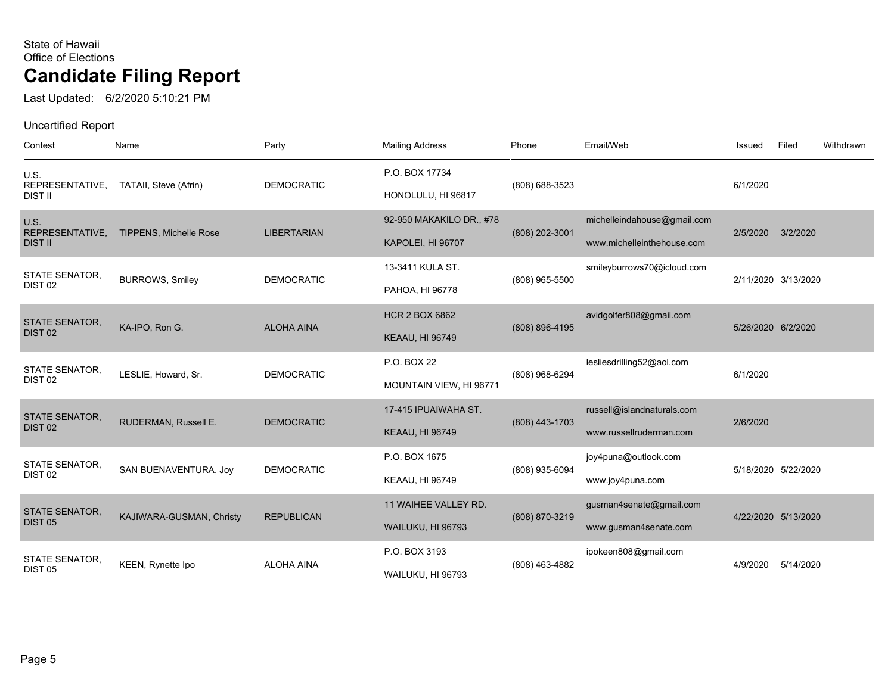State of Hawaii
Office of Elections

# Candidate Filing Report

Last Updated: 6/2/2020 5:10:21 PM

Uncertified Report

| Contest | Name | Party | Mailing Address | Phone | Email/Web | Issued | Filed | Withdrawn |
|---|---|---|---|---|---|---|---|---|
| U.S. REPRESENTATIVE, DIST II | TATAII, Steve (Afrin) | DEMOCRATIC | P.O. BOX 17734 HONOLULU, HI 96817 | (808) 688-3523 | | 6/1/2020 | | |
| U.S. REPRESENTATIVE, DIST II | TIPPENS, Michelle Rose | LIBERTARIAN | 92-950 MAKAKILO DR., #78 KAPOLEI, HI 96707 | (808) 202-3001 | michelleindahouse@gmail.com www.michelleinthehouse.com | 2/5/2020 | 3/2/2020 | |
| STATE SENATOR, DIST 02 | BURROWS, Smiley | DEMOCRATIC | 13-3411 KULA ST. PAHOA, HI 96778 | (808) 965-5500 | smileyburrows70@icloud.com | 2/11/2020 | 3/13/2020 | |
| STATE SENATOR, DIST 02 | KA-IPO, Ron G. | ALOHA AINA | HCR 2 BOX 6862 KEAAU, HI 96749 | (808) 896-4195 | avidgolfer808@gmail.com | 5/26/2020 | 6/2/2020 | |
| STATE SENATOR, DIST 02 | LESLIE, Howard, Sr. | DEMOCRATIC | P.O. BOX 22 MOUNTAIN VIEW, HI 96771 | (808) 968-6294 | lesliesdrilling52@aol.com | 6/1/2020 | | |
| STATE SENATOR, DIST 02 | RUDERMAN, Russell E. | DEMOCRATIC | 17-415 IPUAIWAHA ST. KEAAU, HI 96749 | (808) 443-1703 | russell@islandnaturals.com www.russellruderman.com | 2/6/2020 | | |
| STATE SENATOR, DIST 02 | SAN BUENAVENTURA, Joy | DEMOCRATIC | P.O. BOX 1675 KEAAU, HI 96749 | (808) 935-6094 | joy4puna@outlook.com www.joy4puna.com | 5/18/2020 | 5/22/2020 | |
| STATE SENATOR, DIST 05 | KAJIWARA-GUSMAN, Christy | REPUBLICAN | 11 WAIHEE VALLEY RD. WAILUKU, HI 96793 | (808) 870-3219 | gusman4senate@gmail.com www.gusman4senate.com | 4/22/2020 | 5/13/2020 | |
| STATE SENATOR, DIST 05 | KEEN, Rynette Ipo | ALOHA AINA | P.O. BOX 3193 WAILUKU, HI 96793 | (808) 463-4882 | ipokeen808@gmail.com | 4/9/2020 | 5/14/2020 | |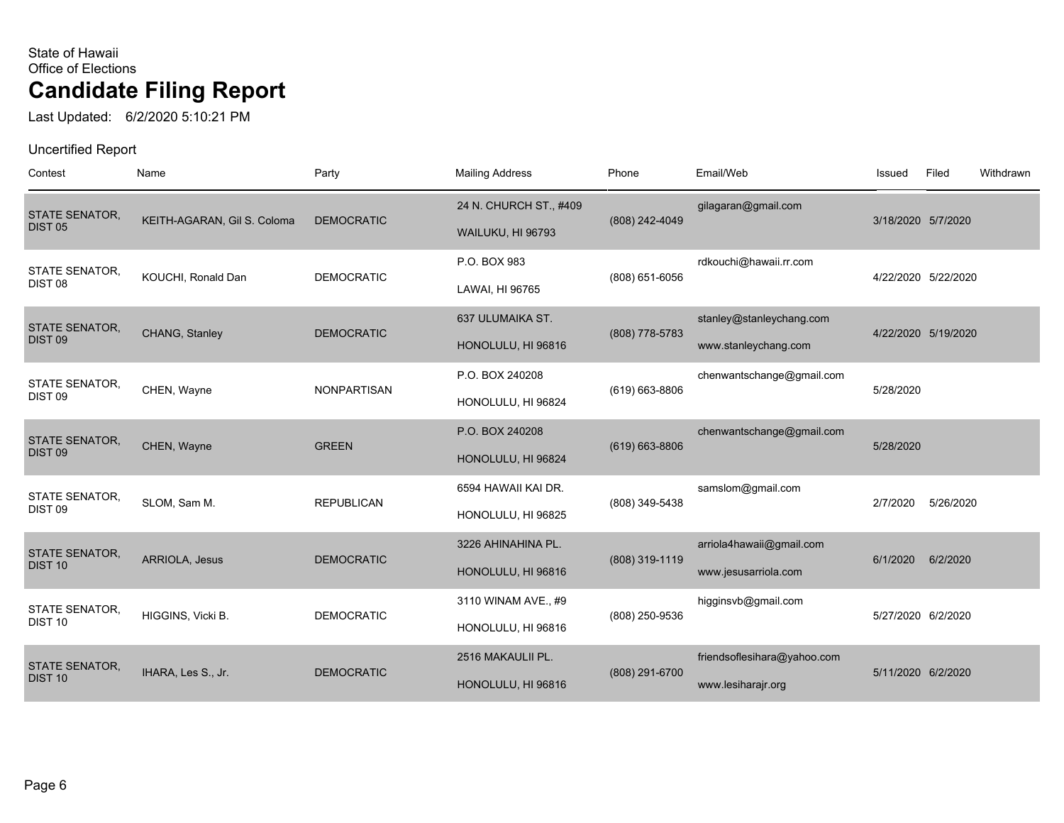State of Hawaii
Office of Elections

# Candidate Filing Report

Last Updated: 6/2/2020 5:10:21 PM

Uncertified Report

| Contest | Name | Party | Mailing Address | Phone | Email/Web | Issued | Filed | Withdrawn |
|---|---|---|---|---|---|---|---|---|
| STATE SENATOR, DIST 05 | KEITH-AGARAN, Gil S. Coloma | DEMOCRATIC | 24 N. CHURCH ST., #409<br>WAILUKU, HI 96793 | (808) 242-4049 | gilagaran@gmail.com | 3/18/2020 | 5/7/2020 | |
| STATE SENATOR, DIST 08 | KOUCHI, Ronald Dan | DEMOCRATIC | P.O. BOX 983<br>LAWAI, HI 96765 | (808) 651-6056 | rdkouchi@hawaii.rr.com | 4/22/2020 | 5/22/2020 | |
| STATE SENATOR, DIST 09 | CHANG, Stanley | DEMOCRATIC | 637 ULUMAIKA ST.<br>HONOLULU, HI 96816 | (808) 778-5783 | stanley@stanleychang.com<br>www.stanleychang.com | 4/22/2020 | 5/19/2020 | |
| STATE SENATOR, DIST 09 | CHEN, Wayne | NONPARTISAN | P.O. BOX 240208<br>HONOLULU, HI 96824 | (619) 663-8806 | chenwantschange@gmail.com | 5/28/2020 | | |
| STATE SENATOR, DIST 09 | CHEN, Wayne | GREEN | P.O. BOX 240208<br>HONOLULU, HI 96824 | (619) 663-8806 | chenwantschange@gmail.com | 5/28/2020 | | |
| STATE SENATOR, DIST 09 | SLOM, Sam M. | REPUBLICAN | 6594 HAWAII KAI DR.<br>HONOLULU, HI 96825 | (808) 349-5438 | samslom@gmail.com | 2/7/2020 | 5/26/2020 | |
| STATE SENATOR, DIST 10 | ARRIOLA, Jesus | DEMOCRATIC | 3226 AHINAHINA PL.<br>HONOLULU, HI 96816 | (808) 319-1119 | arriola4hawaii@gmail.com<br>www.jesusarriola.com | 6/1/2020 | 6/2/2020 | |
| STATE SENATOR, DIST 10 | HIGGINS, Vicki B. | DEMOCRATIC | 3110 WINAM AVE., #9<br>HONOLULU, HI 96816 | (808) 250-9536 | higginsvb@gmail.com | 5/27/2020 | 6/2/2020 | |
| STATE SENATOR, DIST 10 | IHARA, Les S., Jr. | DEMOCRATIC | 2516 MAKAULII PL.<br>HONOLULU, HI 96816 | (808) 291-6700 | friendsoflesihara@yahoo.com<br>www.lesiharajr.org | 5/11/2020 | 6/2/2020 | |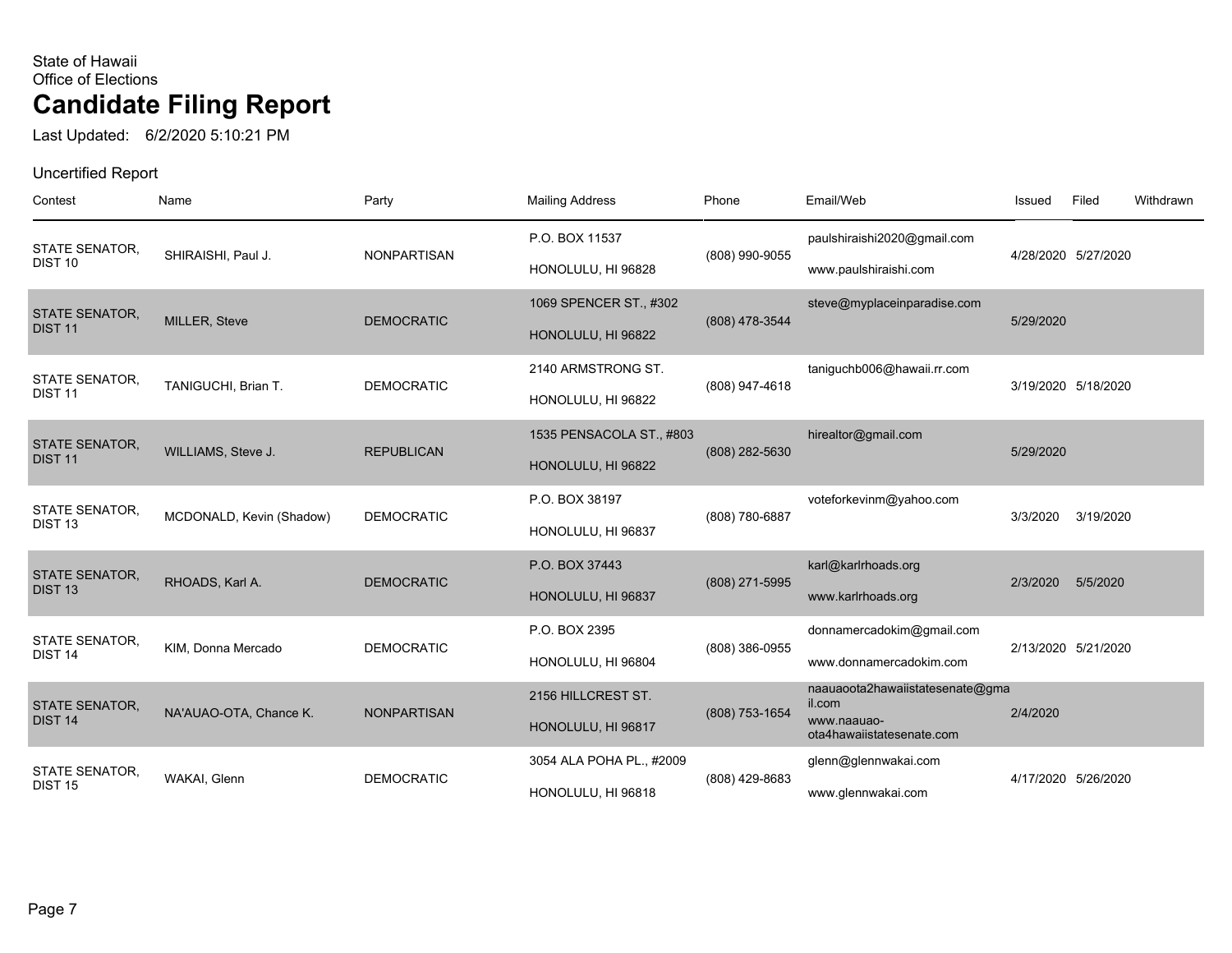State of Hawaii
Office of Elections

# Candidate Filing Report

Last Updated: 6/2/2020 5:10:21 PM

Uncertified Report

| Contest | Name | Party | Mailing Address | Phone | Email/Web | Issued | Filed | Withdrawn |
|---|---|---|---|---|---|---|---|---|
| STATE SENATOR, DIST 10 | SHIRAISHI, Paul J. | NONPARTISAN | P.O. BOX 11537<br>HONOLULU, HI 96828 | (808) 990-9055 | paulshiraishi2020@gmail.com<br>www.paulshiraishi.com | 4/28/2020 | 5/27/2020 | |
| STATE SENATOR, DIST 11 | MILLER, Steve | DEMOCRATIC | 1069 SPENCER ST., #302<br>HONOLULU, HI 96822 | (808) 478-3544 | steve@myplaceinparadise.com | 5/29/2020 | | |
| STATE SENATOR, DIST 11 | TANIGUCHI, Brian T. | DEMOCRATIC | 2140 ARMSTRONG ST.<br>HONOLULU, HI 96822 | (808) 947-4618 | taniguchb006@hawaii.rr.com | 3/19/2020 | 5/18/2020 | |
| STATE SENATOR, DIST 11 | WILLIAMS, Steve J. | REPUBLICAN | 1535 PENSACOLA ST., #803<br>HONOLULU, HI 96822 | (808) 282-5630 | hirealtor@gmail.com | 5/29/2020 | | |
| STATE SENATOR, DIST 13 | MCDONALD, Kevin (Shadow) | DEMOCRATIC | P.O. BOX 38197<br>HONOLULU, HI 96837 | (808) 780-6887 | voteforkevinm@yahoo.com | 3/3/2020 | 3/19/2020 | |
| STATE SENATOR, DIST 13 | RHOADS, Karl A. | DEMOCRATIC | P.O. BOX 37443<br>HONOLULU, HI 96837 | (808) 271-5995 | karl@karlrhoads.org<br>www.karlrhoads.org | 2/3/2020 | 5/5/2020 | |
| STATE SENATOR, DIST 14 | KIM, Donna Mercado | DEMOCRATIC | P.O. BOX 2395<br>HONOLULU, HI 96804 | (808) 386-0955 | donnamercadokim@gmail.com<br>www.donnamercadokim.com | 2/13/2020 | 5/21/2020 | |
| STATE SENATOR, DIST 14 | NA'AUAO-OTA, Chance K. | NONPARTISAN | 2156 HILLCREST ST.<br>HONOLULU, HI 96817 | (808) 753-1654 | naauaoota2hawaiistatesenate@gmail.com<br>www.naauao-ota4hawaiistatesenate.com | 2/4/2020 | | |
| STATE SENATOR, DIST 15 | WAKAI, Glenn | DEMOCRATIC | 3054 ALA POHA PL., #2009<br>HONOLULU, HI 96818 | (808) 429-8683 | glenn@glennwakai.com<br>www.glennwakai.com | 4/17/2020 | 5/26/2020 | |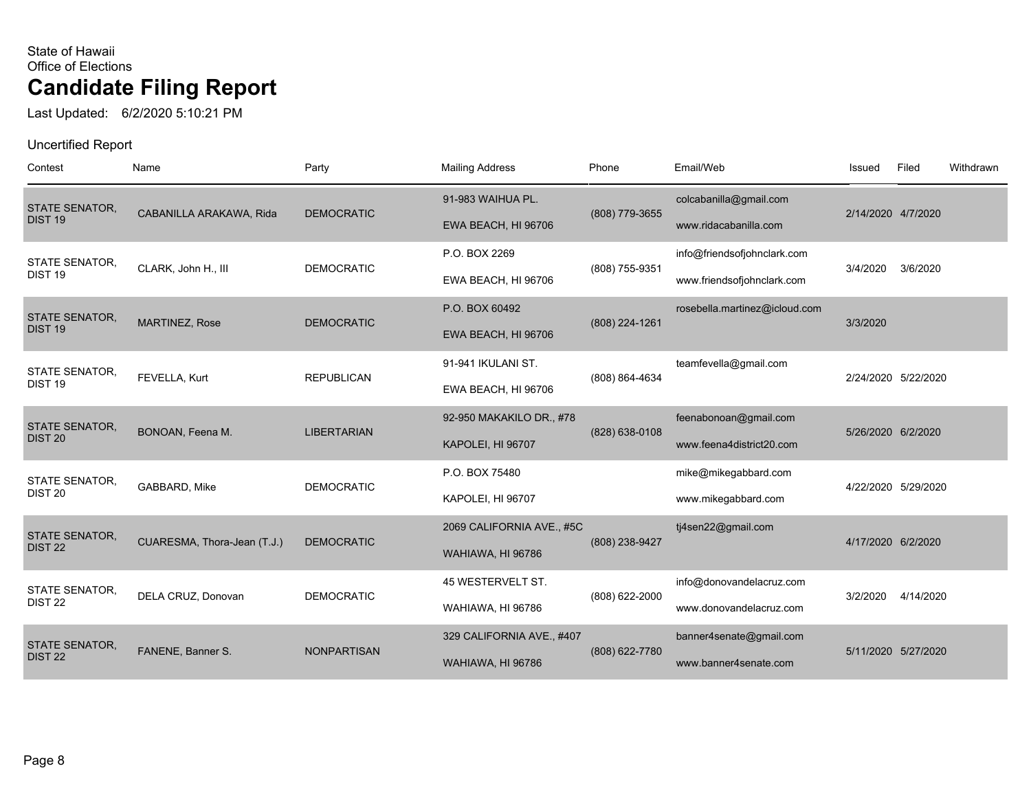State of Hawaii
Office of Elections

# Candidate Filing Report

Last Updated: 6/2/2020 5:10:21 PM

Uncertified Report

| Contest | Name | Party | Mailing Address | Phone | Email/Web | Issued | Filed | Withdrawn |
|---|---|---|---|---|---|---|---|---|
| STATE SENATOR, DIST 19 | CABANILLA ARAKAWA, Rida | DEMOCRATIC | 91-983 WAIHUA PL. EWA BEACH, HI 96706 | (808) 779-3655 | colcabanilla@gmail.com www.ridacabanilla.com | 2/14/2020 | 4/7/2020 | |
| STATE SENATOR, DIST 19 | CLARK, John H., III | DEMOCRATIC | P.O. BOX 2269 EWA BEACH, HI 96706 | (808) 755-9351 | info@friendsofjohnclark.com www.friendsofjohnclark.com | 3/4/2020 | 3/6/2020 | |
| STATE SENATOR, DIST 19 | MARTINEZ, Rose | DEMOCRATIC | P.O. BOX 60492 EWA BEACH, HI 96706 | (808) 224-1261 | rosebella.martinez@icloud.com | 3/3/2020 | | |
| STATE SENATOR, DIST 19 | FEVELLA, Kurt | REPUBLICAN | 91-941 IKULANI ST. EWA BEACH, HI 96706 | (808) 864-4634 | teamfevella@gmail.com | 2/24/2020 | 5/22/2020 | |
| STATE SENATOR, DIST 20 | BONOAN, Feena M. | LIBERTARIAN | 92-950 MAKAKILO DR., #78 KAPOLEI, HI 96707 | (828) 638-0108 | feenabonoan@gmail.com www.feena4district20.com | 5/26/2020 | 6/2/2020 | |
| STATE SENATOR, DIST 20 | GABBARD, Mike | DEMOCRATIC | P.O. BOX 75480 KAPOLEI, HI 96707 | | mike@mikegabbard.com www.mikegabbard.com | 4/22/2020 | 5/29/2020 | |
| STATE SENATOR, DIST 22 | CUARESMA, Thora-Jean (T.J.) | DEMOCRATIC | 2069 CALIFORNIA AVE., #5C WAHIAWA, HI 96786 | (808) 238-9427 | tj4sen22@gmail.com | 4/17/2020 | 6/2/2020 | |
| STATE SENATOR, DIST 22 | DELA CRUZ, Donovan | DEMOCRATIC | 45 WESTERVELT ST. WAHIAWA, HI 96786 | (808) 622-2000 | info@donovandelacruz.com www.donovandelacruz.com | 3/2/2020 | 4/14/2020 | |
| STATE SENATOR, DIST 22 | FANENE, Banner S. | NONPARTISAN | 329 CALIFORNIA AVE., #407 WAHIAWA, HI 96786 | (808) 622-7780 | banner4senate@gmail.com www.banner4senate.com | 5/11/2020 | 5/27/2020 | |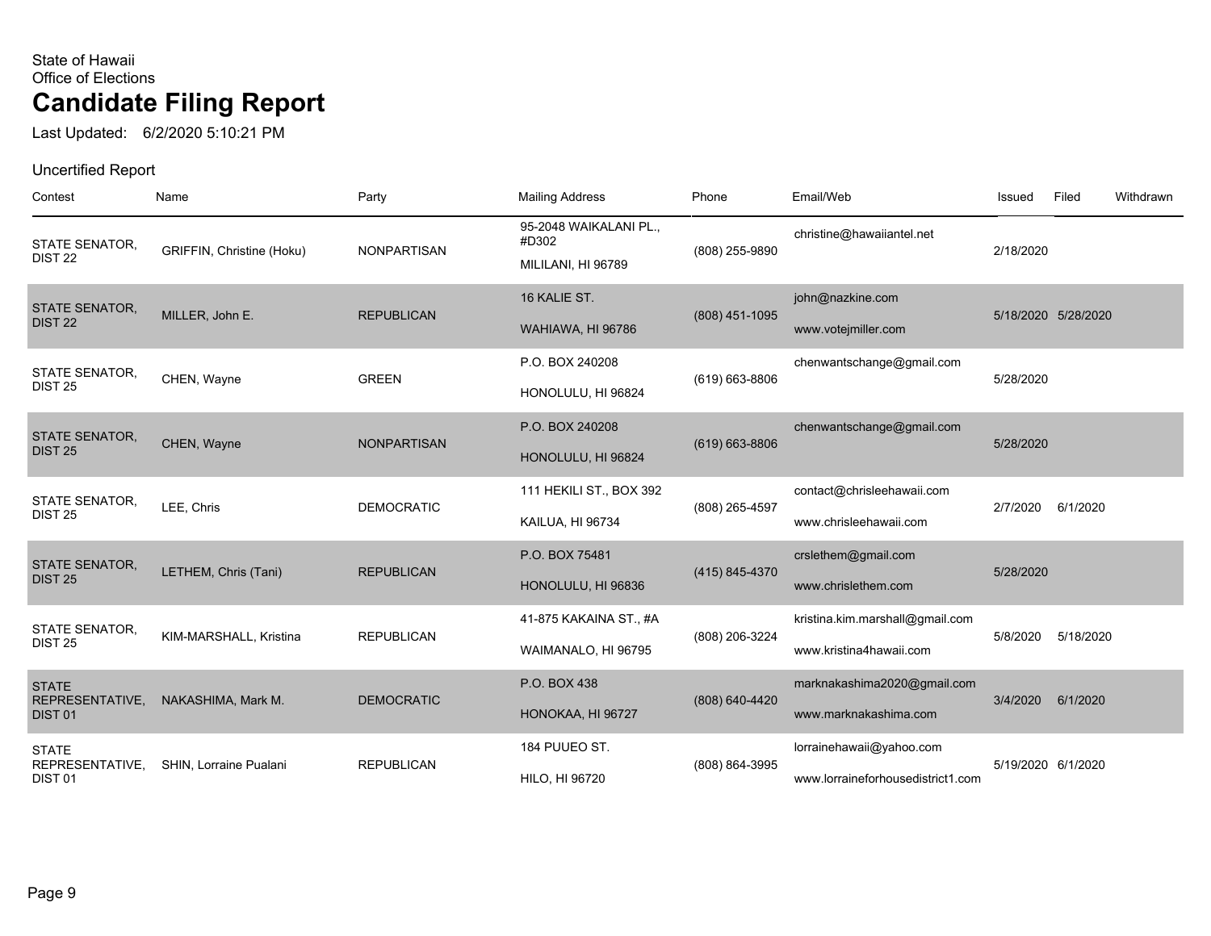State of Hawaii
Office of Elections

# Candidate Filing Report

Last Updated: 6/2/2020 5:10:21 PM

Uncertified Report

| Contest | Name | Party | Mailing Address | Phone | Email/Web | Issued | Filed | Withdrawn |
|---|---|---|---|---|---|---|---|---|
| STATE SENATOR, DIST 22 | GRIFFIN, Christine (Hoku) | NONPARTISAN | 95-2048 WAIKALANI PL., #D302 MILILANI, HI 96789 | (808) 255-9890 | christine@hawaiiantel.net | 2/18/2020 | | |
| STATE SENATOR, DIST 22 | MILLER, John E. | REPUBLICAN | 16 KALIE ST. WAHIAWA, HI 96786 | (808) 451-1095 | john@nazkine.com www.votejmiller.com | 5/18/2020 | 5/28/2020 | |
| STATE SENATOR, DIST 25 | CHEN, Wayne | GREEN | P.O. BOX 240208 HONOLULU, HI 96824 | (619) 663-8806 | chenwantschange@gmail.com | 5/28/2020 | | |
| STATE SENATOR, DIST 25 | CHEN, Wayne | NONPARTISAN | P.O. BOX 240208 HONOLULU, HI 96824 | (619) 663-8806 | chenwantschange@gmail.com | 5/28/2020 | | |
| STATE SENATOR, DIST 25 | LEE, Chris | DEMOCRATIC | 111 HEKILI ST., BOX 392 KAILUA, HI 96734 | (808) 265-4597 | contact@chrisleehawaii.com www.chrisleehawaii.com | 2/7/2020 | 6/1/2020 | |
| STATE SENATOR, DIST 25 | LETHEM, Chris (Tani) | REPUBLICAN | P.O. BOX 75481 HONOLULU, HI 96836 | (415) 845-4370 | crslethem@gmail.com www.chrislethem.com | 5/28/2020 | | |
| STATE SENATOR, DIST 25 | KIM-MARSHALL, Kristina | REPUBLICAN | 41-875 KAKAINA ST., #A WAIMANALO, HI 96795 | (808) 206-3224 | kristina.kim.marshall@gmail.com www.kristina4hawaii.com | 5/8/2020 | 5/18/2020 | |
| STATE REPRESENTATIVE, DIST 01 | NAKASHIMA, Mark M. | DEMOCRATIC | P.O. BOX 438 HONOKAA, HI 96727 | (808) 640-4420 | marknakashima2020@gmail.com www.marknakashima.com | 3/4/2020 | 6/1/2020 | |
| STATE REPRESENTATIVE, DIST 01 | SHIN, Lorraine Pualani | REPUBLICAN | 184 PUUEO ST. HILO, HI 96720 | (808) 864-3995 | lorrainehawaii@yahoo.com www.lorraineforhousedistrict1.com | 5/19/2020 | 6/1/2020 | |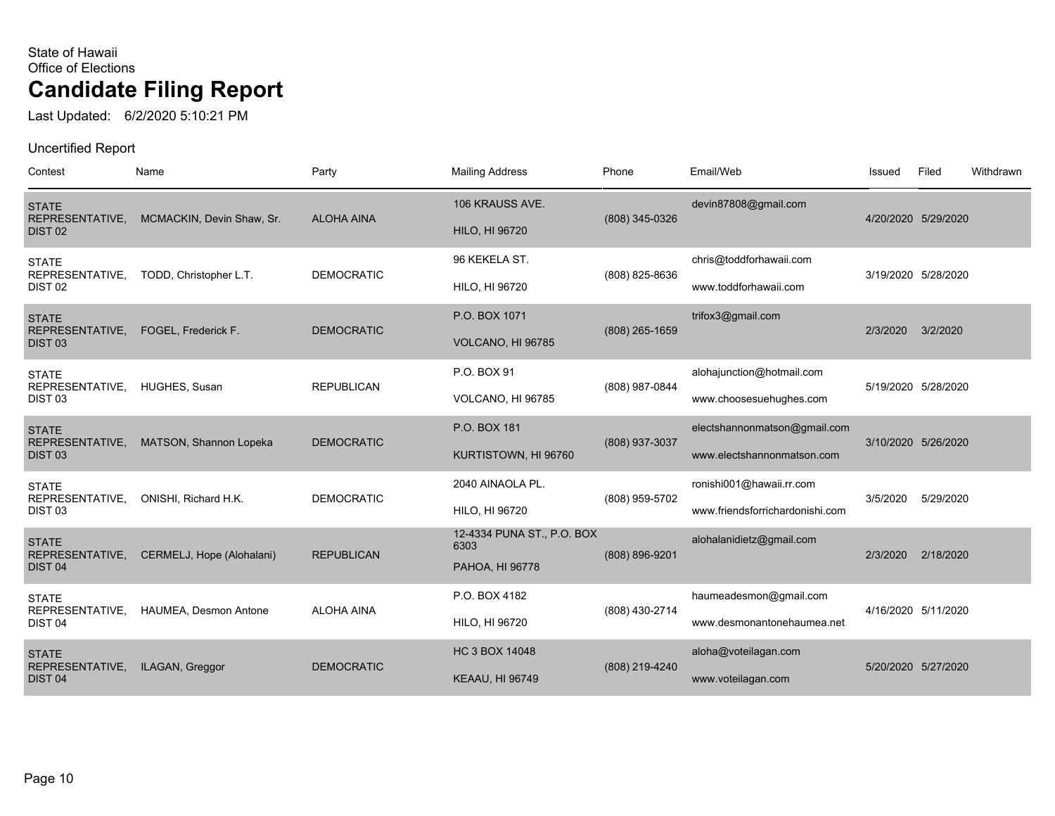State of Hawaii
Office of Elections

# Candidate Filing Report

Last Updated: 6/2/2020 5:10:21 PM

Uncertified Report

| Contest | Name | Party | Mailing Address | Phone | Email/Web | Issued | Filed | Withdrawn |
|---|---|---|---|---|---|---|---|---|
| STATE REPRESENTATIVE, DIST 02 | MCMACKIN, Devin Shaw, Sr. | ALOHA AINA | 106 KRAUSS AVE. HILO, HI 96720 | (808) 345-0326 | devin87808@gmail.com | 4/20/2020 | 5/29/2020 | |
| STATE REPRESENTATIVE, DIST 02 | TODD, Christopher L.T. | DEMOCRATIC | 96 KEKELA ST. HILO, HI 96720 | (808) 825-8636 | chris@toddforhawaii.com www.toddforhawaii.com | 3/19/2020 | 5/28/2020 | |
| STATE REPRESENTATIVE, DIST 03 | FOGEL, Frederick F. | DEMOCRATIC | P.O. BOX 1071 VOLCANO, HI 96785 | (808) 265-1659 | trifox3@gmail.com | 2/3/2020 | 3/2/2020 | |
| STATE REPRESENTATIVE, DIST 03 | HUGHES, Susan | REPUBLICAN | P.O. BOX 91 VOLCANO, HI 96785 | (808) 987-0844 | alohajunction@hotmail.com www.choosesuehughes.com | 5/19/2020 | 5/28/2020 | |
| STATE REPRESENTATIVE, DIST 03 | MATSON, Shannon Lopeka | DEMOCRATIC | P.O. BOX 181 KURTISTOWN, HI 96760 | (808) 937-3037 | electshannonmatson@gmail.com www.electshannonmatson.com | 3/10/2020 | 5/26/2020 | |
| STATE REPRESENTATIVE, DIST 03 | ONISHI, Richard H.K. | DEMOCRATIC | 2040 AINAOLA PL. HILO, HI 96720 | (808) 959-5702 | ronishi001@hawaii.rr.com www.friendsforrichardonishi.com | 3/5/2020 | 5/29/2020 | |
| STATE REPRESENTATIVE, DIST 04 | CERMELJ, Hope (Alohalani) | REPUBLICAN | 12-4334 PUNA ST., P.O. BOX 6303 PAHOA, HI 96778 | (808) 896-9201 | alohalanidietz@gmail.com | 2/3/2020 | 2/18/2020 | |
| STATE REPRESENTATIVE, DIST 04 | HAUMEA, Desmon Antone | ALOHA AINA | P.O. BOX 4182 HILO, HI 96720 | (808) 430-2714 | haumeadesmon@gmail.com www.desmonantonehaumea.net | 4/16/2020 | 5/11/2020 | |
| STATE REPRESENTATIVE, DIST 04 | ILAGAN, Greggor | DEMOCRATIC | HC 3 BOX 14048 KEAAU, HI 96749 | (808) 219-4240 | aloha@voteilagan.com www.voteilagan.com | 5/20/2020 | 5/27/2020 | |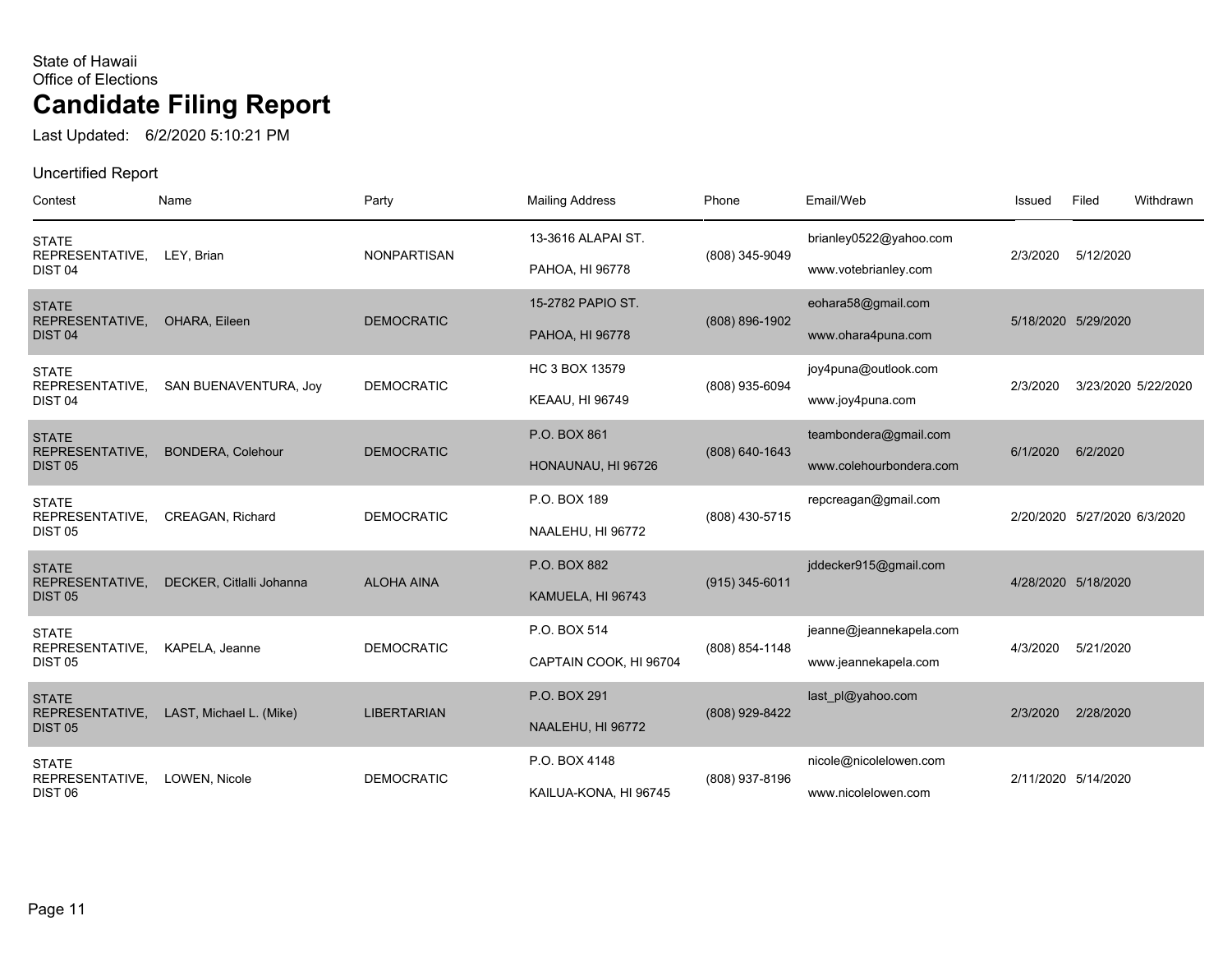State of Hawaii
Office of Elections

# Candidate Filing Report

Last Updated: 6/2/2020 5:10:21 PM

Uncertified Report

| Contest | Name | Party | Mailing Address | Phone | Email/Web | Issued | Filed | Withdrawn |
|---|---|---|---|---|---|---|---|---|
| STATE REPRESENTATIVE, DIST 04 | LEY, Brian | NONPARTISAN | 13-3616 ALAPAI ST. PAHOA, HI 96778 | (808) 345-9049 | brianley0522@yahoo.com www.votebrianley.com | 2/3/2020 | 5/12/2020 | |
| STATE REPRESENTATIVE, DIST 04 | OHARA, Eileen | DEMOCRATIC | 15-2782 PAPIO ST. PAHOA, HI 96778 | (808) 896-1902 | eohara58@gmail.com www.ohara4puna.com | 5/18/2020 | 5/29/2020 | |
| STATE REPRESENTATIVE, DIST 04 | SAN BUENAVENTURA, Joy | DEMOCRATIC | HC 3 BOX 13579 KEAAU, HI 96749 | (808) 935-6094 | joy4puna@outlook.com www.joy4puna.com | 2/3/2020 | 3/23/2020 | 5/22/2020 |
| STATE REPRESENTATIVE, DIST 05 | BONDERA, Colehour | DEMOCRATIC | P.O. BOX 861 HONAUNAU, HI 96726 | (808) 640-1643 | teambondera@gmail.com www.colehourbondera.com | 6/1/2020 | 6/2/2020 | |
| STATE REPRESENTATIVE, DIST 05 | CREAGAN, Richard | DEMOCRATIC | P.O. BOX 189 NAALEHU, HI 96772 | (808) 430-5715 | repcreagan@gmail.com | 2/20/2020 | 5/27/2020 | 6/3/2020 |
| STATE REPRESENTATIVE, DIST 05 | DECKER, Citlalli Johanna | ALOHA AINA | P.O. BOX 882 KAMUELA, HI 96743 | (915) 345-6011 | jddecker915@gmail.com | 4/28/2020 | 5/18/2020 | |
| STATE REPRESENTATIVE, DIST 05 | KAPELA, Jeanne | DEMOCRATIC | P.O. BOX 514 CAPTAIN COOK, HI 96704 | (808) 854-1148 | jeanne@jeannekapela.com www.jeannekapela.com | 4/3/2020 | 5/21/2020 | |
| STATE REPRESENTATIVE, DIST 05 | LAST, Michael L. (Mike) | LIBERTARIAN | P.O. BOX 291 NAALEHU, HI 96772 | (808) 929-8422 | last_pl@yahoo.com | 2/3/2020 | 2/28/2020 | |
| STATE REPRESENTATIVE, DIST 06 | LOWEN, Nicole | DEMOCRATIC | P.O. BOX 4148 KAILUA-KONA, HI 96745 | (808) 937-8196 | nicole@nicolelowen.com www.nicolelowen.com | 2/11/2020 | 5/14/2020 | |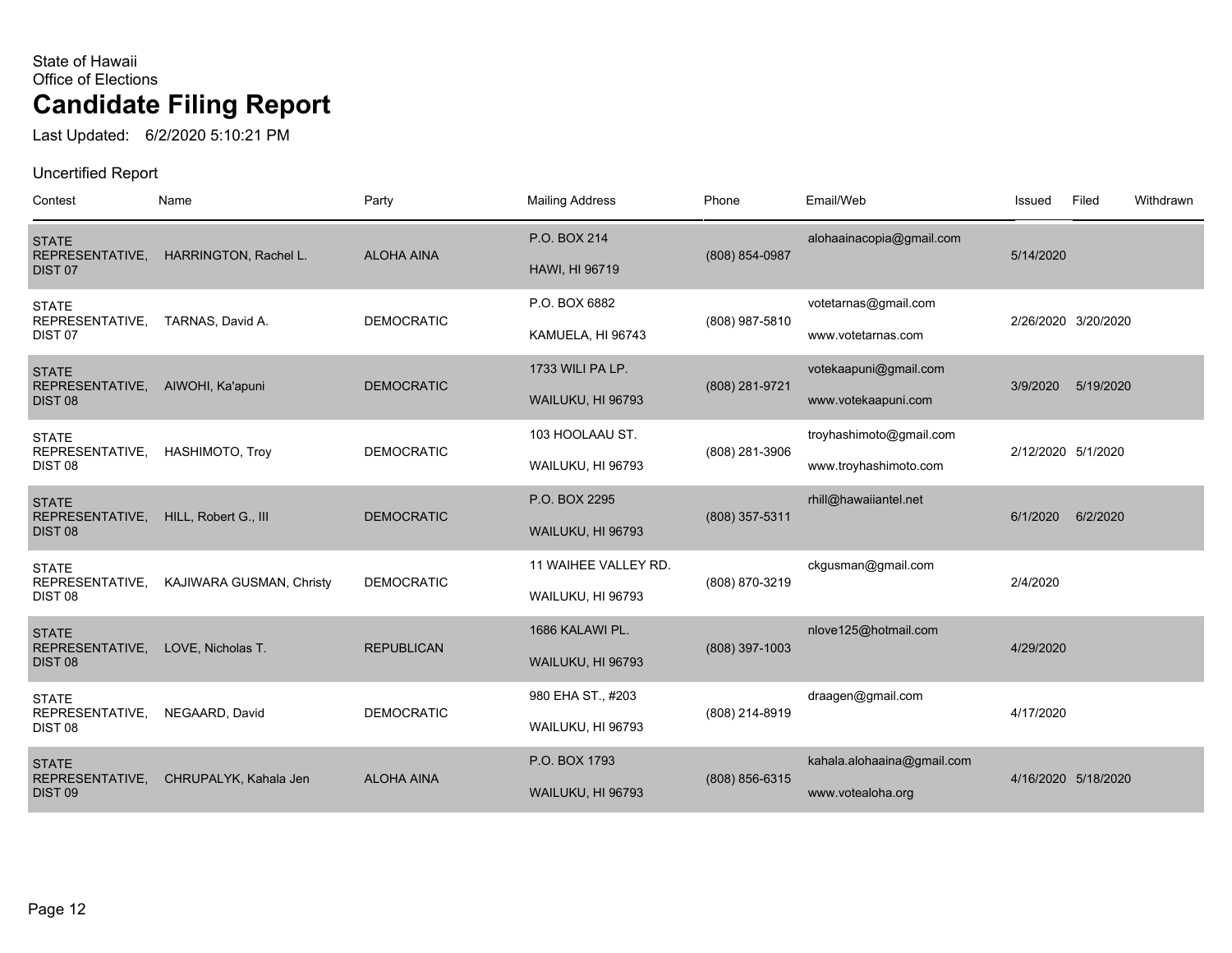State of Hawaii
Office of Elections

# Candidate Filing Report

Last Updated: 6/2/2020 5:10:21 PM

Uncertified Report

| Contest | Name | Party | Mailing Address | Phone | Email/Web | Issued | Filed | Withdrawn |
|---|---|---|---|---|---|---|---|---|
| STATE REPRESENTATIVE, DIST 07 | HARRINGTON, Rachel L. | ALOHA AINA | P.O. BOX 214<br>HAWI, HI 96719 | (808) 854-0987 | alohaainacopia@gmail.com | 5/14/2020 | | |
| STATE REPRESENTATIVE, DIST 07 | TARNAS, David A. | DEMOCRATIC | P.O. BOX 6882<br>KAMUELA, HI 96743 | (808) 987-5810 | votetarnas@gmail.com<br>www.votetarnas.com | 2/26/2020 | 3/20/2020 | |
| STATE REPRESENTATIVE, DIST 08 | AIWOHI, Ka'apuni | DEMOCRATIC | 1733 WILI PA LP.<br>WAILUKU, HI 96793 | (808) 281-9721 | votekaapuni@gmail.com<br>www.votekaapuni.com | 3/9/2020 | 5/19/2020 | |
| STATE REPRESENTATIVE, DIST 08 | HASHIMOTO, Troy | DEMOCRATIC | 103 HOOLAAU ST.<br>WAILUKU, HI 96793 | (808) 281-3906 | troyhashimoto@gmail.com<br>www.troyhashimoto.com | 2/12/2020 | 5/1/2020 | |
| STATE REPRESENTATIVE, DIST 08 | HILL, Robert G., III | DEMOCRATIC | P.O. BOX 2295<br>WAILUKU, HI 96793 | (808) 357-5311 | rhill@hawaiiantel.net | 6/1/2020 | 6/2/2020 | |
| STATE REPRESENTATIVE, DIST 08 | KAJIWARA GUSMAN, Christy | DEMOCRATIC | 11 WAIHEE VALLEY RD.<br>WAILUKU, HI 96793 | (808) 870-3219 | ckgusman@gmail.com | 2/4/2020 | | |
| STATE REPRESENTATIVE, DIST 08 | LOVE, Nicholas T. | REPUBLICAN | 1686 KALAWI PL.<br>WAILUKU, HI 96793 | (808) 397-1003 | nlove125@hotmail.com | 4/29/2020 | | |
| STATE REPRESENTATIVE, DIST 08 | NEGAARD, David | DEMOCRATIC | 980 EHA ST., #203<br>WAILUKU, HI 96793 | (808) 214-8919 | draagen@gmail.com | 4/17/2020 | | |
| STATE REPRESENTATIVE, DIST 09 | CHRUPALYK, Kahala Jen | ALOHA AINA | P.O. BOX 1793<br>WAILUKU, HI 96793 | (808) 856-6315 | kahala.alohaaina@gmail.com<br>www.votealoha.org | 4/16/2020 | 5/18/2020 | |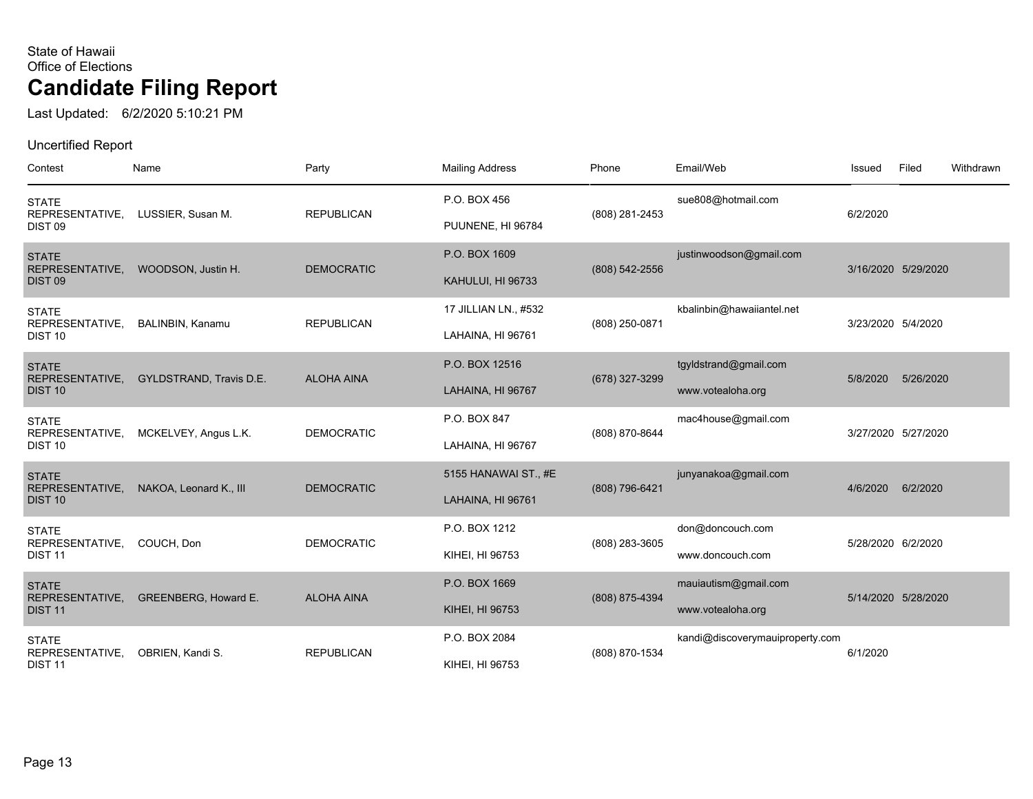State of Hawaii
Office of Elections

# Candidate Filing Report

Last Updated: 6/2/2020 5:10:21 PM

Uncertified Report

| Contest | Name | Party | Mailing Address | Phone | Email/Web | Issued | Filed | Withdrawn |
|---|---|---|---|---|---|---|---|---|
| STATE REPRESENTATIVE, DIST 09 | LUSSIER, Susan M. | REPUBLICAN | P.O. BOX 456 PUUNENE, HI 96784 | (808) 281-2453 | sue808@hotmail.com | 6/2/2020 | | |
| STATE REPRESENTATIVE, DIST 09 | WOODSON, Justin H. | DEMOCRATIC | P.O. BOX 1609 KAHULUI, HI 96733 | (808) 542-2556 | justinwoodson@gmail.com | 3/16/2020 | 5/29/2020 | |
| STATE REPRESENTATIVE, DIST 10 | BALINBIN, Kanamu | REPUBLICAN | 17 JILLIAN LN., #532 LAHAINA, HI 96761 | (808) 250-0871 | kbalinbin@hawaiiantel.net | 3/23/2020 | 5/4/2020 | |
| STATE REPRESENTATIVE, DIST 10 | GYLDSTRAND, Travis D.E. | ALOHA AINA | P.O. BOX 12516 LAHAINA, HI 96767 | (678) 327-3299 | tgyldstrand@gmail.com www.votealoha.org | 5/8/2020 | 5/26/2020 | |
| STATE REPRESENTATIVE, DIST 10 | MCKELVEY, Angus L.K. | DEMOCRATIC | P.O. BOX 847 LAHAINA, HI 96767 | (808) 870-8644 | mac4house@gmail.com | 3/27/2020 | 5/27/2020 | |
| STATE REPRESENTATIVE, DIST 10 | NAKOA, Leonard K., III | DEMOCRATIC | 5155 HANAWAI ST., #E LAHAINA, HI 96761 | (808) 796-6421 | junyanakoa@gmail.com | 4/6/2020 | 6/2/2020 | |
| STATE REPRESENTATIVE, DIST 11 | COUCH, Don | DEMOCRATIC | P.O. BOX 1212 KIHEI, HI 96753 | (808) 283-3605 | don@doncouch.com www.doncouch.com | 5/28/2020 | 6/2/2020 | |
| STATE REPRESENTATIVE, DIST 11 | GREENBERG, Howard E. | ALOHA AINA | P.O. BOX 1669 KIHEI, HI 96753 | (808) 875-4394 | mauiautism@gmail.com www.votealoha.org | 5/14/2020 | 5/28/2020 | |
| STATE REPRESENTATIVE, DIST 11 | OBRIEN, Kandi S. | REPUBLICAN | P.O. BOX 2084 KIHEI, HI 96753 | (808) 870-1534 | kandi@discoverymauiproperty.com | 6/1/2020 | | |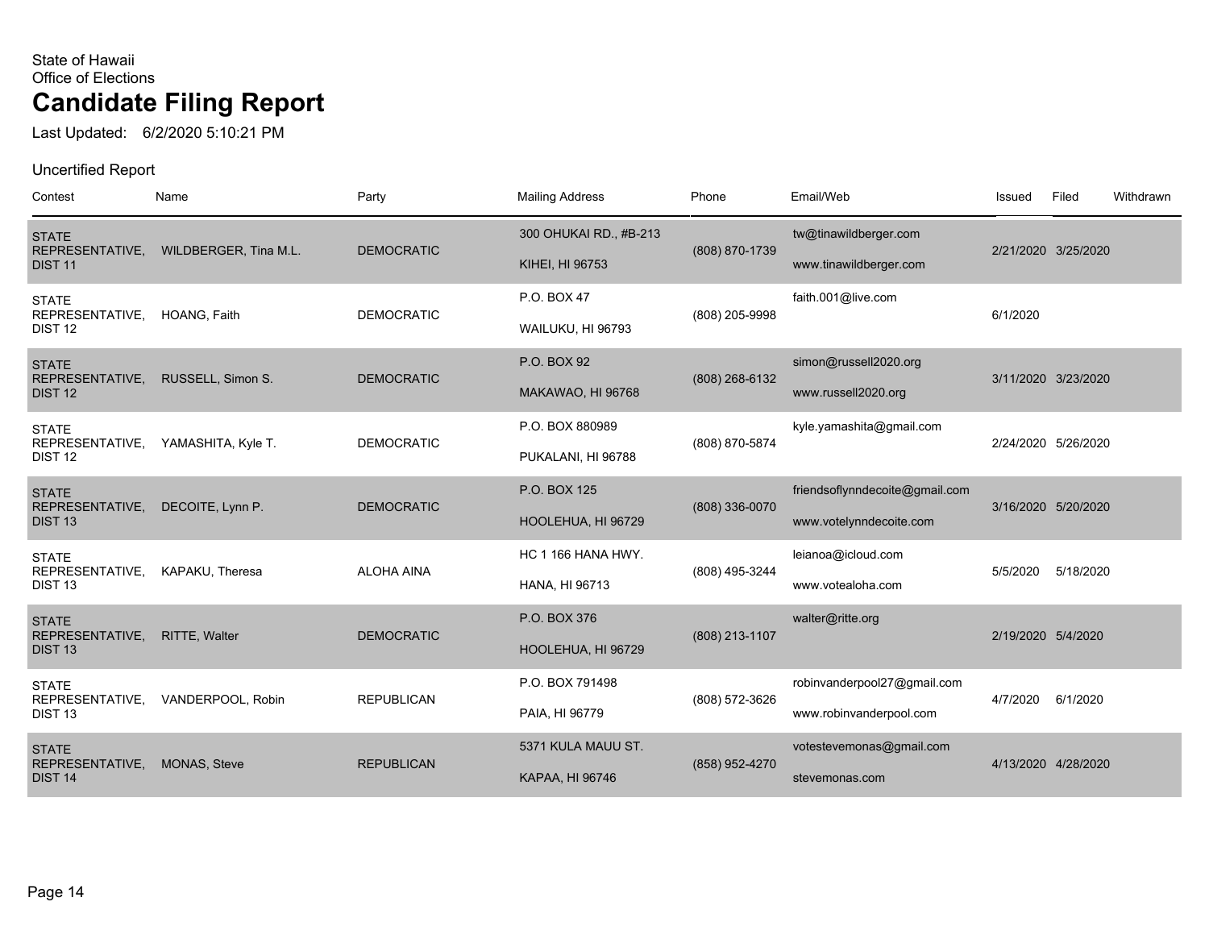State of Hawaii
Office of Elections

# Candidate Filing Report

Last Updated: 6/2/2020 5:10:21 PM

Uncertified Report

| Contest | Name | Party | Mailing Address | Phone | Email/Web | Issued | Filed | Withdrawn |
|---|---|---|---|---|---|---|---|---|
| STATE REPRESENTATIVE, DIST 11 | WILDBERGER, Tina M.L. | DEMOCRATIC | 300 OHUKAI RD., #B-213<br>KIHEI, HI 96753 | (808) 870-1739 | tw@tinawildberger.com<br>www.tinawildberger.com | 2/21/2020 | 3/25/2020 | |
| STATE REPRESENTATIVE, DIST 12 | HOANG, Faith | DEMOCRATIC | P.O. BOX 47<br>WAILUKU, HI 96793 | (808) 205-9998 | faith.001@live.com | 6/1/2020 | | |
| STATE REPRESENTATIVE, DIST 12 | RUSSELL, Simon S. | DEMOCRATIC | P.O. BOX 92<br>MAKAWAO, HI 96768 | (808) 268-6132 | simon@russell2020.org<br>www.russell2020.org | 3/11/2020 | 3/23/2020 | |
| STATE REPRESENTATIVE, DIST 12 | YAMASHITA, Kyle T. | DEMOCRATIC | P.O. BOX 880989<br>PUKALANI, HI 96788 | (808) 870-5874 | kyle.yamashita@gmail.com | 2/24/2020 | 5/26/2020 | |
| STATE REPRESENTATIVE, DIST 13 | DECOITE, Lynn P. | DEMOCRATIC | P.O. BOX 125<br>HOOLEHUA, HI 96729 | (808) 336-0070 | friendsoflynndecoite@gmail.com<br>www.votelynndecoite.com | 3/16/2020 | 5/20/2020 | |
| STATE REPRESENTATIVE, DIST 13 | KAPAKU, Theresa | ALOHA AINA | HC 1 166 HANA HWY.<br>HANA, HI 96713 | (808) 495-3244 | leianoa@icloud.com<br>www.votealoha.com | 5/5/2020 | 5/18/2020 | |
| STATE REPRESENTATIVE, DIST 13 | RITTE, Walter | DEMOCRATIC | P.O. BOX 376<br>HOOLEHUA, HI 96729 | (808) 213-1107 | walter@ritte.org | 2/19/2020 | 5/4/2020 | |
| STATE REPRESENTATIVE, DIST 13 | VANDERPOOL, Robin | REPUBLICAN | P.O. BOX 791498<br>PAIA, HI 96779 | (808) 572-3626 | robinvanderpool27@gmail.com<br>www.robinvanderpool.com | 4/7/2020 | 6/1/2020 | |
| STATE REPRESENTATIVE, DIST 14 | MONAS, Steve | REPUBLICAN | 5371 KULA MAUU ST.<br>KAPAA, HI 96746 | (858) 952-4270 | votestevemonas@gmail.com<br>stevemonas.com | 4/13/2020 | 4/28/2020 | |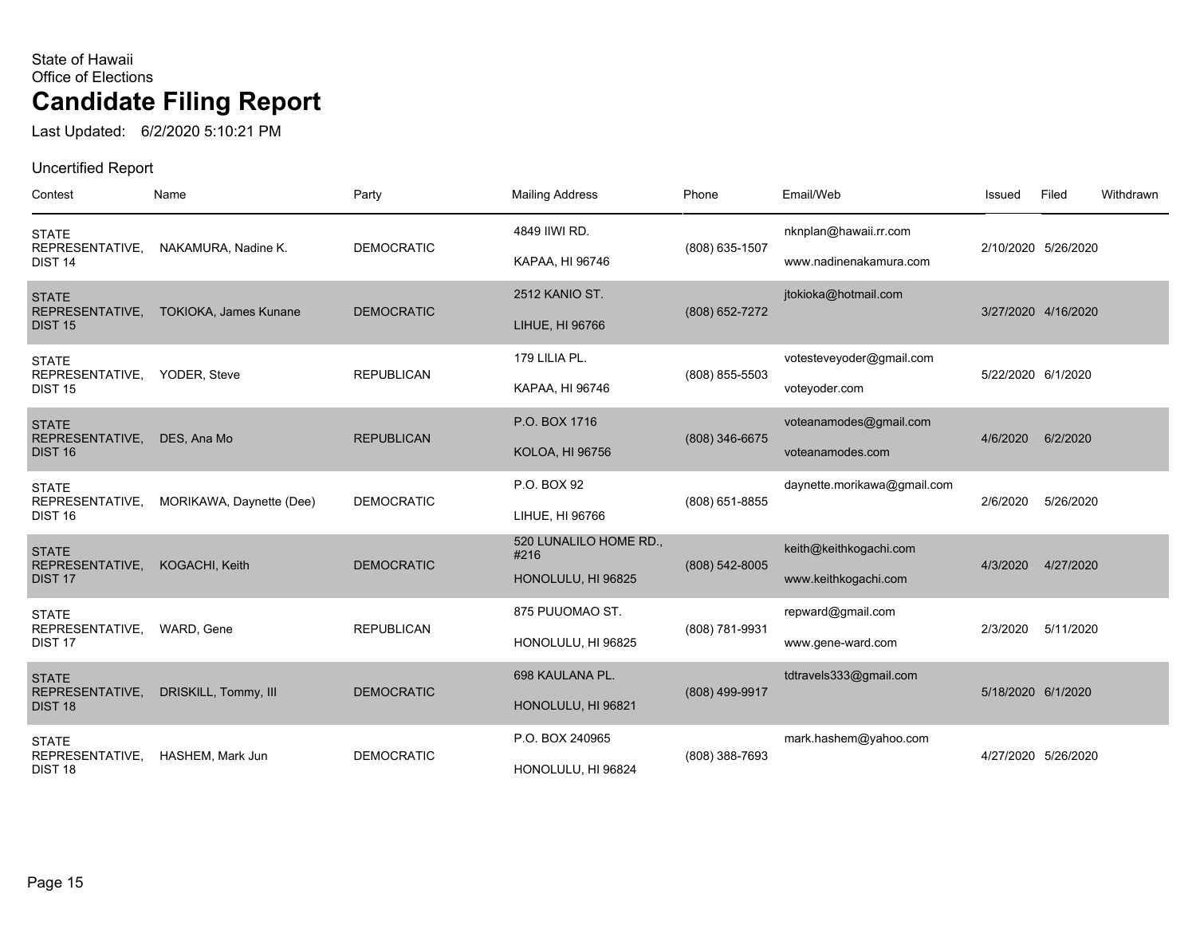State of Hawaii
Office of Elections

# Candidate Filing Report

Last Updated: 6/2/2020 5:10:21 PM

Uncertified Report

| Contest | Name | Party | Mailing Address | Phone | Email/Web | Issued | Filed | Withdrawn |
|---|---|---|---|---|---|---|---|---|
| STATE REPRESENTATIVE, DIST 14 | NAKAMURA, Nadine K. | DEMOCRATIC | 4849 IIWI RD. KAPAA, HI 96746 | (808) 635-1507 | nknplan@hawaii.rr.com www.nadinenakamura.com | 2/10/2020 | 5/26/2020 | |
| STATE REPRESENTATIVE, DIST 15 | TOKIOKA, James Kunane | DEMOCRATIC | 2512 KANIO ST. LIHUE, HI 96766 | (808) 652-7272 | jtokioka@hotmail.com | 3/27/2020 | 4/16/2020 | |
| STATE REPRESENTATIVE, DIST 15 | YODER, Steve | REPUBLICAN | 179 LILIA PL. KAPAA, HI 96746 | (808) 855-5503 | votesteveyoder@gmail.com voteyoder.com | 5/22/2020 | 6/1/2020 | |
| STATE REPRESENTATIVE, DIST 16 | DES, Ana Mo | REPUBLICAN | P.O. BOX 1716 KOLOA, HI 96756 | (808) 346-6675 | voteanamodes@gmail.com voteanamodes.com | 4/6/2020 | 6/2/2020 | |
| STATE REPRESENTATIVE, DIST 16 | MORIKAWA, Daynette (Dee) | DEMOCRATIC | P.O. BOX 92 LIHUE, HI 96766 | (808) 651-8855 | daynette.morikawa@gmail.com | 2/6/2020 | 5/26/2020 | |
| STATE REPRESENTATIVE, DIST 17 | KOGACHI, Keith | DEMOCRATIC | 520 LUNALILO HOME RD., #216 HONOLULU, HI 96825 | (808) 542-8005 | keith@keithkogachi.com www.keithkogachi.com | 4/3/2020 | 4/27/2020 | |
| STATE REPRESENTATIVE, DIST 17 | WARD, Gene | REPUBLICAN | 875 PUUOMAO ST. HONOLULU, HI 96825 | (808) 781-9931 | repward@gmail.com www.gene-ward.com | 2/3/2020 | 5/11/2020 | |
| STATE REPRESENTATIVE, DIST 18 | DRISKILL, Tommy, III | DEMOCRATIC | 698 KAULANA PL. HONOLULU, HI 96821 | (808) 499-9917 | tdtravels333@gmail.com | 5/18/2020 | 6/1/2020 | |
| STATE REPRESENTATIVE, DIST 18 | HASHEM, Mark Jun | DEMOCRATIC | P.O. BOX 240965 HONOLULU, HI 96824 | (808) 388-7693 | mark.hashem@yahoo.com | 4/27/2020 | 5/26/2020 | |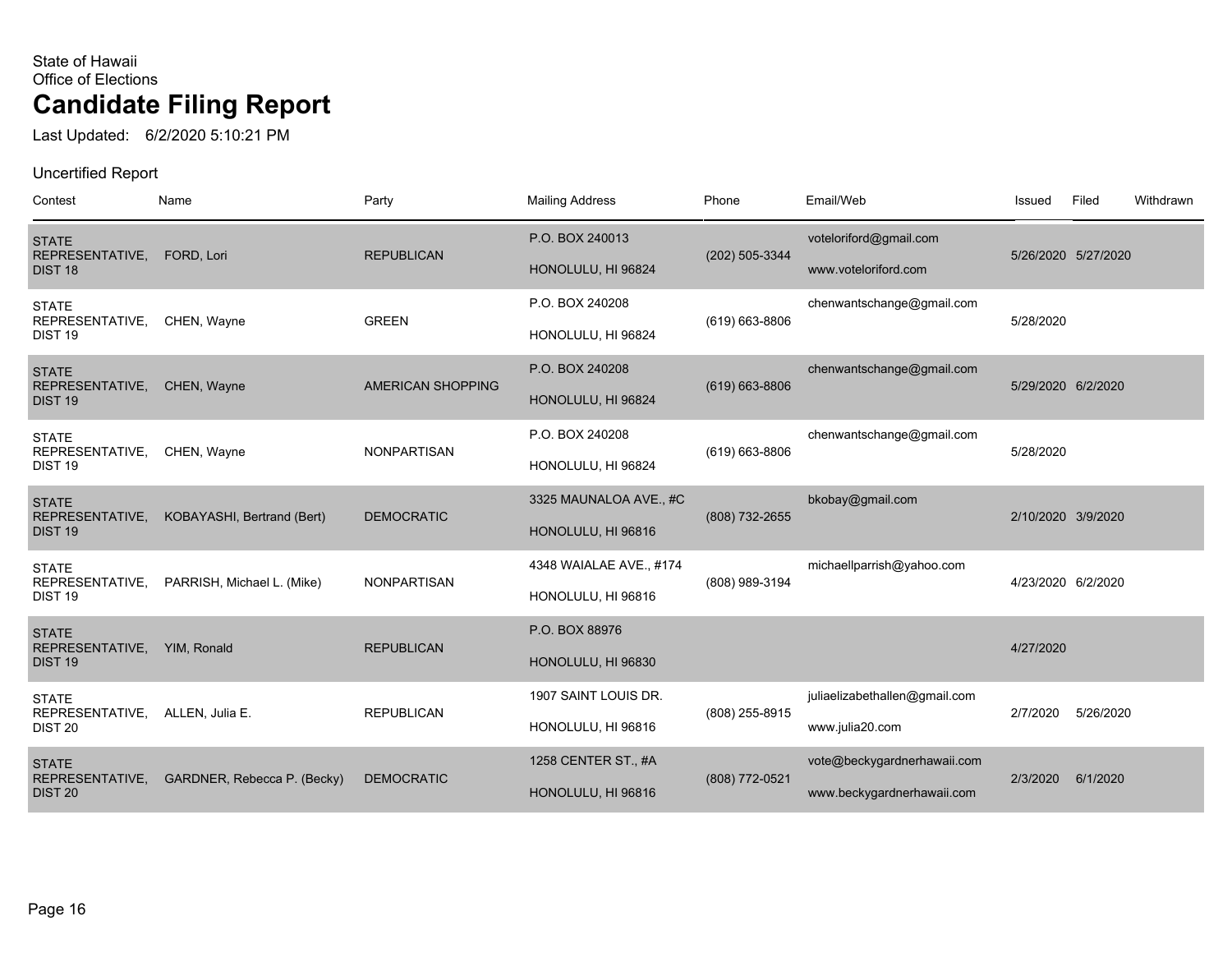State of Hawaii
Office of Elections

# Candidate Filing Report

Last Updated: 6/2/2020 5:10:21 PM

Uncertified Report

| Contest | Name | Party | Mailing Address | Phone | Email/Web | Issued | Filed | Withdrawn |
|---|---|---|---|---|---|---|---|---|
| STATE REPRESENTATIVE, DIST 18 | FORD, Lori | REPUBLICAN | P.O. BOX 240013 HONOLULU, HI 96824 | (202) 505-3344 | voteloriford@gmail.com www.voteloriford.com | 5/26/2020 | 5/27/2020 | |
| STATE REPRESENTATIVE, DIST 19 | CHEN, Wayne | GREEN | P.O. BOX 240208 HONOLULU, HI 96824 | (619) 663-8806 | chenwantschange@gmail.com | 5/28/2020 | | |
| STATE REPRESENTATIVE, DIST 19 | CHEN, Wayne | AMERICAN SHOPPING | P.O. BOX 240208 HONOLULU, HI 96824 | (619) 663-8806 | chenwantschange@gmail.com | 5/29/2020 | 6/2/2020 | |
| STATE REPRESENTATIVE, DIST 19 | CHEN, Wayne | NONPARTISAN | P.O. BOX 240208 HONOLULU, HI 96824 | (619) 663-8806 | chenwantschange@gmail.com | 5/28/2020 | | |
| STATE REPRESENTATIVE, DIST 19 | KOBAYASHI, Bertrand (Bert) | DEMOCRATIC | 3325 MAUNALOA AVE., #C HONOLULU, HI 96816 | (808) 732-2655 | bkobay@gmail.com | 2/10/2020 | 3/9/2020 | |
| STATE REPRESENTATIVE, DIST 19 | PARRISH, Michael L. (Mike) | NONPARTISAN | 4348 WAIALAE AVE., #174 HONOLULU, HI 96816 | (808) 989-3194 | michaellparrish@yahoo.com | 4/23/2020 | 6/2/2020 | |
| STATE REPRESENTATIVE, DIST 19 | YIM, Ronald | REPUBLICAN | P.O. BOX 88976 HONOLULU, HI 96830 | | | 4/27/2020 | | |
| STATE REPRESENTATIVE, DIST 20 | ALLEN, Julia E. | REPUBLICAN | 1907 SAINT LOUIS DR. HONOLULU, HI 96816 | (808) 255-8915 | juliaelizabethallen@gmail.com www.julia20.com | 2/7/2020 | 5/26/2020 | |
| STATE REPRESENTATIVE, DIST 20 | GARDNER, Rebecca P. (Becky) | DEMOCRATIC | 1258 CENTER ST., #A HONOLULU, HI 96816 | (808) 772-0521 | vote@beckygardnerhawaii.com www.beckygardnerhawaii.com | 2/3/2020 | 6/1/2020 | |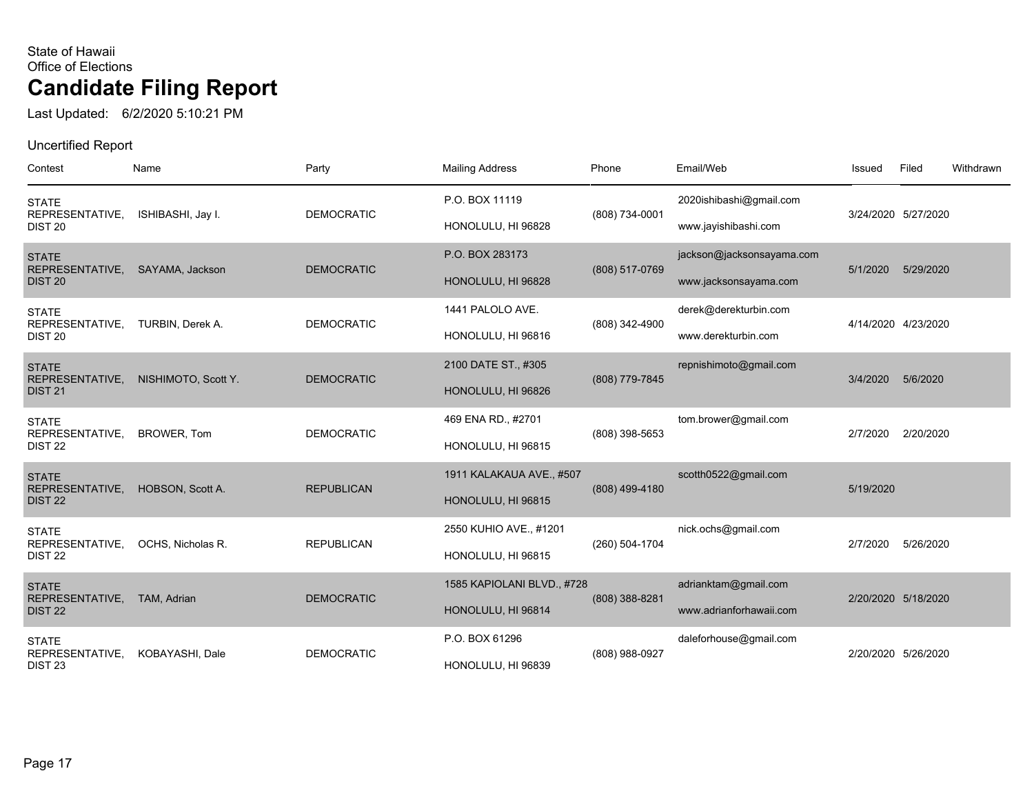State of Hawaii
Office of Elections

# Candidate Filing Report

Last Updated: 6/2/2020 5:10:21 PM

Uncertified Report

| Contest | Name | Party | Mailing Address | Phone | Email/Web | Issued | Filed | Withdrawn |
|---|---|---|---|---|---|---|---|---|
| STATE REPRESENTATIVE, DIST 20 | ISHIBASHI, Jay I. | DEMOCRATIC | P.O. BOX 11119<br>HONOLULU, HI 96828 | (808) 734-0001 | 2020ishibashi@gmail.com<br>www.jayishibashi.com | 3/24/2020 | 5/27/2020 | |
| STATE REPRESENTATIVE, DIST 20 | SAYAMA, Jackson | DEMOCRATIC | P.O. BOX 283173<br>HONOLULU, HI 96828 | (808) 517-0769 | jackson@jacksonsayama.com<br>www.jacksonsayama.com | 5/1/2020 | 5/29/2020 | |
| STATE REPRESENTATIVE, DIST 20 | TURBIN, Derek A. | DEMOCRATIC | 1441 PALOLO AVE.<br>HONOLULU, HI 96816 | (808) 342-4900 | derek@derekturbin.com<br>www.derekturbin.com | 4/14/2020 | 4/23/2020 | |
| STATE REPRESENTATIVE, DIST 21 | NISHIMOTO, Scott Y. | DEMOCRATIC | 2100 DATE ST., #305<br>HONOLULU, HI 96826 | (808) 779-7845 | repnishimoto@gmail.com | 3/4/2020 | 5/6/2020 | |
| STATE REPRESENTATIVE, DIST 22 | BROWER, Tom | DEMOCRATIC | 469 ENA RD., #2701<br>HONOLULU, HI 96815 | (808) 398-5653 | tom.brower@gmail.com | 2/7/2020 | 2/20/2020 | |
| STATE REPRESENTATIVE, DIST 22 | HOBSON, Scott A. | REPUBLICAN | 1911 KALAKAUA AVE., #507<br>HONOLULU, HI 96815 | (808) 499-4180 | scotth0522@gmail.com | 5/19/2020 | | |
| STATE REPRESENTATIVE, DIST 22 | OCHS, Nicholas R. | REPUBLICAN | 2550 KUHIO AVE., #1201<br>HONOLULU, HI 96815 | (260) 504-1704 | nick.ochs@gmail.com | 2/7/2020 | 5/26/2020 | |
| STATE REPRESENTATIVE, DIST 22 | TAM, Adrian | DEMOCRATIC | 1585 KAPIOLANI BLVD., #728<br>HONOLULU, HI 96814 | (808) 388-8281 | adrianktam@gmail.com<br>www.adrianforhawaii.com | 2/20/2020 | 5/18/2020 | |
| STATE REPRESENTATIVE, DIST 23 | KOBAYASHI, Dale | DEMOCRATIC | P.O. BOX 61296<br>HONOLULU, HI 96839 | (808) 988-0927 | daleforhouse@gmail.com | 2/20/2020 | 5/26/2020 | |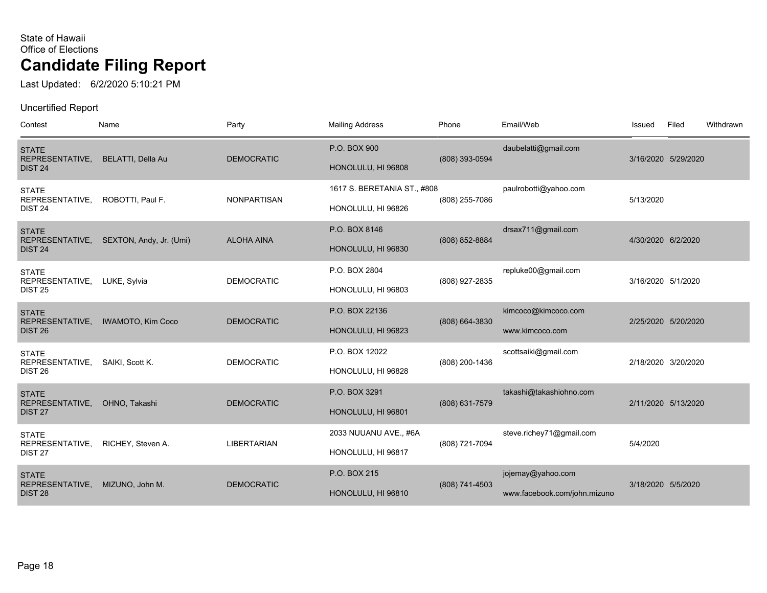State of Hawaii
Office of Elections

# Candidate Filing Report

Last Updated: 6/2/2020 5:10:21 PM

Uncertified Report

| Contest | Name | Party | Mailing Address | Phone | Email/Web | Issued | Filed | Withdrawn |
|---|---|---|---|---|---|---|---|---|
| STATE REPRESENTATIVE, DIST 24 | BELATTI, Della Au | DEMOCRATIC | P.O. BOX 900 HONOLULU, HI 96808 | (808) 393-0594 | daubelatti@gmail.com | 3/16/2020 | 5/29/2020 | |
| STATE REPRESENTATIVE, DIST 24 | ROBOTTI, Paul F. | NONPARTISAN | 1617 S. BERETANIA ST., #808 HONOLULU, HI 96826 | (808) 255-7086 | paulrobotti@yahoo.com | 5/13/2020 | | |
| STATE REPRESENTATIVE, DIST 24 | SEXTON, Andy, Jr. (Umi) | ALOHA AINA | P.O. BOX 8146 HONOLULU, HI 96830 | (808) 852-8884 | drsax711@gmail.com | 4/30/2020 | 6/2/2020 | |
| STATE REPRESENTATIVE, DIST 25 | LUKE, Sylvia | DEMOCRATIC | P.O. BOX 2804 HONOLULU, HI 96803 | (808) 927-2835 | repluke00@gmail.com | 3/16/2020 | 5/1/2020 | |
| STATE REPRESENTATIVE, DIST 26 | IWAMOTO, Kim Coco | DEMOCRATIC | P.O. BOX 22136 HONOLULU, HI 96823 | (808) 664-3830 | kimcoco@kimcoco.com www.kimcoco.com | 2/25/2020 | 5/20/2020 | |
| STATE REPRESENTATIVE, DIST 26 | SAIKI, Scott K. | DEMOCRATIC | P.O. BOX 12022 HONOLULU, HI 96828 | (808) 200-1436 | scottsaiki@gmail.com | 2/18/2020 | 3/20/2020 | |
| STATE REPRESENTATIVE, DIST 27 | OHNO, Takashi | DEMOCRATIC | P.O. BOX 3291 HONOLULU, HI 96801 | (808) 631-7579 | takashi@takashiohno.com | 2/11/2020 | 5/13/2020 | |
| STATE REPRESENTATIVE, DIST 27 | RICHEY, Steven A. | LIBERTARIAN | 2033 NUUANU AVE., #6A HONOLULU, HI 96817 | (808) 721-7094 | steve.richey71@gmail.com | 5/4/2020 | | |
| STATE REPRESENTATIVE, DIST 28 | MIZUNO, John M. | DEMOCRATIC | P.O. BOX 215 HONOLULU, HI 96810 | (808) 741-4503 | jojemay@yahoo.com www.facebook.com/john.mizuno | 3/18/2020 | 5/5/2020 | |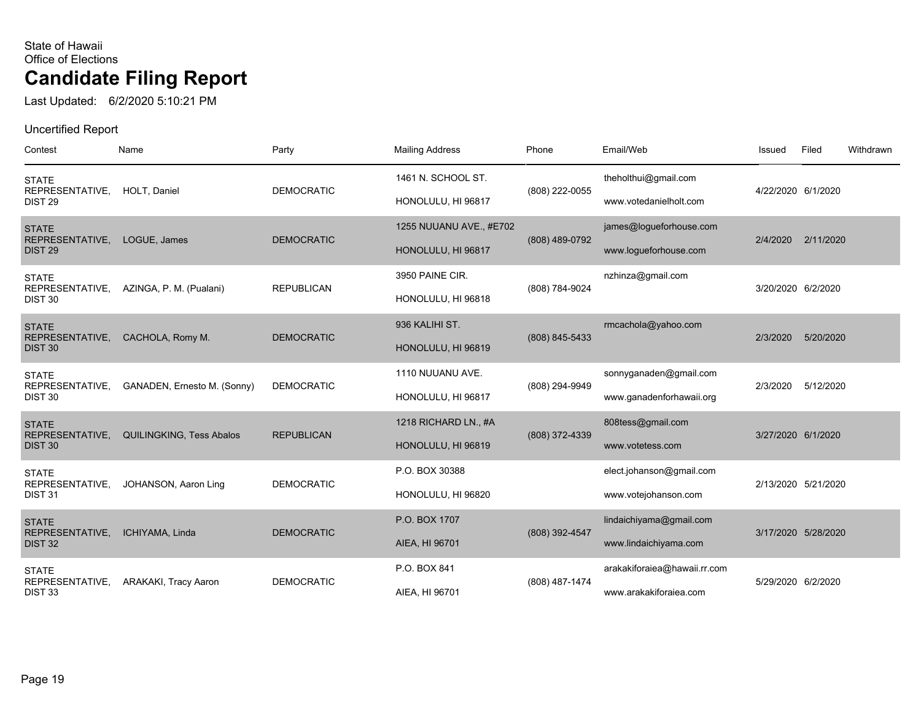State of Hawaii
Office of Elections

# Candidate Filing Report

Last Updated: 6/2/2020 5:10:21 PM

Uncertified Report

| Contest | Name | Party | Mailing Address | Phone | Email/Web | Issued | Filed | Withdrawn |
|---|---|---|---|---|---|---|---|---|
| STATE REPRESENTATIVE, DIST 29 | HOLT, Daniel | DEMOCRATIC | 1461 N. SCHOOL ST. HONOLULU, HI 96817 | (808) 222-0055 | theholthui@gmail.com www.votedanielholt.com | 4/22/2020 | 6/1/2020 | |
| STATE REPRESENTATIVE, DIST 29 | LOGUE, James | DEMOCRATIC | 1255 NUUANU AVE., #E702 HONOLULU, HI 96817 | (808) 489-0792 | james@logueforhouse.com www.logueforhouse.com | 2/4/2020 | 2/11/2020 | |
| STATE REPRESENTATIVE, DIST 30 | AZINGA, P. M. (Pualani) | REPUBLICAN | 3950 PAINE CIR. HONOLULU, HI 96818 | (808) 784-9024 | nzhinza@gmail.com | 3/20/2020 | 6/2/2020 | |
| STATE REPRESENTATIVE, DIST 30 | CACHOLA, Romy M. | DEMOCRATIC | 936 KALIHI ST. HONOLULU, HI 96819 | (808) 845-5433 | rmcachola@yahoo.com | 2/3/2020 | 5/20/2020 | |
| STATE REPRESENTATIVE, DIST 30 | GANADEN, Ernesto M. (Sonny) | DEMOCRATIC | 1110 NUUANU AVE. HONOLULU, HI 96817 | (808) 294-9949 | sonnyganaden@gmail.com www.ganadenforhawaii.org | 2/3/2020 | 5/12/2020 | |
| STATE REPRESENTATIVE, DIST 30 | QUILINGKING, Tess Abalos | REPUBLICAN | 1218 RICHARD LN., #A HONOLULU, HI 96819 | (808) 372-4339 | 808tess@gmail.com www.votetess.com | 3/27/2020 | 6/1/2020 | |
| STATE REPRESENTATIVE, DIST 31 | JOHANSON, Aaron Ling | DEMOCRATIC | P.O. BOX 30388 HONOLULU, HI 96820 | | elect.johanson@gmail.com www.votejohanson.com | 2/13/2020 | 5/21/2020 | |
| STATE REPRESENTATIVE, DIST 32 | ICHIYAMA, Linda | DEMOCRATIC | P.O. BOX 1707 AIEA, HI 96701 | (808) 392-4547 | lindaichiyama@gmail.com www.lindaichiyama.com | 3/17/2020 | 5/28/2020 | |
| STATE REPRESENTATIVE, DIST 33 | ARAKAKI, Tracy Aaron | DEMOCRATIC | P.O. BOX 841 AIEA, HI 96701 | (808) 487-1474 | arakakiforaiea@hawaii.rr.com www.arakakiforaiea.com | 5/29/2020 | 6/2/2020 | |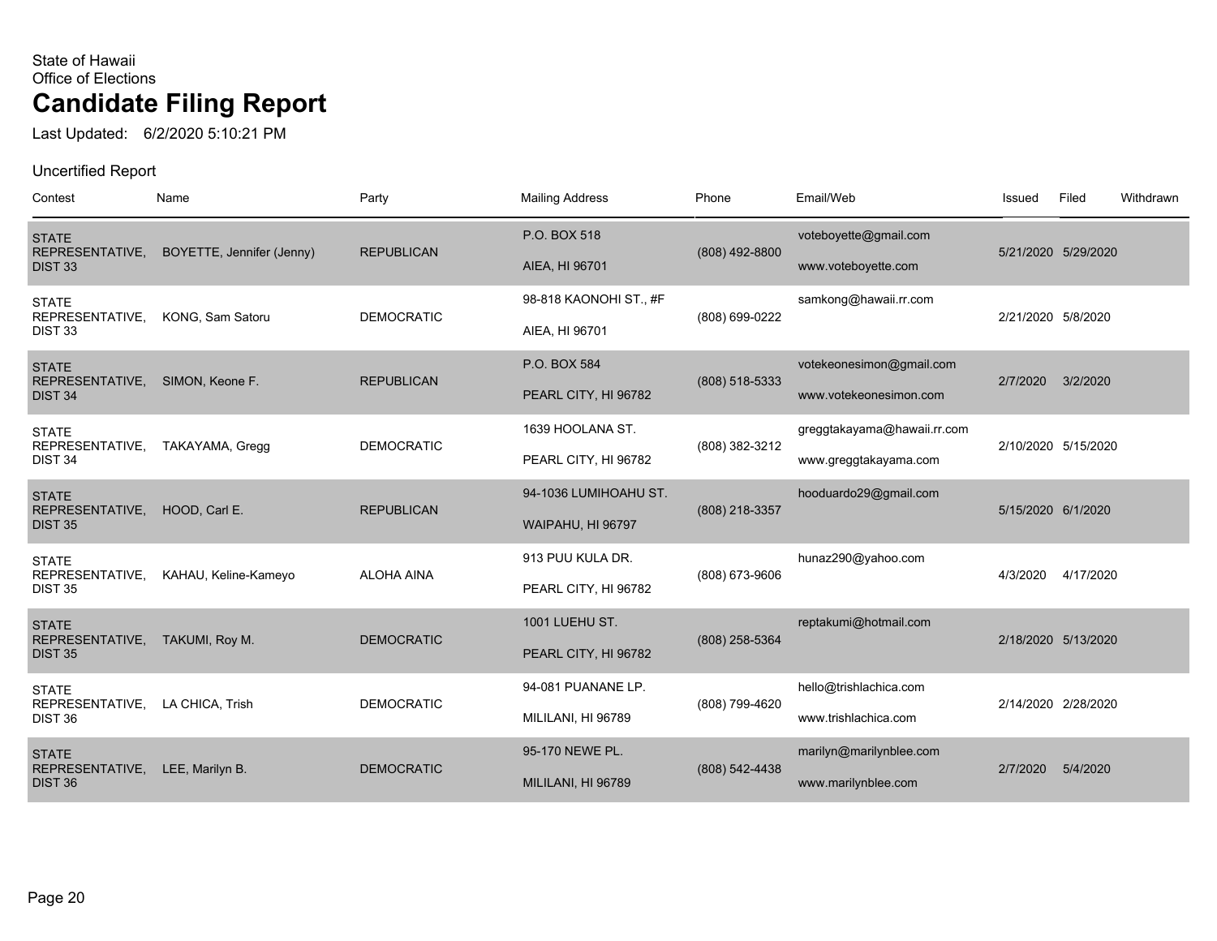State of Hawaii
Office of Elections

# Candidate Filing Report

Last Updated: 6/2/2020 5:10:21 PM

Uncertified Report

| Contest | Name | Party | Mailing Address | Phone | Email/Web | Issued | Filed | Withdrawn |
|---|---|---|---|---|---|---|---|---|
| STATE REPRESENTATIVE, DIST 33 | BOYETTE, Jennifer (Jenny) | REPUBLICAN | P.O. BOX 518 AIEA, HI 96701 | (808) 492-8800 | voteboyette@gmail.com www.voteboyette.com | 5/21/2020 | 5/29/2020 | |
| STATE REPRESENTATIVE, DIST 33 | KONG, Sam Satoru | DEMOCRATIC | 98-818 KAONOHI ST., #F AIEA, HI 96701 | (808) 699-0222 | samkong@hawaii.rr.com | 2/21/2020 | 5/8/2020 | |
| STATE REPRESENTATIVE, DIST 34 | SIMON, Keone F. | REPUBLICAN | P.O. BOX 584 PEARL CITY, HI 96782 | (808) 518-5333 | votekeonesimon@gmail.com www.votekeonesimon.com | 2/7/2020 | 3/2/2020 | |
| STATE REPRESENTATIVE, DIST 34 | TAKAYAMA, Gregg | DEMOCRATIC | 1639 HOOLANA ST. PEARL CITY, HI 96782 | (808) 382-3212 | greggtakayama@hawaii.rr.com www.greggtakayama.com | 2/10/2020 | 5/15/2020 | |
| STATE REPRESENTATIVE, DIST 35 | HOOD, Carl E. | REPUBLICAN | 94-1036 LUMIHOAHU ST. WAIPAHU, HI 96797 | (808) 218-3357 | hooduardo29@gmail.com | 5/15/2020 | 6/1/2020 | |
| STATE REPRESENTATIVE, DIST 35 | KAHAU, Keline-Kameyo | ALOHA AINA | 913 PUU KULA DR. PEARL CITY, HI 96782 | (808) 673-9606 | hunaz290@yahoo.com | 4/3/2020 | 4/17/2020 | |
| STATE REPRESENTATIVE, DIST 35 | TAKUMI, Roy M. | DEMOCRATIC | 1001 LUEHU ST. PEARL CITY, HI 96782 | (808) 258-5364 | reptakumi@hotmail.com | 2/18/2020 | 5/13/2020 | |
| STATE REPRESENTATIVE, DIST 36 | LA CHICA, Trish | DEMOCRATIC | 94-081 PUANANE LP. MILILANI, HI 96789 | (808) 799-4620 | hello@trishlachica.com www.trishlachica.com | 2/14/2020 | 2/28/2020 | |
| STATE REPRESENTATIVE, DIST 36 | LEE, Marilyn B. | DEMOCRATIC | 95-170 NEWE PL. MILILANI, HI 96789 | (808) 542-4438 | marilyn@marilynblee.com www.marilynblee.com | 2/7/2020 | 5/4/2020 | |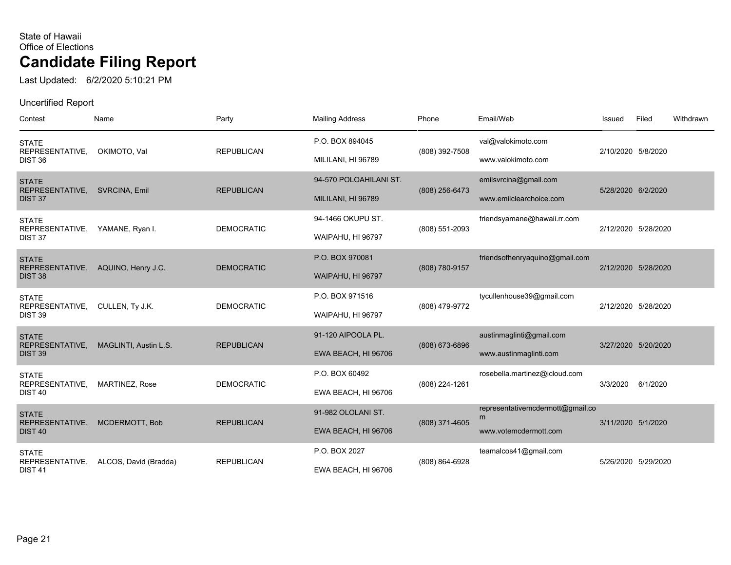State of Hawaii
Office of Elections

# Candidate Filing Report

Last Updated: 6/2/2020 5:10:21 PM

Uncertified Report

| Contest | Name | Party | Mailing Address | Phone | Email/Web | Issued | Filed | Withdrawn |
|---|---|---|---|---|---|---|---|---|
| STATE REPRESENTATIVE, DIST 36 | OKIMOTO, Val | REPUBLICAN | P.O. BOX 894045<br>MILILANI, HI 96789 | (808) 392-7508 | val@valokimoto.com<br>www.valokimoto.com | 2/10/2020 | 5/8/2020 | |
| STATE REPRESENTATIVE, DIST 37 | SVRCINA, Emil | REPUBLICAN | 94-570 POLOAHILANI ST.<br>MILILANI, HI 96789 | (808) 256-6473 | emilsvrcina@gmail.com<br>www.emilclearchoice.com | 5/28/2020 | 6/2/2020 | |
| STATE REPRESENTATIVE, DIST 37 | YAMANE, Ryan I. | DEMOCRATIC | 94-1466 OKUPU ST.<br>WAIPAHU, HI 96797 | (808) 551-2093 | friendsyamane@hawaii.rr.com | 2/12/2020 | 5/28/2020 | |
| STATE REPRESENTATIVE, DIST 38 | AQUINO, Henry J.C. | DEMOCRATIC | P.O. BOX 970081<br>WAIPAHU, HI 96797 | (808) 780-9157 | friendsofhenryaquino@gmail.com | 2/12/2020 | 5/28/2020 | |
| STATE REPRESENTATIVE, DIST 39 | CULLEN, Ty J.K. | DEMOCRATIC | P.O. BOX 971516<br>WAIPAHU, HI 96797 | (808) 479-9772 | tycullenhouse39@gmail.com | 2/12/2020 | 5/28/2020 | |
| STATE REPRESENTATIVE, DIST 39 | MAGLINTI, Austin L.S. | REPUBLICAN | 91-120 AIPOOLA PL.<br>EWA BEACH, HI 96706 | (808) 673-6896 | austinmaglinti@gmail.com<br>www.austinmaglinti.com | 3/27/2020 | 5/20/2020 | |
| STATE REPRESENTATIVE, DIST 40 | MARTINEZ, Rose | DEMOCRATIC | P.O. BOX 60492<br>EWA BEACH, HI 96706 | (808) 224-1261 | rosebella.martinez@icloud.com | 3/3/2020 | 6/1/2020 | |
| STATE REPRESENTATIVE, DIST 40 | MCDERMOTT, Bob | REPUBLICAN | 91-982 OLOLANI ST.<br>EWA BEACH, HI 96706 | (808) 371-4605 | representativemcdermott@gmail.com<br>www.votemcdermott.com | 3/11/2020 | 5/1/2020 | |
| STATE REPRESENTATIVE, DIST 41 | ALCOS, David (Bradda) | REPUBLICAN | P.O. BOX 2027<br>EWA BEACH, HI 96706 | (808) 864-6928 | teamalcos41@gmail.com | 5/26/2020 | 5/29/2020 | |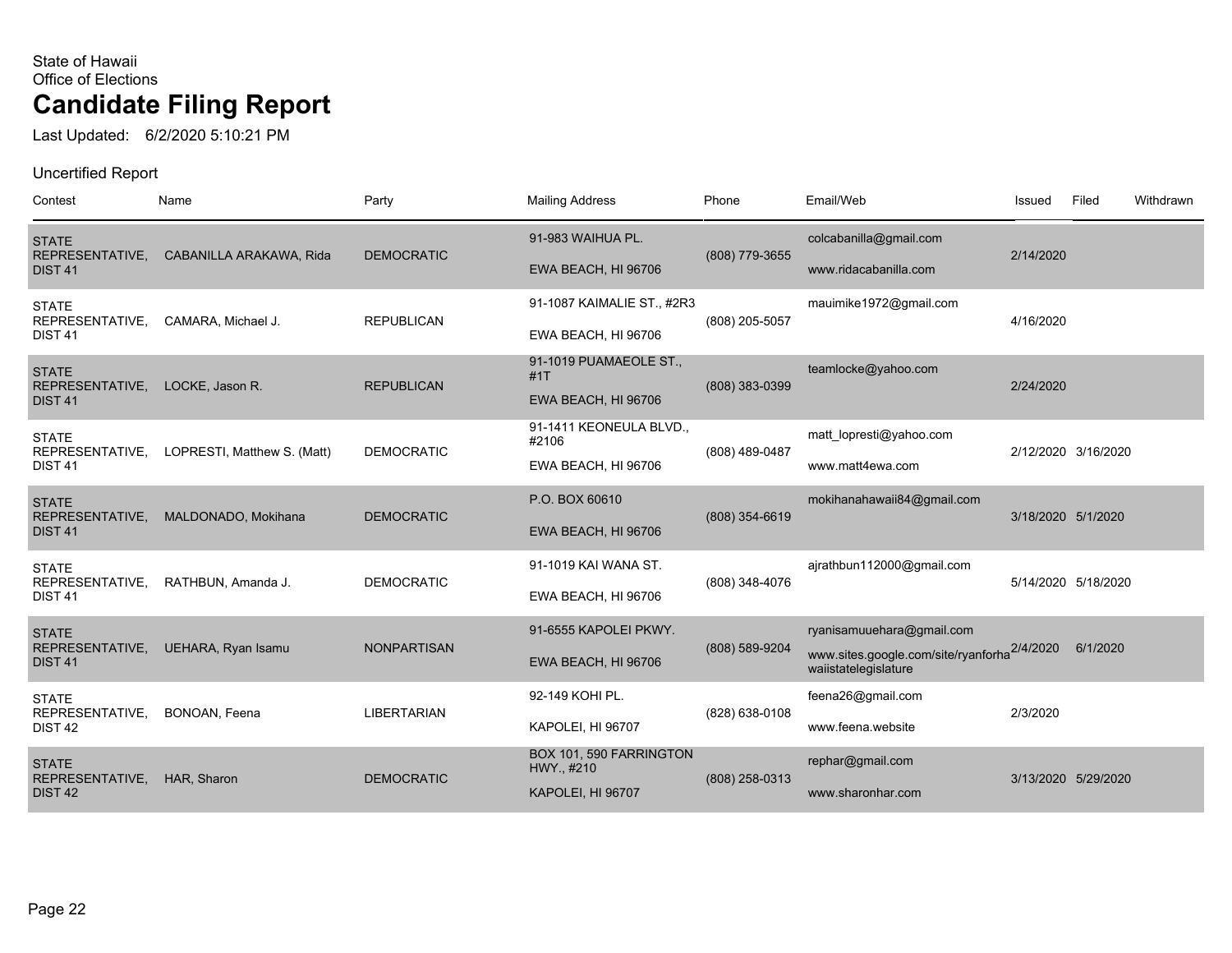State of Hawaii
Office of Elections

# Candidate Filing Report

Last Updated: 6/2/2020 5:10:21 PM

Uncertified Report

| Contest | Name | Party | Mailing Address | Phone | Email/Web | Issued | Filed | Withdrawn |
|---|---|---|---|---|---|---|---|---|
| STATE REPRESENTATIVE, DIST 41 | CABANILLA ARAKAWA, Rida | DEMOCRATIC | 91-983 WAIHUA PL. EWA BEACH, HI 96706 | (808) 779-3655 | colcabanilla@gmail.com www.ridacabanilla.com | 2/14/2020 | | |
| STATE REPRESENTATIVE, DIST 41 | CAMARA, Michael J. | REPUBLICAN | 91-1087 KAIMALIE ST., #2R3 EWA BEACH, HI 96706 | (808) 205-5057 | mauimike1972@gmail.com | 4/16/2020 | | |
| STATE REPRESENTATIVE, DIST 41 | LOCKE, Jason R. | REPUBLICAN | 91-1019 PUAMAEOLE ST., #1T EWA BEACH, HI 96706 | (808) 383-0399 | teamlocke@yahoo.com | 2/24/2020 | | |
| STATE REPRESENTATIVE, DIST 41 | LOPRESTI, Matthew S. (Matt) | DEMOCRATIC | 91-1411 KEONEULA BLVD., #2106 EWA BEACH, HI 96706 | (808) 489-0487 | matt_lopresti@yahoo.com www.matt4ewa.com | 2/12/2020 | 3/16/2020 | |
| STATE REPRESENTATIVE, DIST 41 | MALDONADO, Mokihana | DEMOCRATIC | P.O. BOX 60610 EWA BEACH, HI 96706 | (808) 354-6619 | mokihanahawaii84@gmail.com | 3/18/2020 | 5/1/2020 | |
| STATE REPRESENTATIVE, DIST 41 | RATHBUN, Amanda J. | DEMOCRATIC | 91-1019 KAI WANA ST. EWA BEACH, HI 96706 | (808) 348-4076 | ajrathbun112000@gmail.com | 5/14/2020 | 5/18/2020 | |
| STATE REPRESENTATIVE, DIST 41 | UEHARA, Ryan Isamu | NONPARTISAN | 91-6555 KAPOLEI PKWY. EWA BEACH, HI 96706 | (808) 589-9204 | ryanisamuuehara@gmail.com www.sites.google.com/site/ryanforhawaiistatelegislature | 2/4/2020 | 6/1/2020 | |
| STATE REPRESENTATIVE, DIST 42 | BONOAN, Feena | LIBERTARIAN | 92-149 KOHI PL. KAPOLEI, HI 96707 | (828) 638-0108 | feena26@gmail.com www.feena.website | 2/3/2020 | | |
| STATE REPRESENTATIVE, DIST 42 | HAR, Sharon | DEMOCRATIC | BOX 101, 590 FARRINGTON HWY., #210 KAPOLEI, HI 96707 | (808) 258-0313 | rephar@gmail.com www.sharonhar.com | 3/13/2020 | 5/29/2020 | |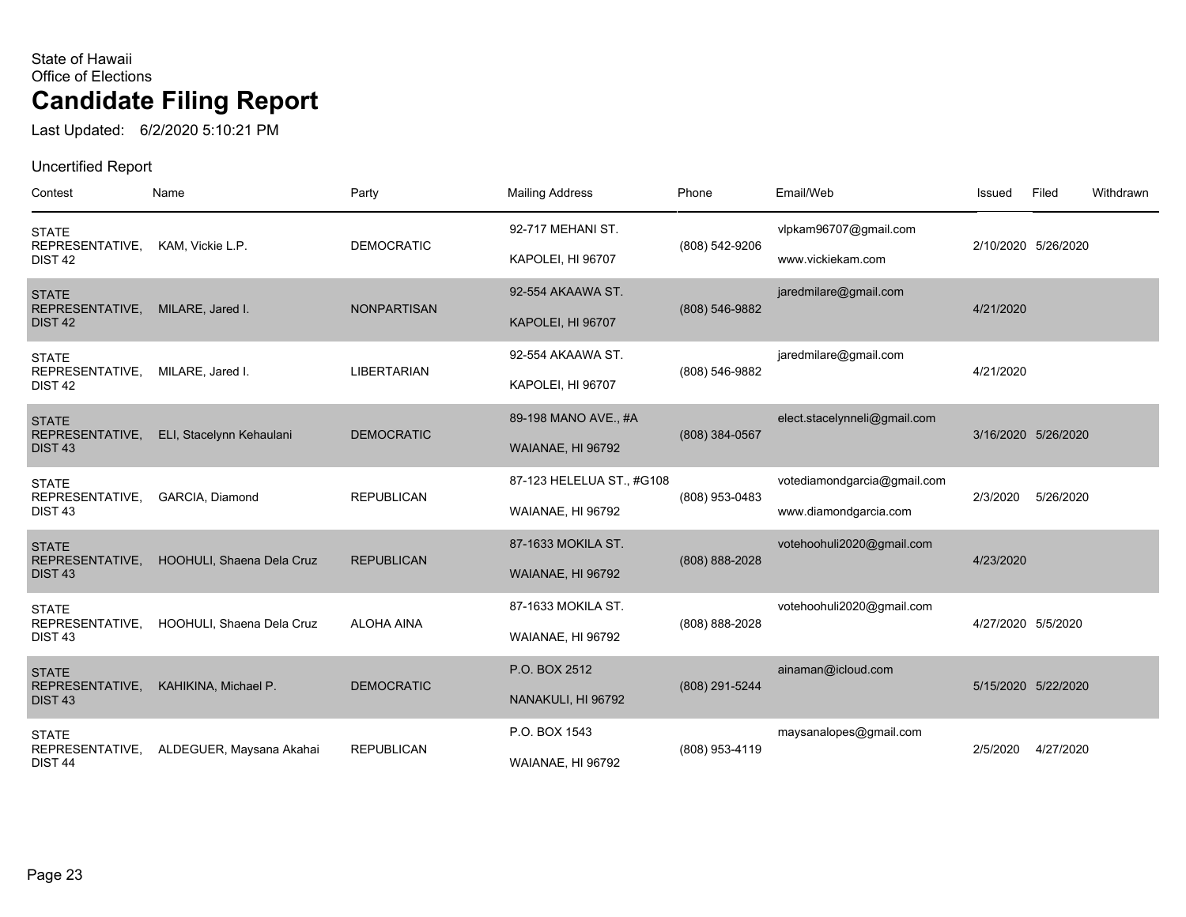State of Hawaii
Office of Elections

# Candidate Filing Report

Last Updated: 6/2/2020 5:10:21 PM

Uncertified Report

| Contest | Name | Party | Mailing Address | Phone | Email/Web | Issued | Filed | Withdrawn |
|---|---|---|---|---|---|---|---|---|
| STATE REPRESENTATIVE, DIST 42 | KAM, Vickie L.P. | DEMOCRATIC | 92-717 MEHANI ST. KAPOLEI, HI 96707 | (808) 542-9206 | vlpkam96707@gmail.com www.vickiekam.com | 2/10/2020 | 5/26/2020 | |
| STATE REPRESENTATIVE, DIST 42 | MILARE, Jared I. | NONPARTISAN | 92-554 AKAAWA ST. KAPOLEI, HI 96707 | (808) 546-9882 | jaredmilare@gmail.com | 4/21/2020 | | |
| STATE REPRESENTATIVE, DIST 42 | MILARE, Jared I. | LIBERTARIAN | 92-554 AKAAWA ST. KAPOLEI, HI 96707 | (808) 546-9882 | jaredmilare@gmail.com | 4/21/2020 | | |
| STATE REPRESENTATIVE, DIST 43 | ELI, Stacelynn Kehaulani | DEMOCRATIC | 89-198 MANO AVE., #A WAIANAE, HI 96792 | (808) 384-0567 | elect.stacelynneli@gmail.com | 3/16/2020 | 5/26/2020 | |
| STATE REPRESENTATIVE, DIST 43 | GARCIA, Diamond | REPUBLICAN | 87-123 HELELUA ST., #G108 WAIANAE, HI 96792 | (808) 953-0483 | votediamondgarcia@gmail.com www.diamondgarcia.com | 2/3/2020 | 5/26/2020 | |
| STATE REPRESENTATIVE, DIST 43 | HOOHULI, Shaena Dela Cruz | REPUBLICAN | 87-1633 MOKILA ST. WAIANAE, HI 96792 | (808) 888-2028 | votehoohuli2020@gmail.com | 4/23/2020 | | |
| STATE REPRESENTATIVE, DIST 43 | HOOHULI, Shaena Dela Cruz | ALOHA AINA | 87-1633 MOKILA ST. WAIANAE, HI 96792 | (808) 888-2028 | votehoohuli2020@gmail.com | 4/27/2020 | 5/5/2020 | |
| STATE REPRESENTATIVE, DIST 43 | KAHIKINA, Michael P. | DEMOCRATIC | P.O. BOX 2512 NANAKULI, HI 96792 | (808) 291-5244 | ainaman@icloud.com | 5/15/2020 | 5/22/2020 | |
| STATE REPRESENTATIVE, DIST 44 | ALDEGUER, Maysana Akahai | REPUBLICAN | P.O. BOX 1543 WAIANAE, HI 96792 | (808) 953-4119 | maysanalopes@gmail.com | 2/5/2020 | 4/27/2020 | |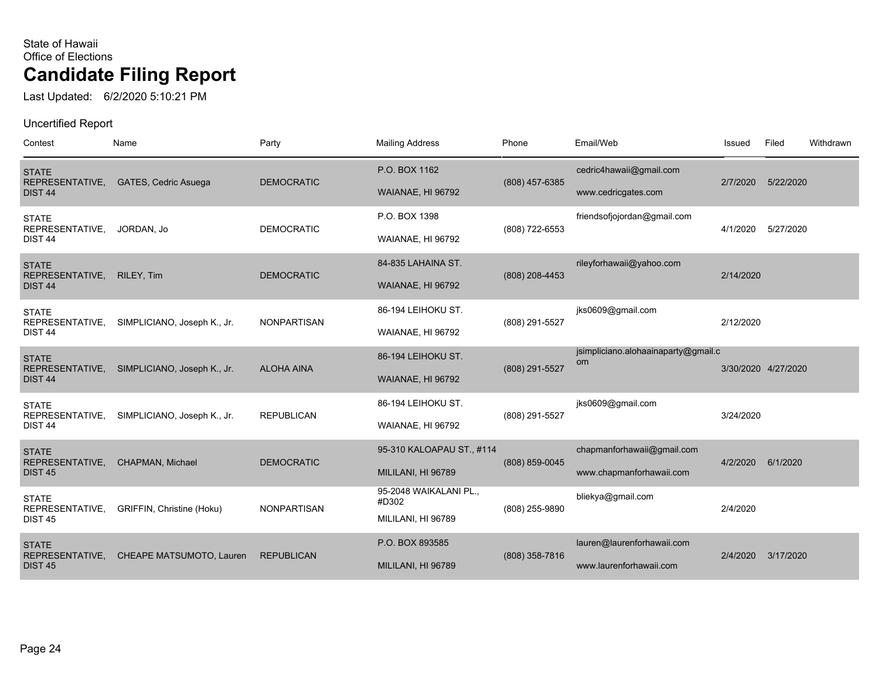State of Hawaii
Office of Elections

# Candidate Filing Report

Last Updated: 6/2/2020 5:10:21 PM

Uncertified Report

| Contest | Name | Party | Mailing Address | Phone | Email/Web | Issued | Filed | Withdrawn |
|---|---|---|---|---|---|---|---|---|
| STATE REPRESENTATIVE, DIST 44 | GATES, Cedric Asuega | DEMOCRATIC | P.O. BOX 1162 WAIANAE, HI 96792 | (808) 457-6385 | cedric4hawaii@gmail.com www.cedricgates.com | 2/7/2020 | 5/22/2020 | |
| STATE REPRESENTATIVE, DIST 44 | JORDAN, Jo | DEMOCRATIC | P.O. BOX 1398 WAIANAE, HI 96792 | (808) 722-6553 | friendsofjojordan@gmail.com | 4/1/2020 | 5/27/2020 | |
| STATE REPRESENTATIVE, DIST 44 | RILEY, Tim | DEMOCRATIC | 84-835 LAHAINA ST. WAIANAE, HI 96792 | (808) 208-4453 | rileyforhawaii@yahoo.com | 2/14/2020 | | |
| STATE REPRESENTATIVE, DIST 44 | SIMPLICIANO, Joseph K., Jr. | NONPARTISAN | 86-194 LEIHOKU ST. WAIANAE, HI 96792 | (808) 291-5527 | jks0609@gmail.com | 2/12/2020 | | |
| STATE REPRESENTATIVE, DIST 44 | SIMPLICIANO, Joseph K., Jr. | ALOHA AINA | 86-194 LEIHOKU ST. WAIANAE, HI 96792 | (808) 291-5527 | jsimpliciano.alohaainaparty@gmail.com | 3/30/2020 | 4/27/2020 | |
| STATE REPRESENTATIVE, DIST 44 | SIMPLICIANO, Joseph K., Jr. | REPUBLICAN | 86-194 LEIHOKU ST. WAIANAE, HI 96792 | (808) 291-5527 | jks0609@gmail.com | 3/24/2020 | | |
| STATE REPRESENTATIVE, DIST 45 | CHAPMAN, Michael | DEMOCRATIC | 95-310 KALOAPAU ST., #114 MILILANI, HI 96789 | (808) 859-0045 | chapmanforhawaii@gmail.com www.chapmanforhawaii.com | 4/2/2020 | 6/1/2020 | |
| STATE REPRESENTATIVE, DIST 45 | GRIFFIN, Christine (Hoku) | NONPARTISAN | 95-2048 WAIKALANI PL., #D302 MILILANI, HI 96789 | (808) 255-9890 | bliekya@gmail.com | 2/4/2020 | | |
| STATE REPRESENTATIVE, DIST 45 | CHEAPE MATSUMOTO, Lauren | REPUBLICAN | P.O. BOX 893585 MILILANI, HI 96789 | (808) 358-7816 | lauren@laurenforhawaii.com www.laurenforhawaii.com | 2/4/2020 | 3/17/2020 | |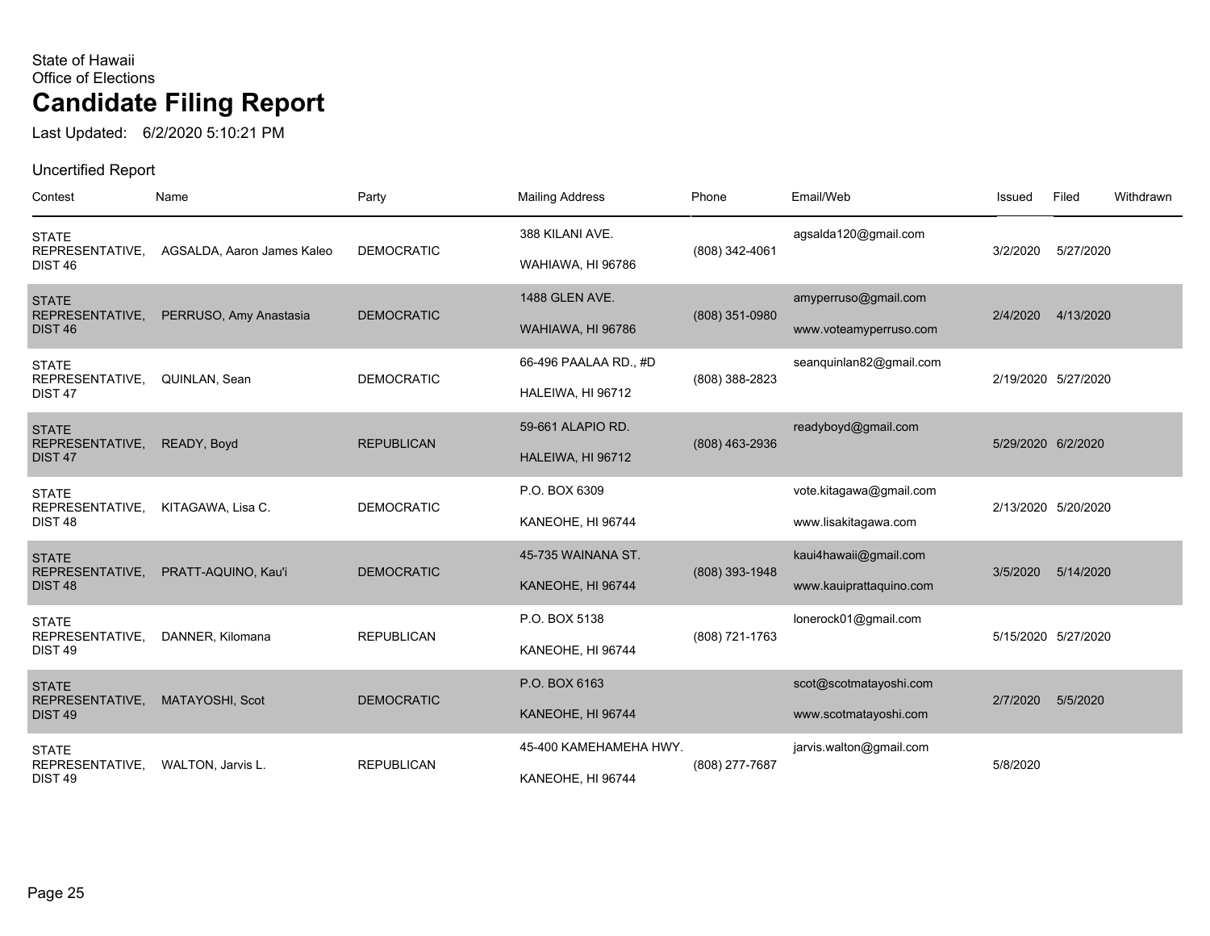State of Hawaii
Office of Elections

# Candidate Filing Report

Last Updated: 6/2/2020 5:10:21 PM

Uncertified Report

| Contest | Name | Party | Mailing Address | Phone | Email/Web | Issued | Filed | Withdrawn |
|---|---|---|---|---|---|---|---|---|
| STATE REPRESENTATIVE, DIST 46 | AGSALDA, Aaron James Kaleo | DEMOCRATIC | 388 KILANI AVE. WAHIAWA, HI 96786 | (808) 342-4061 | agsalda120@gmail.com | 3/2/2020 | 5/27/2020 | |
| STATE REPRESENTATIVE, DIST 46 | PERRUSO, Amy Anastasia | DEMOCRATIC | 1488 GLEN AVE. WAHIAWA, HI 96786 | (808) 351-0980 | amyperruso@gmail.com www.voteamyperruso.com | 2/4/2020 | 4/13/2020 | |
| STATE REPRESENTATIVE, DIST 47 | QUINLAN, Sean | DEMOCRATIC | 66-496 PAALAA RD., #D HALEIWA, HI 96712 | (808) 388-2823 | seanquinlan82@gmail.com | 2/19/2020 | 5/27/2020 | |
| STATE REPRESENTATIVE, DIST 47 | READY, Boyd | REPUBLICAN | 59-661 ALAPIO RD. HALEIWA, HI 96712 | (808) 463-2936 | readyboyd@gmail.com | 5/29/2020 | 6/2/2020 | |
| STATE REPRESENTATIVE, DIST 48 | KITAGAWA, Lisa C. | DEMOCRATIC | P.O. BOX 6309 KANEOHE, HI 96744 | | vote.kitagawa@gmail.com www.lisakitagawa.com | 2/13/2020 | 5/20/2020 | |
| STATE REPRESENTATIVE, DIST 48 | PRATT-AQUINO, Kau'i | DEMOCRATIC | 45-735 WAINANA ST. KANEOHE, HI 96744 | (808) 393-1948 | kaui4hawaii@gmail.com www.kauiprattaquino.com | 3/5/2020 | 5/14/2020 | |
| STATE REPRESENTATIVE, DIST 49 | DANNER, Kilomana | REPUBLICAN | P.O. BOX 5138 KANEOHE, HI 96744 | (808) 721-1763 | lonerock01@gmail.com | 5/15/2020 | 5/27/2020 | |
| STATE REPRESENTATIVE, DIST 49 | MATAYOSHI, Scot | DEMOCRATIC | P.O. BOX 6163 KANEOHE, HI 96744 | | scot@scotmatayoshi.com www.scotmatayoshi.com | 2/7/2020 | 5/5/2020 | |
| STATE REPRESENTATIVE, DIST 49 | WALTON, Jarvis L. | REPUBLICAN | 45-400 KAMEHAMEHA HWY. KANEOHE, HI 96744 | (808) 277-7687 | jarvis.walton@gmail.com | 5/8/2020 | | |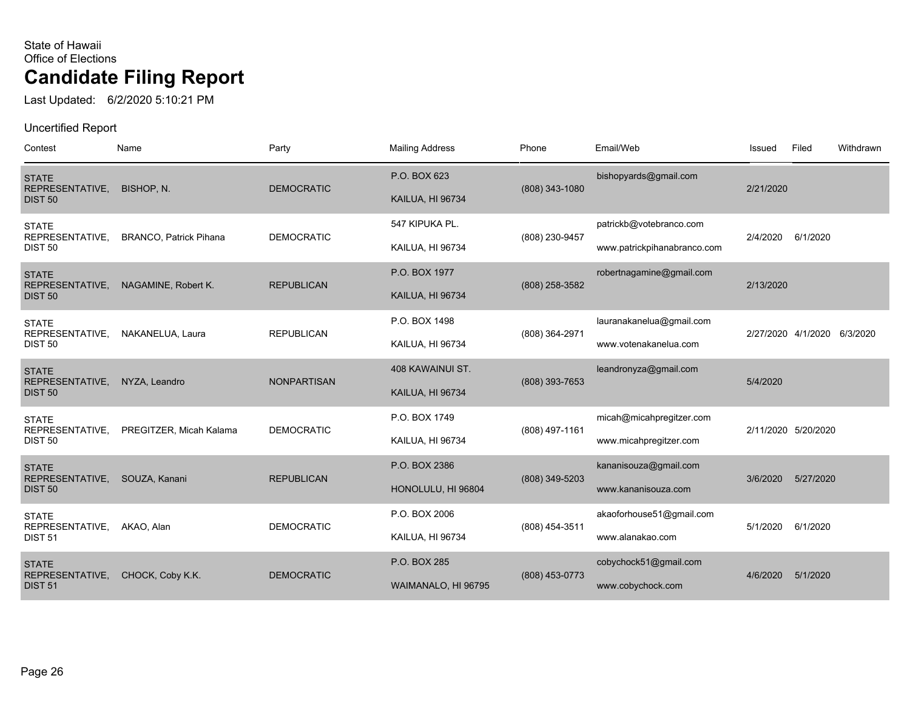State of Hawaii
Office of Elections

# Candidate Filing Report

Last Updated: 6/2/2020 5:10:21 PM

Uncertified Report

| Contest | Name | Party | Mailing Address | Phone | Email/Web | Issued | Filed | Withdrawn |
|---|---|---|---|---|---|---|---|---|
| STATE REPRESENTATIVE, DIST 50 | BISHOP, N. | DEMOCRATIC | P.O. BOX 623<br>KAILUA, HI 96734 | (808) 343-1080 | bishopyards@gmail.com | 2/21/2020 | | |
| STATE REPRESENTATIVE, DIST 50 | BRANCO, Patrick Pihana | DEMOCRATIC | 547 KIPUKA PL.<br>KAILUA, HI 96734 | (808) 230-9457 | patrickb@votebranco.com<br>www.patrickpihanabranco.com | 2/4/2020 | 6/1/2020 | |
| STATE REPRESENTATIVE, DIST 50 | NAGAMINE, Robert K. | REPUBLICAN | P.O. BOX 1977<br>KAILUA, HI 96734 | (808) 258-3582 | robertnagamine@gmail.com | 2/13/2020 | | |
| STATE REPRESENTATIVE, DIST 50 | NAKANELUA, Laura | REPUBLICAN | P.O. BOX 1498<br>KAILUA, HI 96734 | (808) 364-2971 | lauranakanelua@gmail.com<br>www.votenakanelua.com | 2/27/2020 | 4/1/2020 | 6/3/2020 |
| STATE REPRESENTATIVE, DIST 50 | NYZA, Leandro | NONPARTISAN | 408 KAWAINUI ST.<br>KAILUA, HI 96734 | (808) 393-7653 | leandronyza@gmail.com | 5/4/2020 | | |
| STATE REPRESENTATIVE, DIST 50 | PREGITZER, Micah Kalama | DEMOCRATIC | P.O. BOX 1749<br>KAILUA, HI 96734 | (808) 497-1161 | micah@micahpregitzer.com<br>www.micahpregitzer.com | 2/11/2020 | 5/20/2020 | |
| STATE REPRESENTATIVE, DIST 50 | SOUZA, Kanani | REPUBLICAN | P.O. BOX 2386<br>HONOLULU, HI 96804 | (808) 349-5203 | kananisouza@gmail.com<br>www.kananisouza.com | 3/6/2020 | 5/27/2020 | |
| STATE REPRESENTATIVE, DIST 51 | AKAO, Alan | DEMOCRATIC | P.O. BOX 2006<br>KAILUA, HI 96734 | (808) 454-3511 | akaoforhouse51@gmail.com<br>www.alanakao.com | 5/1/2020 | 6/1/2020 | |
| STATE REPRESENTATIVE, DIST 51 | CHOCK, Coby K.K. | DEMOCRATIC | P.O. BOX 285<br>WAIMANALO, HI 96795 | (808) 453-0773 | cobychock51@gmail.com<br>www.cobychock.com | 4/6/2020 | 5/1/2020 | |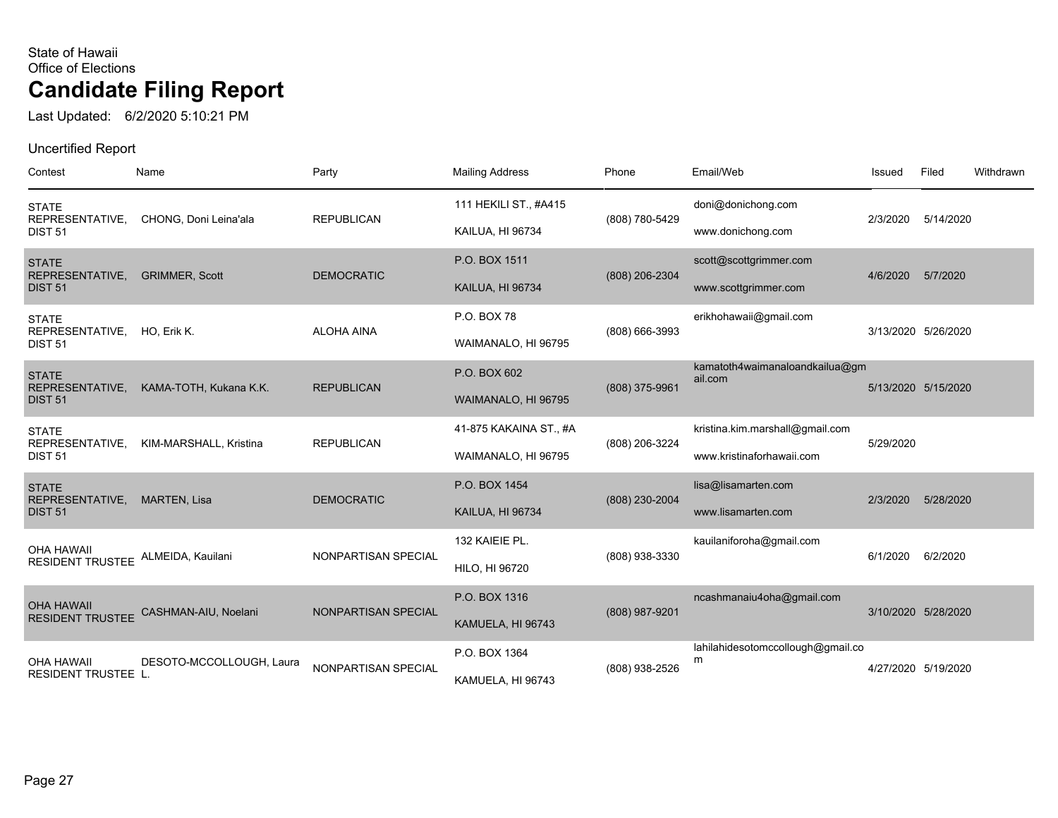State of Hawaii
Office of Elections

# Candidate Filing Report

Last Updated: 6/2/2020 5:10:21 PM

Uncertified Report

| Contest | Name | Party | Mailing Address | Phone | Email/Web | Issued | Filed | Withdrawn |
|---|---|---|---|---|---|---|---|---|
| STATE REPRESENTATIVE, DIST 51 | CHONG, Doni Leina'ala | REPUBLICAN | 111 HEKILI ST., #A415 KAILUA, HI 96734 | (808) 780-5429 | doni@donichong.com www.donichong.com | 2/3/2020 | 5/14/2020 | |
| STATE REPRESENTATIVE, DIST 51 | GRIMMER, Scott | DEMOCRATIC | P.O. BOX 1511 KAILUA, HI 96734 | (808) 206-2304 | scott@scottgrimmer.com www.scottgrimmer.com | 4/6/2020 | 5/7/2020 | |
| STATE REPRESENTATIVE, DIST 51 | HO, Erik K. | ALOHA AINA | P.O. BOX 78 WAIMANALO, HI 96795 | (808) 666-3993 | erikhohawaii@gmail.com | 3/13/2020 | 5/26/2020 | |
| STATE REPRESENTATIVE, DIST 51 | KAMA-TOTH, Kukana K.K. | REPUBLICAN | P.O. BOX 602 WAIMANALO, HI 96795 | (808) 375-9961 | kamatoth4waimanaloandkailua@gmail.com | 5/13/2020 | 5/15/2020 | |
| STATE REPRESENTATIVE, DIST 51 | KIM-MARSHALL, Kristina | REPUBLICAN | 41-875 KAKAINA ST., #A WAIMANALO, HI 96795 | (808) 206-3224 | kristina.kim.marshall@gmail.com www.kristinaforhawaii.com | 5/29/2020 | | |
| STATE REPRESENTATIVE, DIST 51 | MARTEN, Lisa | DEMOCRATIC | P.O. BOX 1454 KAILUA, HI 96734 | (808) 230-2004 | lisa@lisamarten.com www.lisamarten.com | 2/3/2020 | 5/28/2020 | |
| OHA HAWAII RESIDENT TRUSTEE | ALMEIDA, Kauilani | NONPARTISAN SPECIAL | 132 KAIEIE PL. HILO, HI 96720 | (808) 938-3330 | kauilaniforoha@gmail.com | 6/1/2020 | 6/2/2020 | |
| OHA HAWAII RESIDENT TRUSTEE | CASHMAN-AIU, Noelani | NONPARTISAN SPECIAL | P.O. BOX 1316 KAMUELA, HI 96743 | (808) 987-9201 | ncashmanaiu4oha@gmail.com | 3/10/2020 | 5/28/2020 | |
| OHA HAWAII RESIDENT TRUSTEE | DESOTO-MCCOLLOUGH, Laura L. | NONPARTISAN SPECIAL | P.O. BOX 1364 KAMUELA, HI 96743 | (808) 938-2526 | lahilahidesotomccollough@gmail.com | 4/27/2020 | 5/19/2020 | |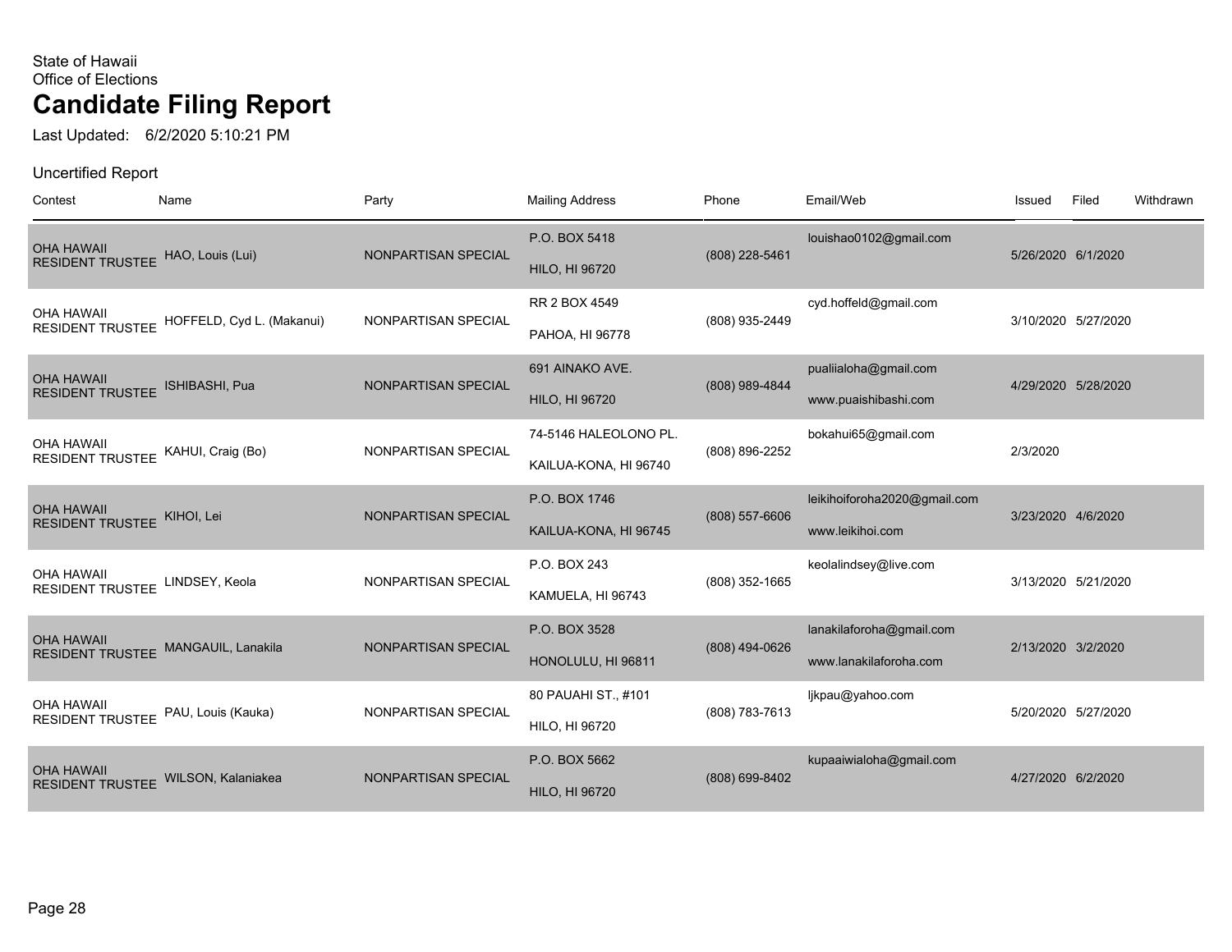State of Hawaii
Office of Elections

# Candidate Filing Report

Last Updated: 6/2/2020 5:10:21 PM

Uncertified Report

| Contest | Name | Party | Mailing Address | Phone | Email/Web | Issued | Filed | Withdrawn |
|---|---|---|---|---|---|---|---|---|
| OHA HAWAII RESIDENT TRUSTEE | HAO, Louis (Lui) | NONPARTISAN SPECIAL | P.O. BOX 5418<br>HILO, HI 96720 | (808) 228-5461 | louishao0102@gmail.com | 5/26/2020 | 6/1/2020 | |
| OHA HAWAII RESIDENT TRUSTEE | HOFFELD, Cyd L. (Makanui) | NONPARTISAN SPECIAL | RR 2 BOX 4549<br>PAHOA, HI 96778 | (808) 935-2449 | cyd.hoffeld@gmail.com | 3/10/2020 | 5/27/2020 | |
| OHA HAWAII RESIDENT TRUSTEE | ISHIBASHI, Pua | NONPARTISAN SPECIAL | 691 AINAKO AVE.<br>HILO, HI 96720 | (808) 989-4844 | pualiialoha@gmail.com<br>www.puaishibashi.com | 4/29/2020 | 5/28/2020 | |
| OHA HAWAII RESIDENT TRUSTEE | KAHUI, Craig (Bo) | NONPARTISAN SPECIAL | 74-5146 HALEOLONO PL.<br>KAILUA-KONA, HI 96740 | (808) 896-2252 | bokahui65@gmail.com | 2/3/2020 | | |
| OHA HAWAII RESIDENT TRUSTEE | KIHOI, Lei | NONPARTISAN SPECIAL | P.O. BOX 1746<br>KAILUA-KONA, HI 96745 | (808) 557-6606 | leikihoiforoha2020@gmail.com<br>www.leikihoi.com | 3/23/2020 | 4/6/2020 | |
| OHA HAWAII RESIDENT TRUSTEE | LINDSEY, Keola | NONPARTISAN SPECIAL | P.O. BOX 243<br>KAMUELA, HI 96743 | (808) 352-1665 | keolalindsey@live.com | 3/13/2020 | 5/21/2020 | |
| OHA HAWAII RESIDENT TRUSTEE | MANGAUIL, Lanakila | NONPARTISAN SPECIAL | P.O. BOX 3528<br>HONOLULU, HI 96811 | (808) 494-0626 | lanakilaforoha@gmail.com<br>www.lanakilaforoha.com | 2/13/2020 | 3/2/2020 | |
| OHA HAWAII RESIDENT TRUSTEE | PAU, Louis (Kauka) | NONPARTISAN SPECIAL | 80 PAUAHI ST., #101<br>HILO, HI 96720 | (808) 783-7613 | ljkpau@yahoo.com | 5/20/2020 | 5/27/2020 | |
| OHA HAWAII RESIDENT TRUSTEE | WILSON, Kalaniakea | NONPARTISAN SPECIAL | P.O. BOX 5662<br>HILO, HI 96720 | (808) 699-8402 | kupaaiwialoha@gmail.com | 4/27/2020 | 6/2/2020 | |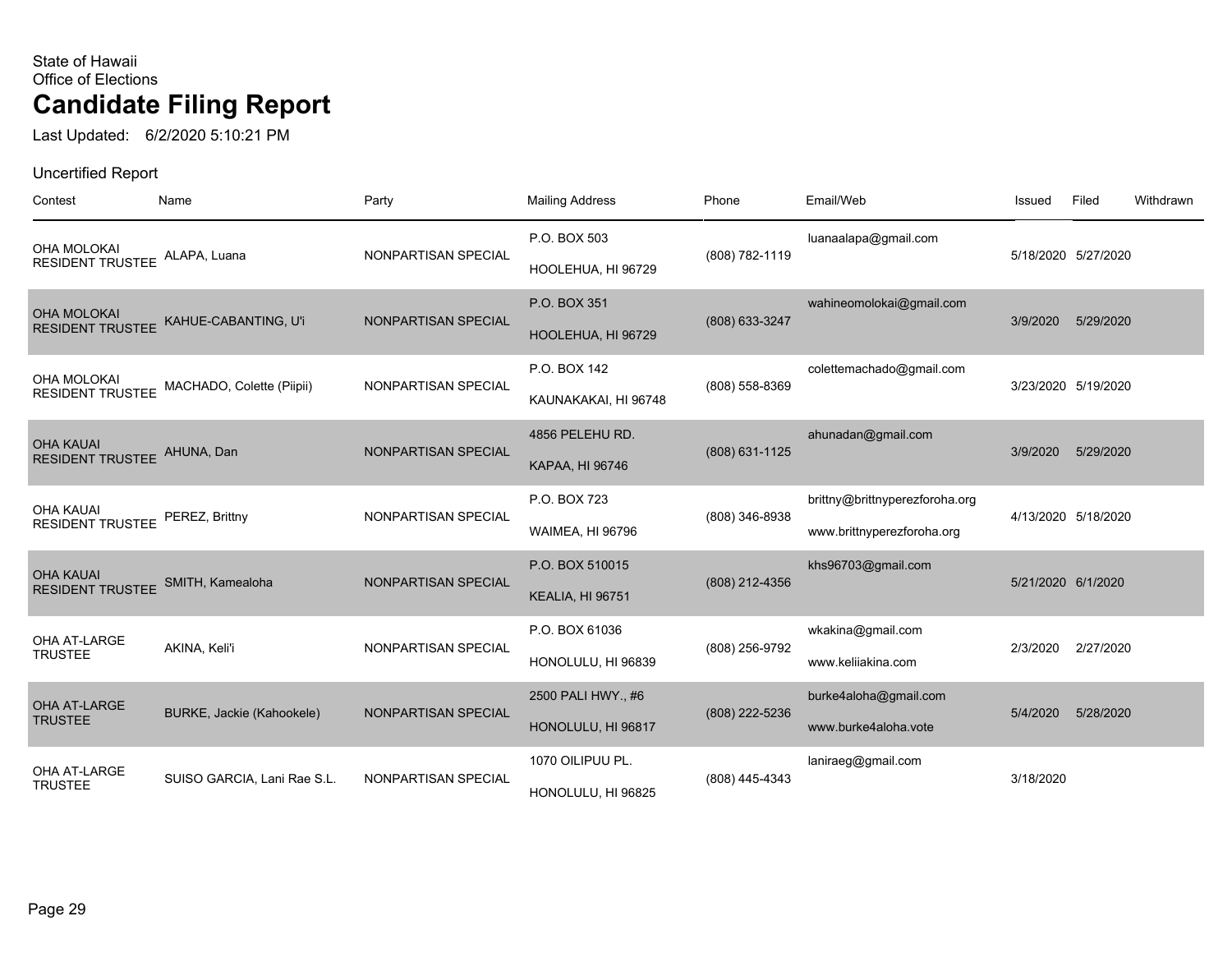State of Hawaii
Office of Elections

# Candidate Filing Report

Last Updated: 6/2/2020 5:10:21 PM

Uncertified Report

| Contest | Name | Party | Mailing Address | Phone | Email/Web | Issued | Filed | Withdrawn |
|---|---|---|---|---|---|---|---|---|
| OHA MOLOKAI RESIDENT TRUSTEE | ALAPA, Luana | NONPARTISAN SPECIAL | P.O. BOX 503<br>HOOLEHUA, HI 96729 | (808) 782-1119 | luanaalapa@gmail.com | 5/18/2020 | 5/27/2020 | |
| OHA MOLOKAI RESIDENT TRUSTEE | KAHUE-CABANTING, U'i | NONPARTISAN SPECIAL | P.O. BOX 351<br>HOOLEHUA, HI 96729 | (808) 633-3247 | wahineomolokai@gmail.com | 3/9/2020 | 5/29/2020 | |
| OHA MOLOKAI RESIDENT TRUSTEE | MACHADO, Colette (Piipii) | NONPARTISAN SPECIAL | P.O. BOX 142<br>KAUNAKAKAI, HI 96748 | (808) 558-8369 | colettemachado@gmail.com | 3/23/2020 | 5/19/2020 | |
| OHA KAUAI RESIDENT TRUSTEE | AHUNA, Dan | NONPARTISAN SPECIAL | 4856 PELEHU RD.<br>KAPAA, HI 96746 | (808) 631-1125 | ahunadan@gmail.com | 3/9/2020 | 5/29/2020 | |
| OHA KAUAI RESIDENT TRUSTEE | PEREZ, Brittny | NONPARTISAN SPECIAL | P.O. BOX 723<br>WAIMEA, HI 96796 | (808) 346-8938 | brittny@brittnyperezforoha.org<br>www.brittnyperezforoha.org | 4/13/2020 | 5/18/2020 | |
| OHA KAUAI RESIDENT TRUSTEE | SMITH, Kamealoha | NONPARTISAN SPECIAL | P.O. BOX 510015<br>KEALIA, HI 96751 | (808) 212-4356 | khs96703@gmail.com | 5/21/2020 | 6/1/2020 | |
| OHA AT-LARGE TRUSTEE | AKINA, Keli'i | NONPARTISAN SPECIAL | P.O. BOX 61036<br>HONOLULU, HI 96839 | (808) 256-9792 | wkakina@gmail.com<br>www.keliiakina.com | 2/3/2020 | 2/27/2020 | |
| OHA AT-LARGE TRUSTEE | BURKE, Jackie (Kahookele) | NONPARTISAN SPECIAL | 2500 PALI HWY., #6<br>HONOLULU, HI 96817 | (808) 222-5236 | burke4aloha@gmail.com<br>www.burke4aloha.vote | 5/4/2020 | 5/28/2020 | |
| OHA AT-LARGE TRUSTEE | SUISO GARCIA, Lani Rae S.L. | NONPARTISAN SPECIAL | 1070 OILIPUU PL.<br>HONOLULU, HI 96825 | (808) 445-4343 | laniraeg@gmail.com | 3/18/2020 | | |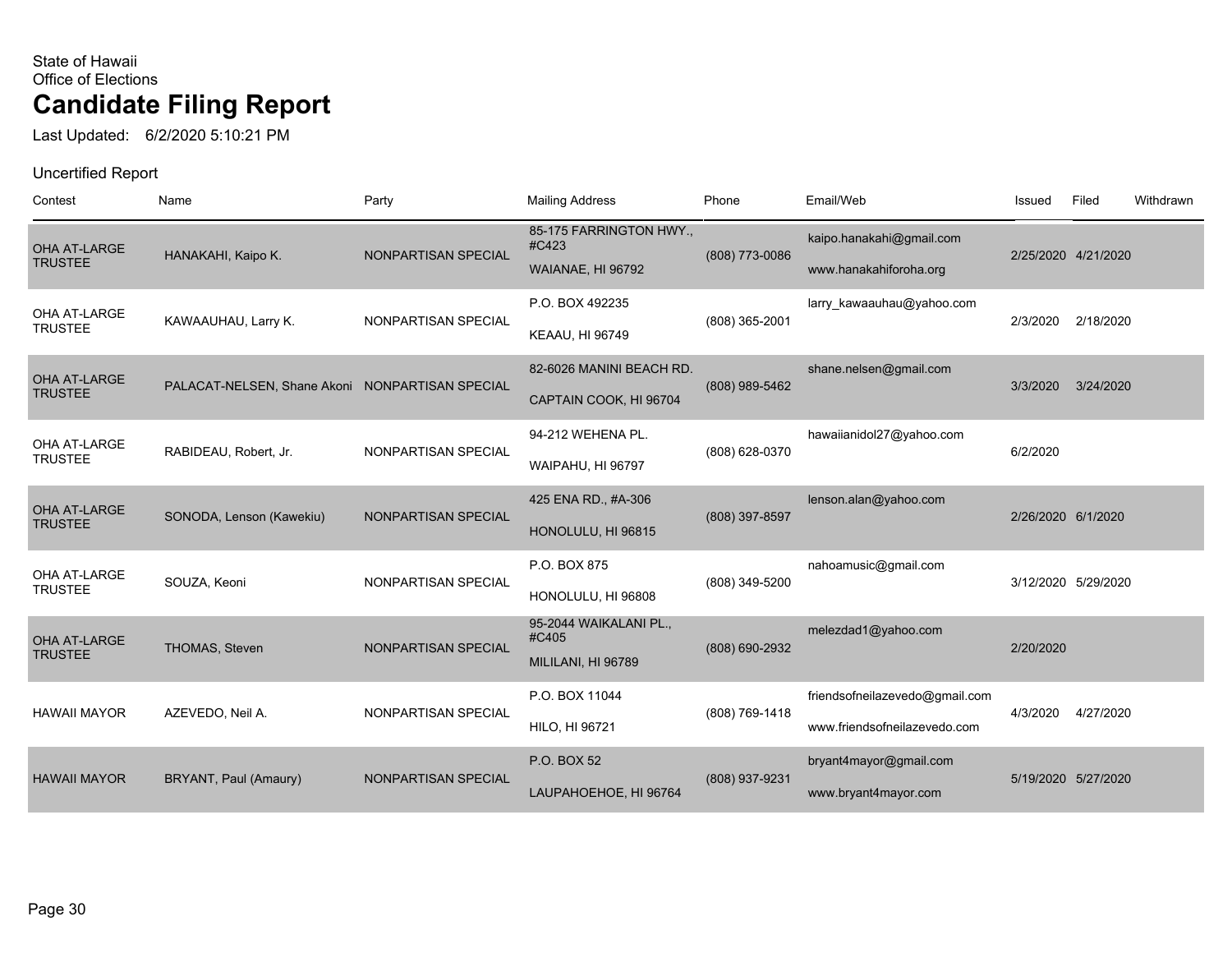State of Hawaii
Office of Elections

# Candidate Filing Report

Last Updated: 6/2/2020 5:10:21 PM

Uncertified Report

| Contest | Name | Party | Mailing Address | Phone | Email/Web | Issued | Filed | Withdrawn |
|---|---|---|---|---|---|---|---|---|
| OHA AT-LARGE TRUSTEE | HANAKAHI, Kaipo K. | NONPARTISAN SPECIAL | 85-175 FARRINGTON HWY., #C423 WAIANAE, HI 96792 | (808) 773-0086 | kaipo.hanakahi@gmail.com www.hanakahiforoha.org | 2/25/2020 | 4/21/2020 | |
| OHA AT-LARGE TRUSTEE | KAWAAUHAU, Larry K. | NONPARTISAN SPECIAL | P.O. BOX 492235 KEAAU, HI 96749 | (808) 365-2001 | larry_kawaauhau@yahoo.com | 2/3/2020 | 2/18/2020 | |
| OHA AT-LARGE TRUSTEE | PALACAT-NELSEN, Shane Akoni | NONPARTISAN SPECIAL | 82-6026 MANINI BEACH RD. CAPTAIN COOK, HI 96704 | (808) 989-5462 | shane.nelsen@gmail.com | 3/3/2020 | 3/24/2020 | |
| OHA AT-LARGE TRUSTEE | RABIDEAU, Robert, Jr. | NONPARTISAN SPECIAL | 94-212 WEHENA PL. WAIPAHU, HI 96797 | (808) 628-0370 | hawaiianidol27@yahoo.com | 6/2/2020 | | |
| OHA AT-LARGE TRUSTEE | SONODA, Lenson (Kawekiu) | NONPARTISAN SPECIAL | 425 ENA RD., #A-306 HONOLULU, HI 96815 | (808) 397-8597 | lenson.alan@yahoo.com | 2/26/2020 | 6/1/2020 | |
| OHA AT-LARGE TRUSTEE | SOUZA, Keoni | NONPARTISAN SPECIAL | P.O. BOX 875 HONOLULU, HI 96808 | (808) 349-5200 | nahoamusic@gmail.com | 3/12/2020 | 5/29/2020 | |
| OHA AT-LARGE TRUSTEE | THOMAS, Steven | NONPARTISAN SPECIAL | 95-2044 WAIKALANI PL., #C405 MILILANI, HI 96789 | (808) 690-2932 | melezdad1@yahoo.com | 2/20/2020 | | |
| HAWAII MAYOR | AZEVEDO, Neil A. | NONPARTISAN SPECIAL | P.O. BOX 11044 HILO, HI 96721 | (808) 769-1418 | friendsofneilazevedo@gmail.com www.friendsofneilazevedo.com | 4/3/2020 | 4/27/2020 | |
| HAWAII MAYOR | BRYANT, Paul (Amaury) | NONPARTISAN SPECIAL | P.O. BOX 52 LAUPAHOEHOE, HI 96764 | (808) 937-9231 | bryant4mayor@gmail.com www.bryant4mayor.com | 5/19/2020 | 5/27/2020 | |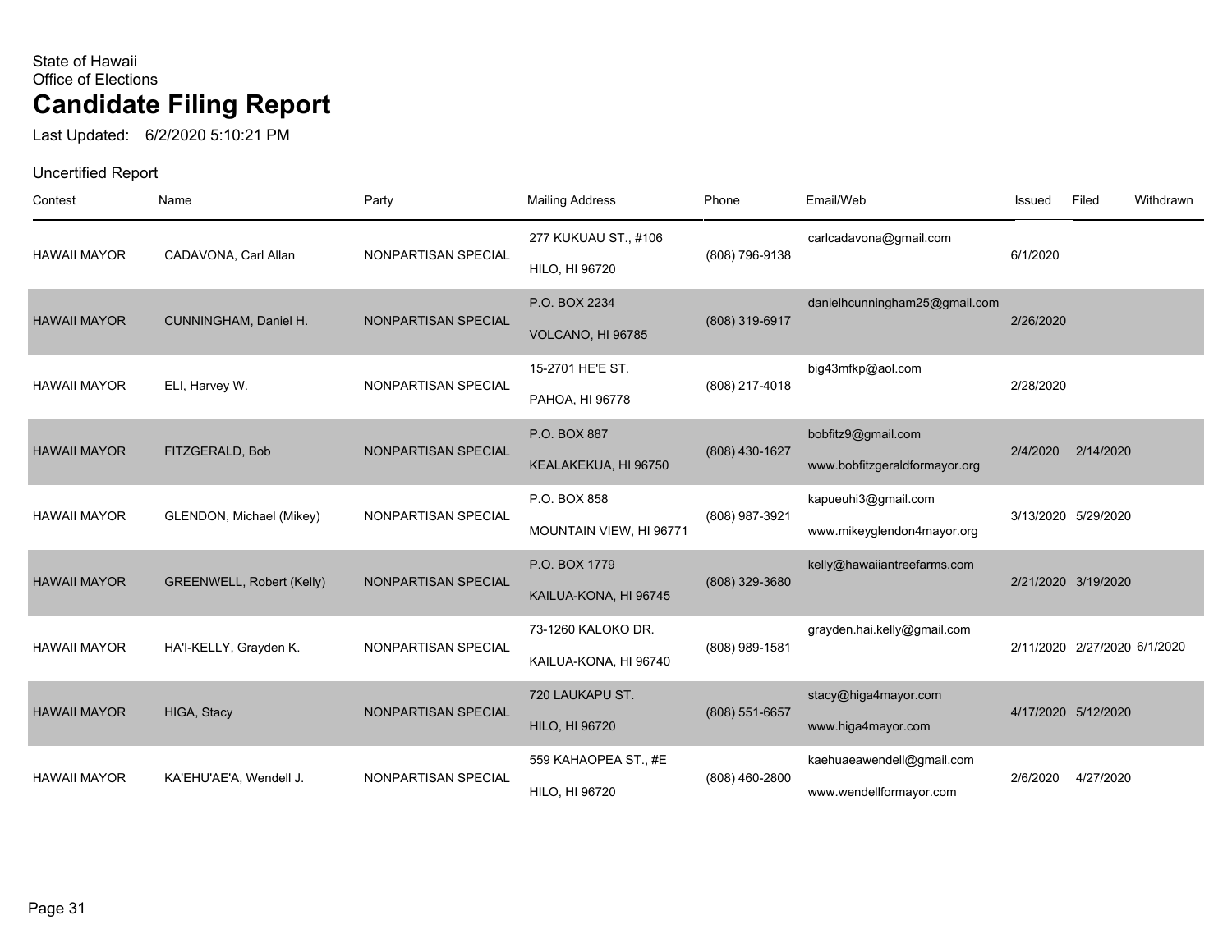State of Hawaii
Office of Elections

# Candidate Filing Report

Last Updated: 6/2/2020 5:10:21 PM

Uncertified Report

| Contest | Name | Party | Mailing Address | Phone | Email/Web | Issued | Filed | Withdrawn |
|---|---|---|---|---|---|---|---|---|
| HAWAII MAYOR | CADAVONA, Carl Allan | NONPARTISAN SPECIAL | 277 KUKUAU ST., #106 HILO, HI 96720 | (808) 796-9138 | carlcadavona@gmail.com | 6/1/2020 | | |
| HAWAII MAYOR | CUNNINGHAM, Daniel H. | NONPARTISAN SPECIAL | P.O. BOX 2234 VOLCANO, HI 96785 | (808) 319-6917 | danielhcunningham25@gmail.com | 2/26/2020 | | |
| HAWAII MAYOR | ELI, Harvey W. | NONPARTISAN SPECIAL | 15-2701 HE'E ST. PAHOA, HI 96778 | (808) 217-4018 | big43mfkp@aol.com | 2/28/2020 | | |
| HAWAII MAYOR | FITZGERALD, Bob | NONPARTISAN SPECIAL | P.O. BOX 887 KEALAKEKUA, HI 96750 | (808) 430-1627 | bobfitz9@gmail.com www.bobfitzgeraldformayor.org | 2/4/2020 | 2/14/2020 | |
| HAWAII MAYOR | GLENDON, Michael (Mikey) | NONPARTISAN SPECIAL | P.O. BOX 858 MOUNTAIN VIEW, HI 96771 | (808) 987-3921 | kapueuhi3@gmail.com www.mikeyglendon4mayor.org | 3/13/2020 | 5/29/2020 | |
| HAWAII MAYOR | GREENWELL, Robert (Kelly) | NONPARTISAN SPECIAL | P.O. BOX 1779 KAILUA-KONA, HI 96745 | (808) 329-3680 | kelly@hawaiiantreefarms.com | 2/21/2020 | 3/19/2020 | |
| HAWAII MAYOR | HA'I-KELLY, Grayden K. | NONPARTISAN SPECIAL | 73-1260 KALOKO DR. KAILUA-KONA, HI 96740 | (808) 989-1581 | grayden.hai.kelly@gmail.com | 2/11/2020 | 2/27/2020 | 6/1/2020 |
| HAWAII MAYOR | HIGA, Stacy | NONPARTISAN SPECIAL | 720 LAUKAPU ST. HILO, HI 96720 | (808) 551-6657 | stacy@higa4mayor.com www.higa4mayor.com | 4/17/2020 | 5/12/2020 | |
| HAWAII MAYOR | KA'EHU'AE'A, Wendell J. | NONPARTISAN SPECIAL | 559 KAHAOPEA ST., #E HILO, HI 96720 | (808) 460-2800 | kaehuaeawendell@gmail.com www.wendellformayor.com | 2/6/2020 | 4/27/2020 | |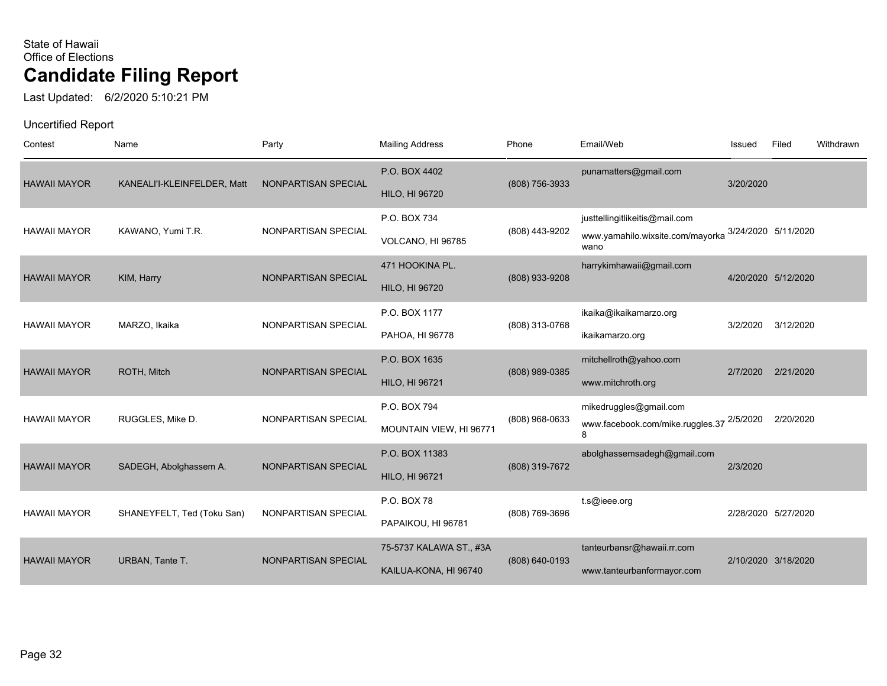State of Hawaii
Office of Elections

# Candidate Filing Report

Last Updated: 6/2/2020 5:10:21 PM

Uncertified Report

| Contest | Name | Party | Mailing Address | Phone | Email/Web | Issued | Filed | Withdrawn |
|---|---|---|---|---|---|---|---|---|
| HAWAII MAYOR | KANEALI'I-KLEINFELDER, Matt | NONPARTISAN SPECIAL | P.O. BOX 4402<br>HILO, HI 96720 | (808) 756-3933 | punamatters@gmail.com | 3/20/2020 | | |
| HAWAII MAYOR | KAWANO, Yumi T.R. | NONPARTISAN SPECIAL | P.O. BOX 734<br>VOLCANO, HI 96785 | (808) 443-9202 | justtellingitlikeitis@mail.com<br>www.yamahilo.wixsite.com/mayorkawano | 3/24/2020 | 5/11/2020 | |
| HAWAII MAYOR | KIM, Harry | NONPARTISAN SPECIAL | 471 HOOKINA PL.<br>HILO, HI 96720 | (808) 933-9208 | harrykimhawaii@gmail.com | 4/20/2020 | 5/12/2020 | |
| HAWAII MAYOR | MARZO, Ikaika | NONPARTISAN SPECIAL | P.O. BOX 1177<br>PAHOA, HI 96778 | (808) 313-0768 | ikaika@ikaikamarzo.org<br>ikaikamarzo.org | 3/2/2020 | 3/12/2020 | |
| HAWAII MAYOR | ROTH, Mitch | NONPARTISAN SPECIAL | P.O. BOX 1635<br>HILO, HI 96721 | (808) 989-0385 | mitchellroth@yahoo.com<br>www.mitchroth.org | 2/7/2020 | 2/21/2020 | |
| HAWAII MAYOR | RUGGLES, Mike D. | NONPARTISAN SPECIAL | P.O. BOX 794<br>MOUNTAIN VIEW, HI 96771 | (808) 968-0633 | mikedruggles@gmail.com<br>www.facebook.com/mike.ruggles.378 | 2/5/2020 | 2/20/2020 | |
| HAWAII MAYOR | SADEGH, Abolghassem A. | NONPARTISAN SPECIAL | P.O. BOX 11383<br>HILO, HI 96721 | (808) 319-7672 | abolghassemsadegh@gmail.com | 2/3/2020 | | |
| HAWAII MAYOR | SHANEYFELT, Ted (Toku San) | NONPARTISAN SPECIAL | P.O. BOX 78<br>PAPAIKOU, HI 96781 | (808) 769-3696 | t.s@ieee.org | 2/28/2020 | 5/27/2020 | |
| HAWAII MAYOR | URBAN, Tante T. | NONPARTISAN SPECIAL | 75-5737 KALAWA ST., #3A<br>KAILUA-KONA, HI 96740 | (808) 640-0193 | tanteurbansr@hawaii.rr.com<br>www.tanteurbanformayor.com | 2/10/2020 | 3/18/2020 | |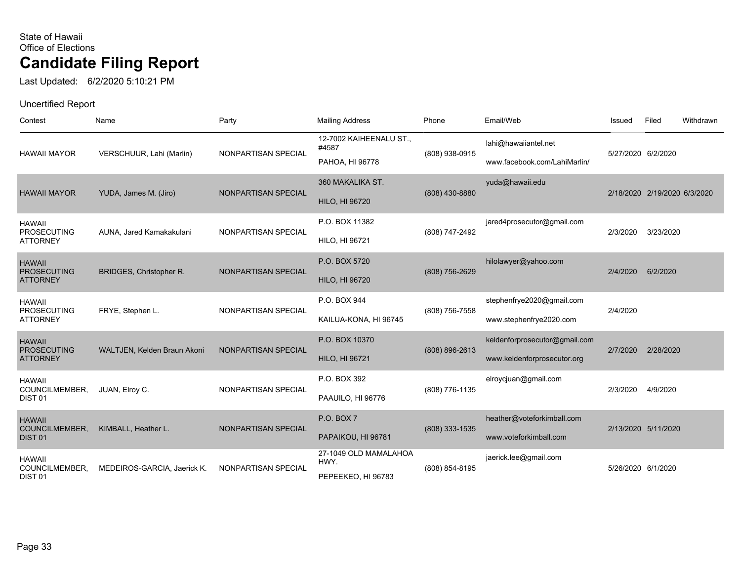State of Hawaii
Office of Elections

# Candidate Filing Report

Last Updated: 6/2/2020 5:10:21 PM

Uncertified Report

| Contest | Name | Party | Mailing Address | Phone | Email/Web | Issued | Filed | Withdrawn |
|---|---|---|---|---|---|---|---|---|
| HAWAII MAYOR | VERSCHUUR, Lahi (Marlin) | NONPARTISAN SPECIAL | 12-7002 KAIHEENALU ST., #4587 PAHOA, HI 96778 | (808) 938-0915 | lahi@hawaiiantel.net www.facebook.com/LahiMarlin/ | 5/27/2020 | 6/2/2020 | |
| HAWAII MAYOR | YUDA, James M. (Jiro) | NONPARTISAN SPECIAL | 360 MAKALIKA ST. HILO, HI 96720 | (808) 430-8880 | yuda@hawaii.edu | 2/18/2020 | 2/19/2020 | 6/3/2020 |
| HAWAII PROSECUTING ATTORNEY | AUNA, Jared Kamakakulani | NONPARTISAN SPECIAL | P.O. BOX 11382 HILO, HI 96721 | (808) 747-2492 | jared4prosecutor@gmail.com | 2/3/2020 | 3/23/2020 | |
| HAWAII PROSECUTING ATTORNEY | BRIDGES, Christopher R. | NONPARTISAN SPECIAL | P.O. BOX 5720 HILO, HI 96720 | (808) 756-2629 | hilolawyer@yahoo.com | 2/4/2020 | 6/2/2020 | |
| HAWAII PROSECUTING ATTORNEY | FRYE, Stephen L. | NONPARTISAN SPECIAL | P.O. BOX 944 KAILUA-KONA, HI 96745 | (808) 756-7558 | stephenfrye2020@gmail.com www.stephenfrye2020.com | 2/4/2020 | | |
| HAWAII PROSECUTING ATTORNEY | WALTJEN, Kelden Braun Akoni | NONPARTISAN SPECIAL | P.O. BOX 10370 HILO, HI 96721 | (808) 896-2613 | keldenforprosecutor@gmail.com www.keldenforprosecutor.org | 2/7/2020 | 2/28/2020 | |
| HAWAII COUNCILMEMBER, DIST 01 | JUAN, Elroy C. | NONPARTISAN SPECIAL | P.O. BOX 392 PAAUILO, HI 96776 | (808) 776-1135 | elroycjuan@gmail.com | 2/3/2020 | 4/9/2020 | |
| HAWAII COUNCILMEMBER, DIST 01 | KIMBALL, Heather L. | NONPARTISAN SPECIAL | P.O. BOX 7 PAPAIKOU, HI 96781 | (808) 333-1535 | heather@voteforkimball.com www.voteforkimball.com | 2/13/2020 | 5/11/2020 | |
| HAWAII COUNCILMEMBER, DIST 01 | MEDEIROS-GARCIA, Jaerick K. | NONPARTISAN SPECIAL | 27-1049 OLD MAMALAHOA HWY. PEPEEKEO, HI 96783 | (808) 854-8195 | jaerick.lee@gmail.com | 5/26/2020 | 6/1/2020 | |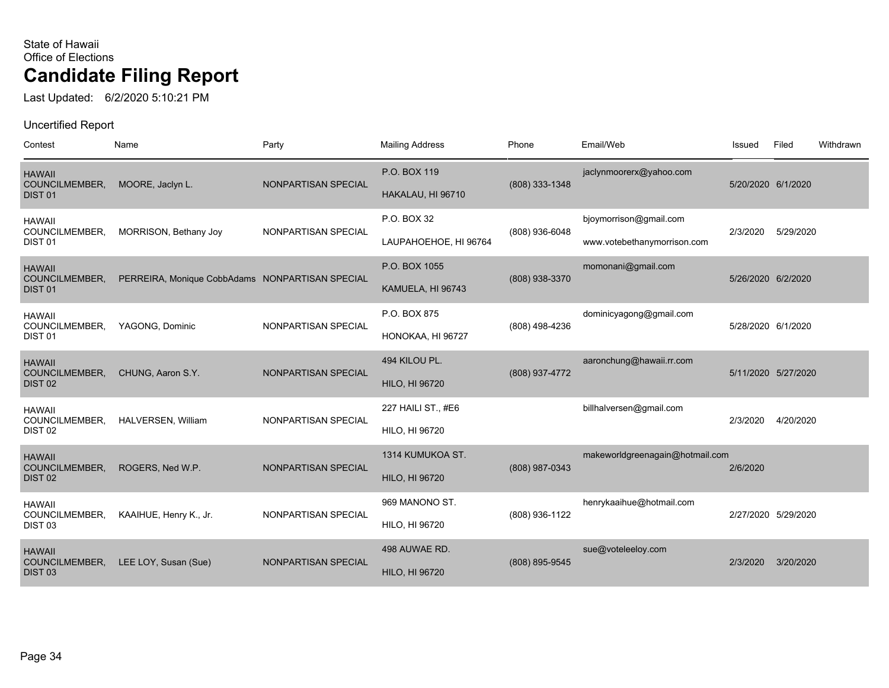State of Hawaii
Office of Elections

# Candidate Filing Report

Last Updated: 6/2/2020 5:10:21 PM

Uncertified Report

| Contest | Name | Party | Mailing Address | Phone | Email/Web | Issued | Filed | Withdrawn |
|---|---|---|---|---|---|---|---|---|
| HAWAII COUNCILMEMBER, DIST 01 | MOORE, Jaclyn L. | NONPARTISAN SPECIAL | P.O. BOX 119<br>HAKALAU, HI 96710 | (808) 333-1348 | jaclynmoorerx@yahoo.com | 5/20/2020 | 6/1/2020 | |
| HAWAII COUNCILMEMBER, DIST 01 | MORRISON, Bethany Joy | NONPARTISAN SPECIAL | P.O. BOX 32<br>LAUPAHOEHOE, HI 96764 | (808) 936-6048 | bjoymorrison@gmail.com<br>www.votebethanymorrison.com | 2/3/2020 | 5/29/2020 | |
| HAWAII COUNCILMEMBER, DIST 01 | PERREIRA, Monique CobbAdams | NONPARTISAN SPECIAL | P.O. BOX 1055<br>KAMUELA, HI 96743 | (808) 938-3370 | momonani@gmail.com | 5/26/2020 | 6/2/2020 | |
| HAWAII COUNCILMEMBER, DIST 01 | YAGONG, Dominic | NONPARTISAN SPECIAL | P.O. BOX 875<br>HONOKAA, HI 96727 | (808) 498-4236 | dominicyagong@gmail.com | 5/28/2020 | 6/1/2020 | |
| HAWAII COUNCILMEMBER, DIST 02 | CHUNG, Aaron S.Y. | NONPARTISAN SPECIAL | 494 KILOU PL.<br>HILO, HI 96720 | (808) 937-4772 | aaronchung@hawaii.rr.com | 5/11/2020 | 5/27/2020 | |
| HAWAII COUNCILMEMBER, DIST 02 | HALVERSEN, William | NONPARTISAN SPECIAL | 227 HAILI ST., #E6<br>HILO, HI 96720 | | billhalversen@gmail.com | 2/3/2020 | 4/20/2020 | |
| HAWAII COUNCILMEMBER, DIST 02 | ROGERS, Ned W.P. | NONPARTISAN SPECIAL | 1314 KUMUKOA ST.<br>HILO, HI 96720 | (808) 987-0343 | makeworldgreenagain@hotmail.com | 2/6/2020 | | |
| HAWAII COUNCILMEMBER, DIST 03 | KAAIHUE, Henry K., Jr. | NONPARTISAN SPECIAL | 969 MANONO ST.<br>HILO, HI 96720 | (808) 936-1122 | henrykaaihue@hotmail.com | 2/27/2020 | 5/29/2020 | |
| HAWAII COUNCILMEMBER, DIST 03 | LEE LOY, Susan (Sue) | NONPARTISAN SPECIAL | 498 AUWAE RD.<br>HILO, HI 96720 | (808) 895-9545 | sue@voteleeloy.com | 2/3/2020 | 3/20/2020 | |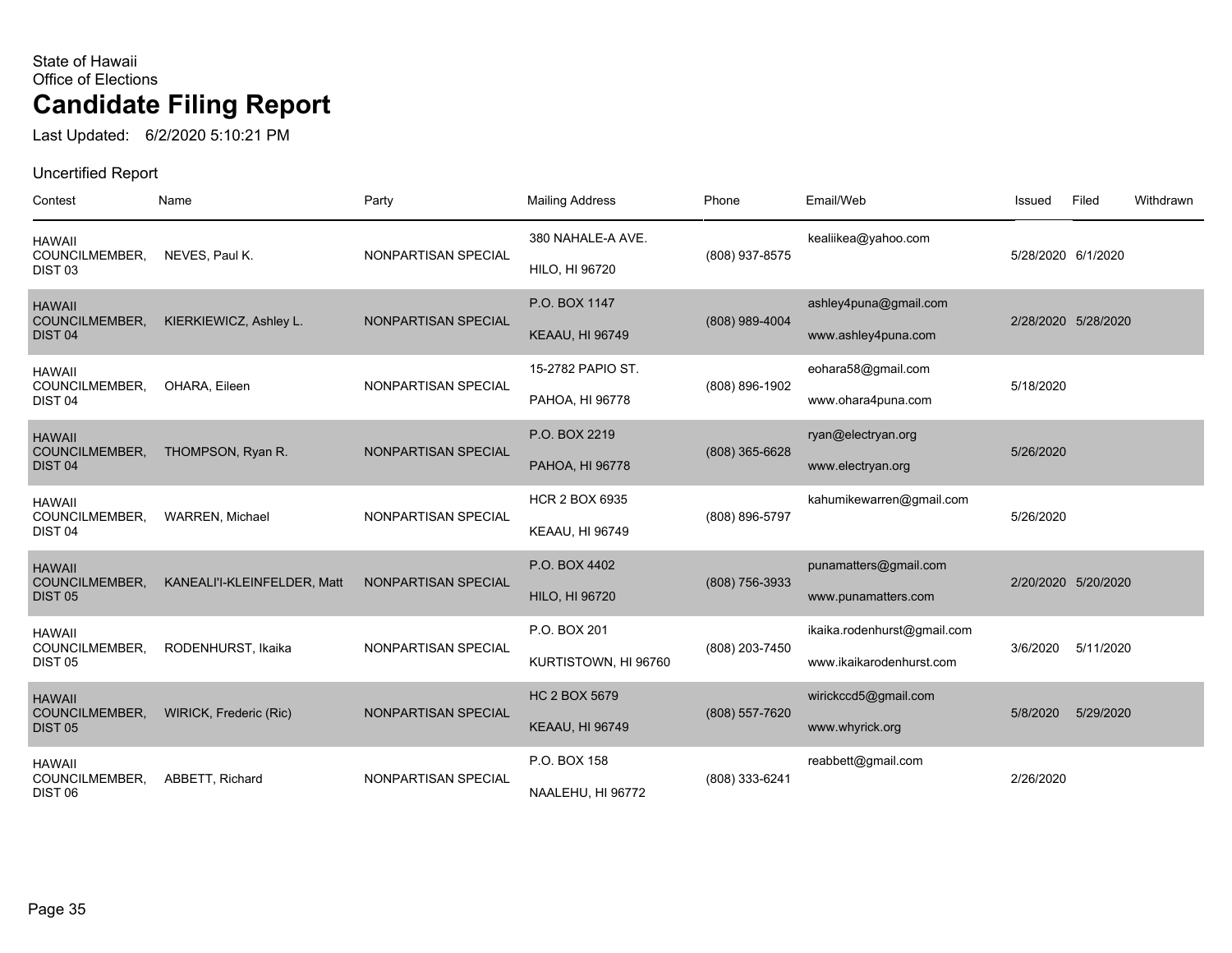State of Hawaii
Office of Elections

# Candidate Filing Report

Last Updated: 6/2/2020 5:10:21 PM

Uncertified Report

| Contest | Name | Party | Mailing Address | Phone | Email/Web | Issued | Filed | Withdrawn |
|---|---|---|---|---|---|---|---|---|
| HAWAII COUNCILMEMBER, DIST 03 | NEVES, Paul K. | NONPARTISAN SPECIAL | 380 NAHALE-A AVE. HILO, HI 96720 | (808) 937-8575 | kealiikea@yahoo.com | 5/28/2020 | 6/1/2020 | |
| HAWAII COUNCILMEMBER, DIST 04 | KIERKIEWICZ, Ashley L. | NONPARTISAN SPECIAL | P.O. BOX 1147 KEAAU, HI 96749 | (808) 989-4004 | ashley4puna@gmail.com www.ashley4puna.com | 2/28/2020 | 5/28/2020 | |
| HAWAII COUNCILMEMBER, DIST 04 | OHARA, Eileen | NONPARTISAN SPECIAL | 15-2782 PAPIO ST. PAHOA, HI 96778 | (808) 896-1902 | eohara58@gmail.com www.ohara4puna.com | 5/18/2020 | | |
| HAWAII COUNCILMEMBER, DIST 04 | THOMPSON, Ryan R. | NONPARTISAN SPECIAL | P.O. BOX 2219 PAHOA, HI 96778 | (808) 365-6628 | ryan@electryan.org www.electryan.org | 5/26/2020 | | |
| HAWAII COUNCILMEMBER, DIST 04 | WARREN, Michael | NONPARTISAN SPECIAL | HCR 2 BOX 6935 KEAAU, HI 96749 | (808) 896-5797 | kahumikewarren@gmail.com | 5/26/2020 | | |
| HAWAII COUNCILMEMBER, DIST 05 | KANEALI'I-KLEINFELDER, Matt | NONPARTISAN SPECIAL | P.O. BOX 4402 HILO, HI 96720 | (808) 756-3933 | punamatters@gmail.com www.punamatters.com | 2/20/2020 | 5/20/2020 | |
| HAWAII COUNCILMEMBER, DIST 05 | RODENHURST, Ikaika | NONPARTISAN SPECIAL | P.O. BOX 201 KURTISTOWN, HI 96760 | (808) 203-7450 | ikaika.rodenhurst@gmail.com www.ikaikarodenhurst.com | 3/6/2020 | 5/11/2020 | |
| HAWAII COUNCILMEMBER, DIST 05 | WIRICK, Frederic (Ric) | NONPARTISAN SPECIAL | HC 2 BOX 5679 KEAAU, HI 96749 | (808) 557-7620 | wirickccd5@gmail.com www.whyrick.org | 5/8/2020 | 5/29/2020 | |
| HAWAII COUNCILMEMBER, DIST 06 | ABBETT, Richard | NONPARTISAN SPECIAL | P.O. BOX 158 NAALEHU, HI 96772 | (808) 333-6241 | reabbett@gmail.com | 2/26/2020 | | |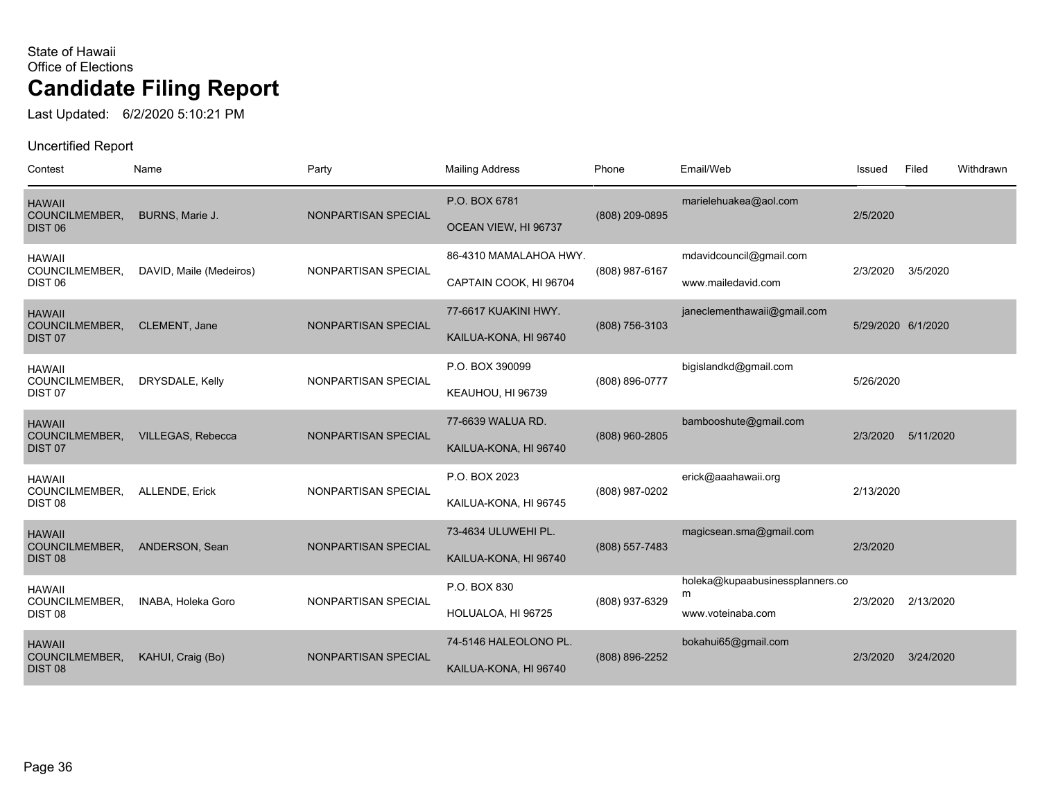State of Hawaii
Office of Elections

# Candidate Filing Report

Last Updated: 6/2/2020 5:10:21 PM

Uncertified Report

| Contest | Name | Party | Mailing Address | Phone | Email/Web | Issued | Filed | Withdrawn |
|---|---|---|---|---|---|---|---|---|
| HAWAII COUNCILMEMBER, DIST 06 | BURNS, Marie J. | NONPARTISAN SPECIAL | P.O. BOX 6781 OCEAN VIEW, HI 96737 | (808) 209-0895 | marielehuakea@aol.com | 2/5/2020 | | |
| HAWAII COUNCILMEMBER, DIST 06 | DAVID, Maile (Medeiros) | NONPARTISAN SPECIAL | 86-4310 MAMALAHOA HWY. CAPTAIN COOK, HI 96704 | (808) 987-6167 | mdavidcouncil@gmail.com www.mailedavid.com | 2/3/2020 | 3/5/2020 | |
| HAWAII COUNCILMEMBER, DIST 07 | CLEMENT, Jane | NONPARTISAN SPECIAL | 77-6617 KUAKINI HWY. KAILUA-KONA, HI 96740 | (808) 756-3103 | janeclementhawaii@gmail.com | 5/29/2020 | 6/1/2020 | |
| HAWAII COUNCILMEMBER, DIST 07 | DRYSDALE, Kelly | NONPARTISAN SPECIAL | P.O. BOX 390099 KEAUHOU, HI 96739 | (808) 896-0777 | bigislandkd@gmail.com | 5/26/2020 | | |
| HAWAII COUNCILMEMBER, DIST 07 | VILLEGAS, Rebecca | NONPARTISAN SPECIAL | 77-6639 WALUA RD. KAILUA-KONA, HI 96740 | (808) 960-2805 | bambooshute@gmail.com | 2/3/2020 | 5/11/2020 | |
| HAWAII COUNCILMEMBER, DIST 08 | ALLENDE, Erick | NONPARTISAN SPECIAL | P.O. BOX 2023 KAILUA-KONA, HI 96745 | (808) 987-0202 | erick@aaahawaii.org | 2/13/2020 | | |
| HAWAII COUNCILMEMBER, DIST 08 | ANDERSON, Sean | NONPARTISAN SPECIAL | 73-4634 ULUWEHI PL. KAILUA-KONA, HI 96740 | (808) 557-7483 | magicsean.sma@gmail.com | 2/3/2020 | | |
| HAWAII COUNCILMEMBER, DIST 08 | INABA, Holeka Goro | NONPARTISAN SPECIAL | P.O. BOX 830 HOLUALOA, HI 96725 | (808) 937-6329 | holeka@kupaabusinessplanners.com www.voteinaba.com | 2/3/2020 | 2/13/2020 | |
| HAWAII COUNCILMEMBER, DIST 08 | KAHUI, Craig (Bo) | NONPARTISAN SPECIAL | 74-5146 HALEOLONO PL. KAILUA-KONA, HI 96740 | (808) 896-2252 | bokahui65@gmail.com | 2/3/2020 | 3/24/2020 | |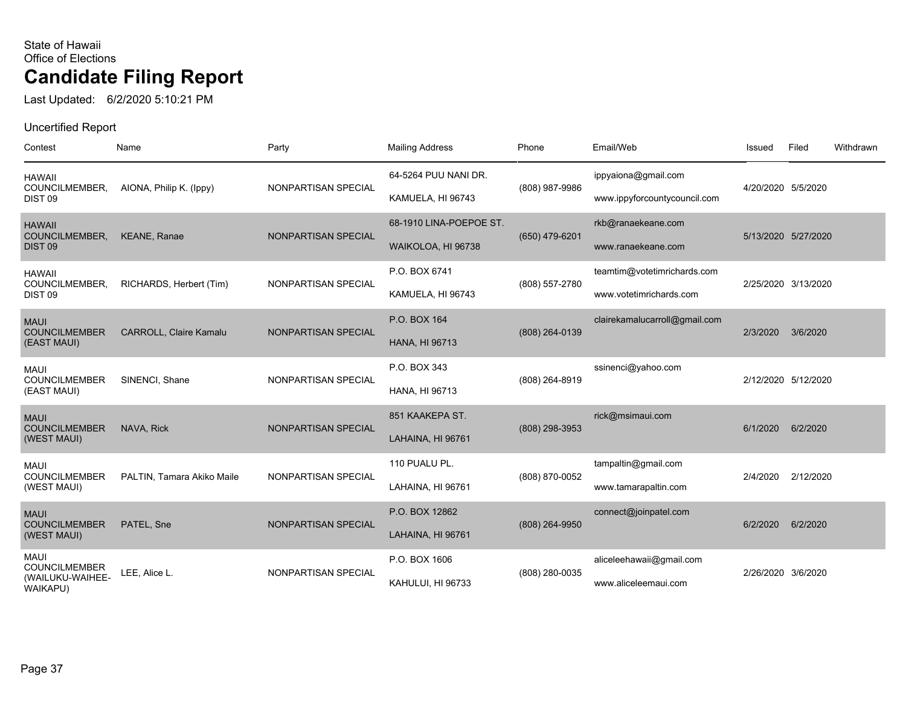State of Hawaii
Office of Elections

# Candidate Filing Report

Last Updated: 6/2/2020 5:10:21 PM

Uncertified Report

| Contest | Name | Party | Mailing Address | Phone | Email/Web | Issued | Filed | Withdrawn |
|---|---|---|---|---|---|---|---|---|
| HAWAII COUNCILMEMBER, DIST 09 | AIONA, Philip K. (Ippy) | NONPARTISAN SPECIAL | 64-5264 PUU NANI DR. KAMUELA, HI 96743 | (808) 987-9986 | ippyaiona@gmail.com www.ippyforcountycouncil.com | 4/20/2020 | 5/5/2020 | |
| HAWAII COUNCILMEMBER, DIST 09 | KEANE, Ranae | NONPARTISAN SPECIAL | 68-1910 LINA-POEPOE ST. WAIKOLOA, HI 96738 | (650) 479-6201 | rkb@ranaekeane.com www.ranaekeane.com | 5/13/2020 | 5/27/2020 | |
| HAWAII COUNCILMEMBER, DIST 09 | RICHARDS, Herbert (Tim) | NONPARTISAN SPECIAL | P.O. BOX 6741 KAMUELA, HI 96743 | (808) 557-2780 | teamtim@votetimrichards.com www.votetimrichards.com | 2/25/2020 | 3/13/2020 | |
| MAUI COUNCILMEMBER (EAST MAUI) | CARROLL, Claire Kamalu | NONPARTISAN SPECIAL | P.O. BOX 164 HANA, HI 96713 | (808) 264-0139 | clairekamalucarroll@gmail.com | 2/3/2020 | 3/6/2020 | |
| MAUI COUNCILMEMBER (EAST MAUI) | SINENCI, Shane | NONPARTISAN SPECIAL | P.O. BOX 343 HANA, HI 96713 | (808) 264-8919 | ssinenci@yahoo.com | 2/12/2020 | 5/12/2020 | |
| MAUI COUNCILMEMBER (WEST MAUI) | NAVA, Rick | NONPARTISAN SPECIAL | 851 KAAKEPA ST. LAHAINA, HI 96761 | (808) 298-3953 | rick@msimaui.com | 6/1/2020 | 6/2/2020 | |
| MAUI COUNCILMEMBER (WEST MAUI) | PALTIN, Tamara Akiko Maile | NONPARTISAN SPECIAL | 110 PUALU PL. LAHAINA, HI 96761 | (808) 870-0052 | tampaltin@gmail.com www.tamarapaltin.com | 2/4/2020 | 2/12/2020 | |
| MAUI COUNCILMEMBER (WEST MAUI) | PATEL, Sne | NONPARTISAN SPECIAL | P.O. BOX 12862 LAHAINA, HI 96761 | (808) 264-9950 | connect@joinpatel.com | 6/2/2020 | 6/2/2020 | |
| MAUI COUNCILMEMBER (WAILUKU-WAIHEE-WAIKAPU) | LEE, Alice L. | NONPARTISAN SPECIAL | P.O. BOX 1606 KAHULUI, HI 96733 | (808) 280-0035 | aliceleehawaii@gmail.com www.aliceleemaui.com | 2/26/2020 | 3/6/2020 | |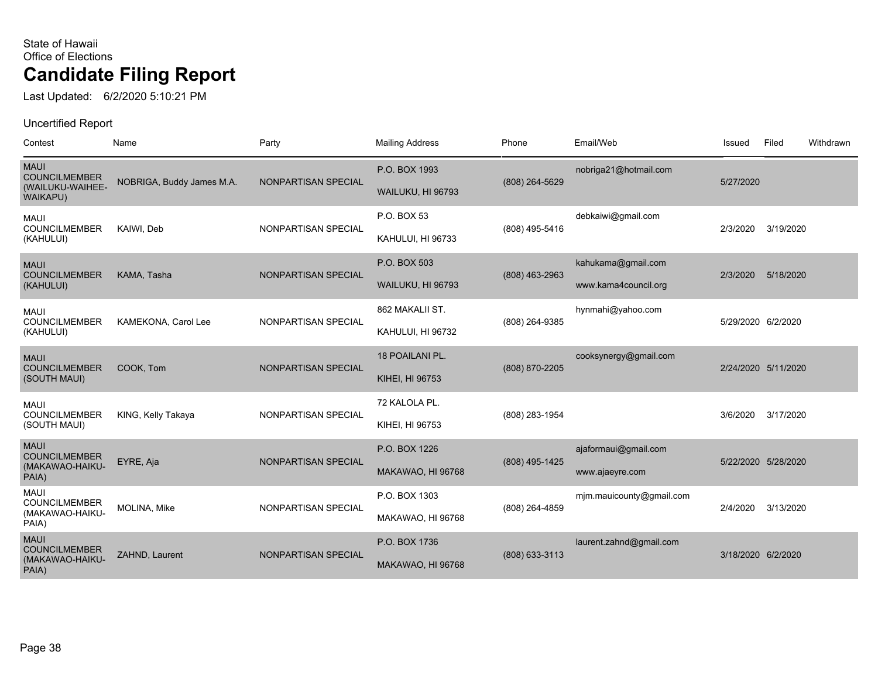State of Hawaii
Office of Elections

# Candidate Filing Report

Last Updated: 6/2/2020 5:10:21 PM

Uncertified Report

| Contest | Name | Party | Mailing Address | Phone | Email/Web | Issued | Filed | Withdrawn |
|---|---|---|---|---|---|---|---|---|
| MAUI COUNCILMEMBER (WAILUKU-WAIHEE-WAIKAPU) | NOBRIGA, Buddy James M.A. | NONPARTISAN SPECIAL | P.O. BOX 1993 WAILUKU, HI 96793 | (808) 264-5629 | nobriga21@hotmail.com | 5/27/2020 | | |
| MAUI COUNCILMEMBER (KAHULUI) | KAIWI, Deb | NONPARTISAN SPECIAL | P.O. BOX 53 KAHULUI, HI 96733 | (808) 495-5416 | debkaiwi@gmail.com | 2/3/2020 | 3/19/2020 | |
| MAUI COUNCILMEMBER (KAHULUI) | KAMA, Tasha | NONPARTISAN SPECIAL | P.O. BOX 503 WAILUKU, HI 96793 | (808) 463-2963 | kahukama@gmail.com www.kama4council.org | 2/3/2020 | 5/18/2020 | |
| MAUI COUNCILMEMBER (KAHULUI) | KAMEKONA, Carol Lee | NONPARTISAN SPECIAL | 862 MAKALII ST. KAHULUI, HI 96732 | (808) 264-9385 | hynmahi@yahoo.com | 5/29/2020 | 6/2/2020 | |
| MAUI COUNCILMEMBER (SOUTH MAUI) | COOK, Tom | NONPARTISAN SPECIAL | 18 POAILANI PL. KIHEI, HI 96753 | (808) 870-2205 | cooksynergy@gmail.com | 2/24/2020 | 5/11/2020 | |
| MAUI COUNCILMEMBER (SOUTH MAUI) | KING, Kelly Takaya | NONPARTISAN SPECIAL | 72 KALOLA PL. KIHEI, HI 96753 | (808) 283-1954 | | 3/6/2020 | 3/17/2020 | |
| MAUI COUNCILMEMBER (MAKAWAO-HAIKU-PAIA) | EYRE, Aja | NONPARTISAN SPECIAL | P.O. BOX 1226 MAKAWAO, HI 96768 | (808) 495-1425 | ajaformaui@gmail.com www.ajaeyre.com | 5/22/2020 | 5/28/2020 | |
| MAUI COUNCILMEMBER (MAKAWAO-HAIKU-PAIA) | MOLINA, Mike | NONPARTISAN SPECIAL | P.O. BOX 1303 MAKAWAO, HI 96768 | (808) 264-4859 | mjm.mauicounty@gmail.com | 2/4/2020 | 3/13/2020 | |
| MAUI COUNCILMEMBER (MAKAWAO-HAIKU-PAIA) | ZAHND, Laurent | NONPARTISAN SPECIAL | P.O. BOX 1736 MAKAWAO, HI 96768 | (808) 633-3113 | laurent.zahnd@gmail.com | 3/18/2020 | 6/2/2020 | |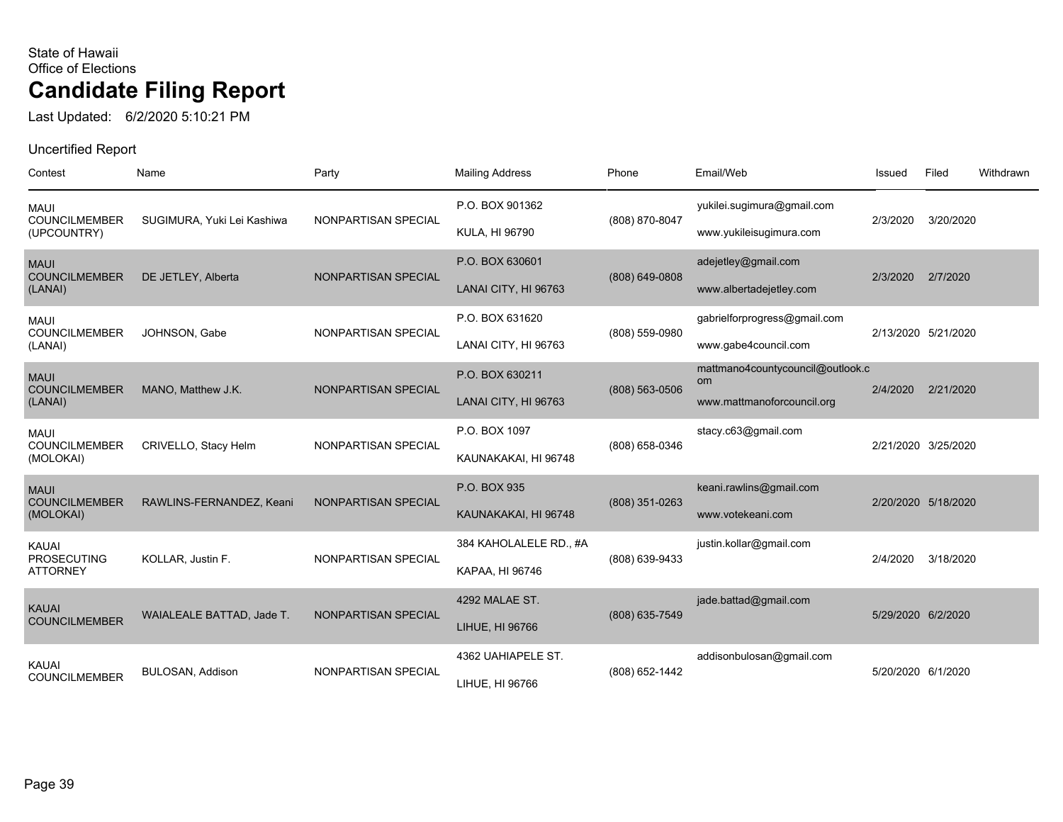State of Hawaii
Office of Elections

# Candidate Filing Report

Last Updated: 6/2/2020 5:10:21 PM

Uncertified Report

| Contest | Name | Party | Mailing Address | Phone | Email/Web | Issued | Filed | Withdrawn |
|---|---|---|---|---|---|---|---|---|
| MAUI COUNCILMEMBER (UPCOUNTRY) | SUGIMURA, Yuki Lei Kashiwa | NONPARTISAN SPECIAL | P.O. BOX 901362<br>KULA, HI 96790 | (808) 870-8047 | yukilei.sugimura@gmail.com<br>www.yukileisugimura.com | 2/3/2020 | 3/20/2020 | |
| MAUI COUNCILMEMBER (LANAI) | DE JETLEY, Alberta | NONPARTISAN SPECIAL | P.O. BOX 630601<br>LANAI CITY, HI 96763 | (808) 649-0808 | adejetley@gmail.com<br>www.albertadejetley.com | 2/3/2020 | 2/7/2020 | |
| MAUI COUNCILMEMBER (LANAI) | JOHNSON, Gabe | NONPARTISAN SPECIAL | P.O. BOX 631620<br>LANAI CITY, HI 96763 | (808) 559-0980 | gabrielforprogress@gmail.com<br>www.gabe4council.com | 2/13/2020 | 5/21/2020 | |
| MAUI COUNCILMEMBER (LANAI) | MANO, Matthew J.K. | NONPARTISAN SPECIAL | P.O. BOX 630211<br>LANAI CITY, HI 96763 | (808) 563-0506 | mattmano4countycouncil@outlook.com<br>www.mattmanoforcouncil.org | 2/4/2020 | 2/21/2020 | |
| MAUI COUNCILMEMBER (MOLOKAI) | CRIVELLO, Stacy Helm | NONPARTISAN SPECIAL | P.O. BOX 1097<br>KAUNAKAKAI, HI 96748 | (808) 658-0346 | stacy.c63@gmail.com | 2/21/2020 | 3/25/2020 | |
| MAUI COUNCILMEMBER (MOLOKAI) | RAWLINS-FERNANDEZ, Keani | NONPARTISAN SPECIAL | P.O. BOX 935<br>KAUNAKAKAI, HI 96748 | (808) 351-0263 | keani.rawlins@gmail.com<br>www.votekeani.com | 2/20/2020 | 5/18/2020 | |
| KAUAI PROSECUTING ATTORNEY | KOLLAR, Justin F. | NONPARTISAN SPECIAL | 384 KAHOLALELE RD., #A<br>KAPAA, HI 96746 | (808) 639-9433 | justin.kollar@gmail.com | 2/4/2020 | 3/18/2020 | |
| KAUAI COUNCILMEMBER | WAIALEALE BATTAD, Jade T. | NONPARTISAN SPECIAL | 4292 MALAE ST.<br>LIHUE, HI 96766 | (808) 635-7549 | jade.battad@gmail.com | 5/29/2020 | 6/2/2020 | |
| KAUAI COUNCILMEMBER | BULOSAN, Addison | NONPARTISAN SPECIAL | 4362 UAHIAPELE ST.<br>LIHUE, HI 96766 | (808) 652-1442 | addisonbulosan@gmail.com | 5/20/2020 | 6/1/2020 | |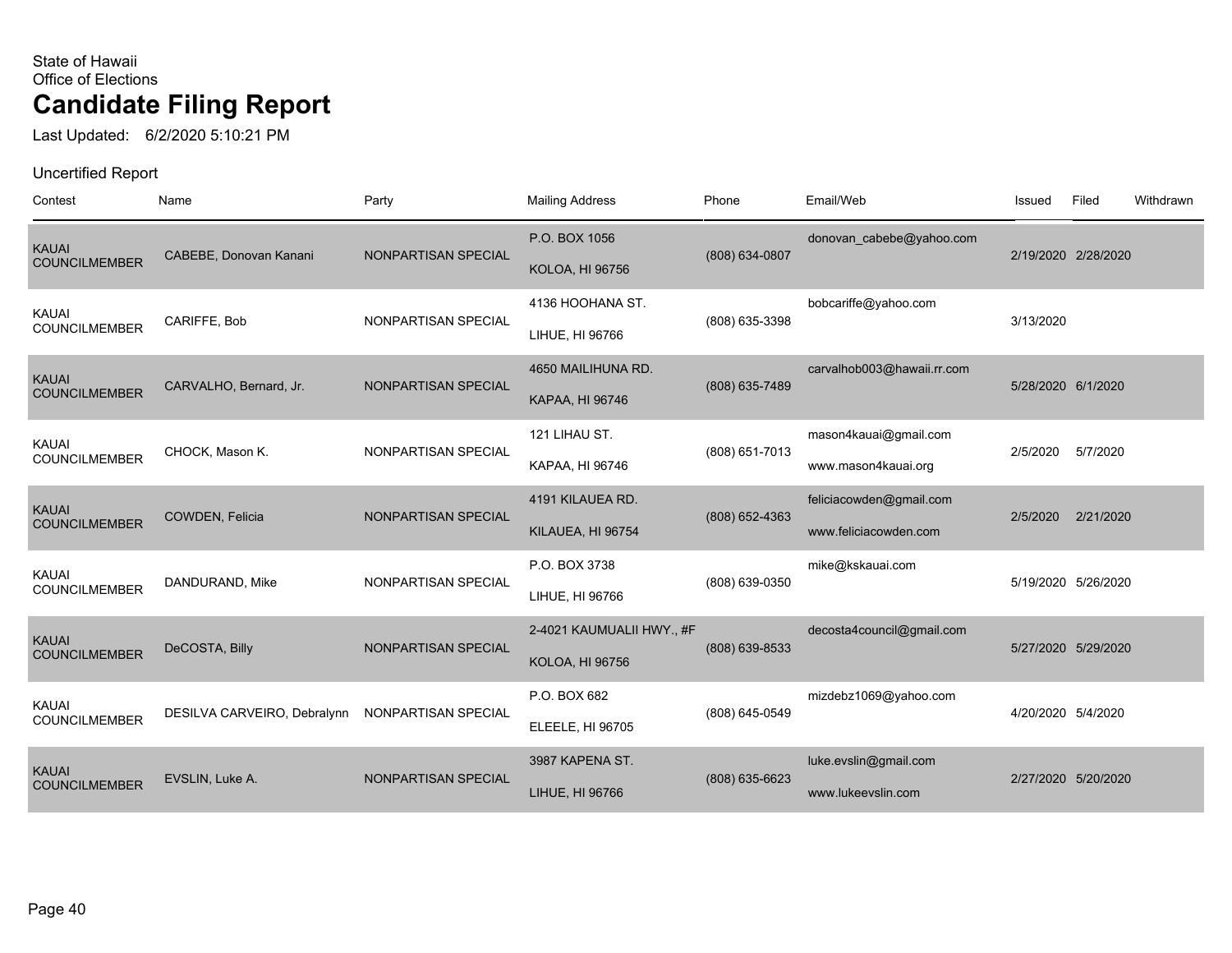State of Hawaii
Office of Elections

# Candidate Filing Report

Last Updated: 6/2/2020 5:10:21 PM

Uncertified Report

| Contest | Name | Party | Mailing Address | Phone | Email/Web | Issued | Filed | Withdrawn |
|---|---|---|---|---|---|---|---|---|
| KAUAI COUNCILMEMBER | CABEBE, Donovan Kanani | NONPARTISAN SPECIAL | P.O. BOX 1056 KOLOA, HI 96756 | (808) 634-0807 | donovan_cabebe@yahoo.com | 2/19/2020 | 2/28/2020 | |
| KAUAI COUNCILMEMBER | CARIFFE, Bob | NONPARTISAN SPECIAL | 4136 HOOHANA ST. LIHUE, HI 96766 | (808) 635-3398 | bobcariffe@yahoo.com | 3/13/2020 | | |
| KAUAI COUNCILMEMBER | CARVALHO, Bernard, Jr. | NONPARTISAN SPECIAL | 4650 MAILIHUNA RD. KAPAA, HI 96746 | (808) 635-7489 | carvalhob003@hawaii.rr.com | 5/28/2020 | 6/1/2020 | |
| KAUAI COUNCILMEMBER | CHOCK, Mason K. | NONPARTISAN SPECIAL | 121 LIHAU ST. KAPAA, HI 96746 | (808) 651-7013 | mason4kauai@gmail.com www.mason4kauai.org | 2/5/2020 | 5/7/2020 | |
| KAUAI COUNCILMEMBER | COWDEN, Felicia | NONPARTISAN SPECIAL | 4191 KILAUEA RD. KILAUEA, HI 96754 | (808) 652-4363 | feliciacowden@gmail.com www.feliciacowden.com | 2/5/2020 | 2/21/2020 | |
| KAUAI COUNCILMEMBER | DANDURAND, Mike | NONPARTISAN SPECIAL | P.O. BOX 3738 LIHUE, HI 96766 | (808) 639-0350 | mike@kskauai.com | 5/19/2020 | 5/26/2020 | |
| KAUAI COUNCILMEMBER | DeCOSTA, Billy | NONPARTISAN SPECIAL | 2-4021 KAUMUALII HWY., #F KOLOA, HI 96756 | (808) 639-8533 | decosta4council@gmail.com | 5/27/2020 | 5/29/2020 | |
| KAUAI COUNCILMEMBER | DESILVA CARVEIRO, Debralynn | NONPARTISAN SPECIAL | P.O. BOX 682 ELEELE, HI 96705 | (808) 645-0549 | mizdebz1069@yahoo.com | 4/20/2020 | 5/4/2020 | |
| KAUAI COUNCILMEMBER | EVSLIN, Luke A. | NONPARTISAN SPECIAL | 3987 KAPENA ST. LIHUE, HI 96766 | (808) 635-6623 | luke.evslin@gmail.com www.lukeevslin.com | 2/27/2020 | 5/20/2020 | |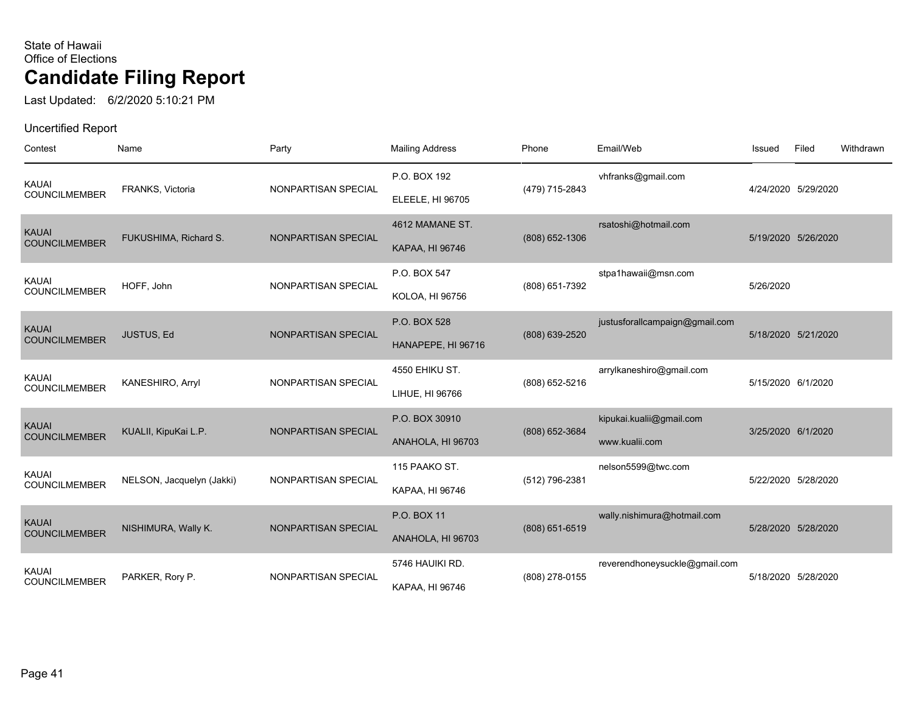State of Hawaii
Office of Elections

# Candidate Filing Report

Last Updated: 6/2/2020 5:10:21 PM

Uncertified Report

| Contest | Name | Party | Mailing Address | Phone | Email/Web | Issued | Filed | Withdrawn |
|---|---|---|---|---|---|---|---|---|
| KAUAI COUNCILMEMBER | FRANKS, Victoria | NONPARTISAN SPECIAL | P.O. BOX 192<br>ELEELE, HI 96705 | (479) 715-2843 | vhfranks@gmail.com | 4/24/2020 | 5/29/2020 | |
| KAUAI COUNCILMEMBER | FUKUSHIMA, Richard S. | NONPARTISAN SPECIAL | 4612 MAMANE ST.<br>KAPAA, HI 96746 | (808) 652-1306 | rsatoshi@hotmail.com | 5/19/2020 | 5/26/2020 | |
| KAUAI COUNCILMEMBER | HOFF, John | NONPARTISAN SPECIAL | P.O. BOX 547<br>KOLOA, HI 96756 | (808) 651-7392 | stpa1hawaii@msn.com | 5/26/2020 | | |
| KAUAI COUNCILMEMBER | JUSTUS, Ed | NONPARTISAN SPECIAL | P.O. BOX 528<br>HANAPEPE, HI 96716 | (808) 639-2520 | justusforallcampaign@gmail.com | 5/18/2020 | 5/21/2020 | |
| KAUAI COUNCILMEMBER | KANESHIRO, Arryl | NONPARTISAN SPECIAL | 4550 EHIKU ST.<br>LIHUE, HI 96766 | (808) 652-5216 | arrylkaneshiro@gmail.com | 5/15/2020 | 6/1/2020 | |
| KAUAI COUNCILMEMBER | KUALII, KipuKai L.P. | NONPARTISAN SPECIAL | P.O. BOX 30910<br>ANAHOLA, HI 96703 | (808) 652-3684 | kipukai.kualii@gmail.com<br>www.kualii.com | 3/25/2020 | 6/1/2020 | |
| KAUAI COUNCILMEMBER | NELSON, Jacquelyn (Jakki) | NONPARTISAN SPECIAL | 115 PAAKO ST.<br>KAPAA, HI 96746 | (512) 796-2381 | nelson5599@twc.com | 5/22/2020 | 5/28/2020 | |
| KAUAI COUNCILMEMBER | NISHIMURA, Wally K. | NONPARTISAN SPECIAL | P.O. BOX 11<br>ANAHOLA, HI 96703 | (808) 651-6519 | wally.nishimura@hotmail.com | 5/28/2020 | 5/28/2020 | |
| KAUAI COUNCILMEMBER | PARKER, Rory P. | NONPARTISAN SPECIAL | 5746 HAUIKI RD.<br>KAPAA, HI 96746 | (808) 278-0155 | reverendhoneysuckle@gmail.com | 5/18/2020 | 5/28/2020 | |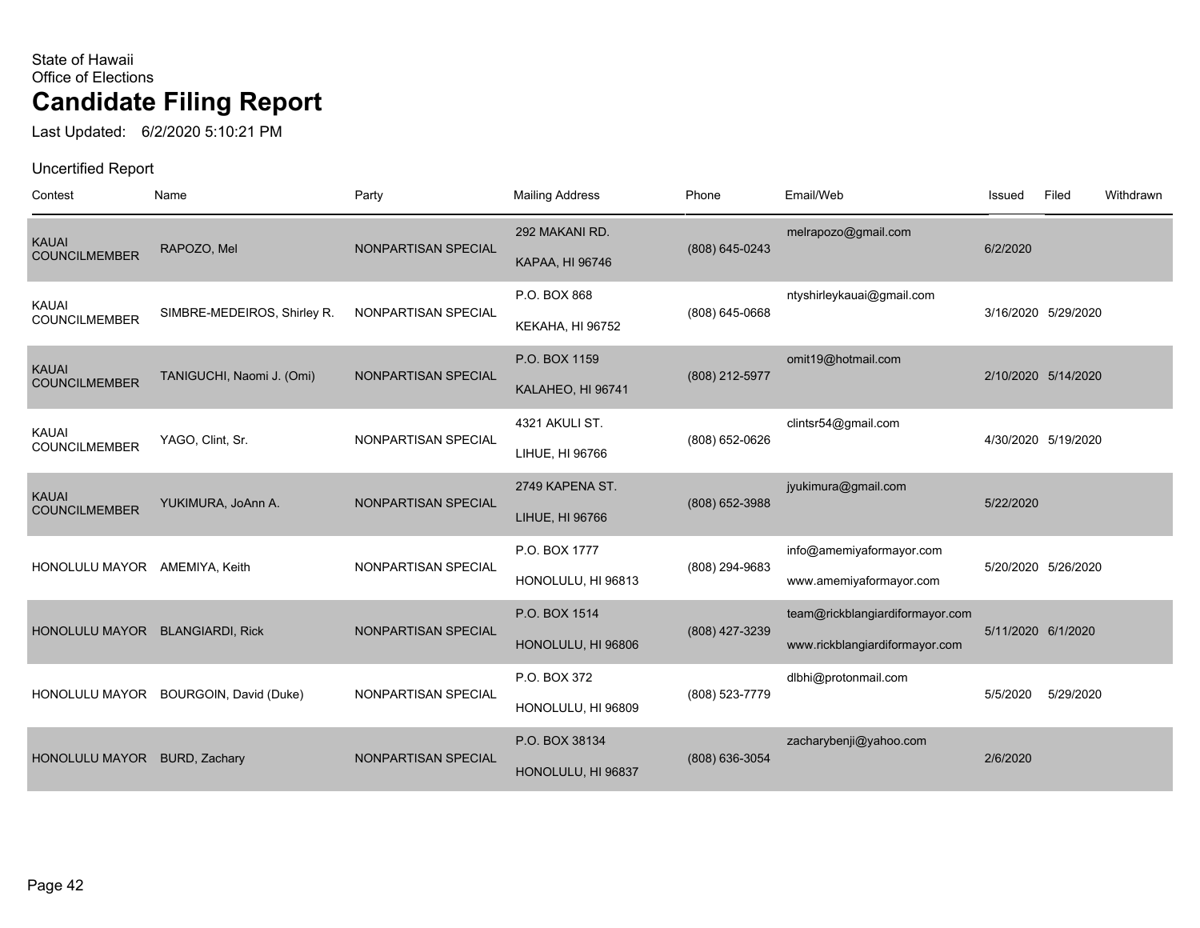State of Hawaii
Office of Elections

# Candidate Filing Report

Last Updated: 6/2/2020 5:10:21 PM

Uncertified Report

| Contest | Name | Party | Mailing Address | Phone | Email/Web | Issued | Filed | Withdrawn |
|---|---|---|---|---|---|---|---|---|
| KAUAI COUNCILMEMBER | RAPOZO, Mel | NONPARTISAN SPECIAL | 292 MAKANI RD.<br>KAPAA, HI 96746 | (808) 645-0243 | melrapozo@gmail.com | 6/2/2020 | | |
| KAUAI COUNCILMEMBER | SIMBRE-MEDEIROS, Shirley R. | NONPARTISAN SPECIAL | P.O. BOX 868<br>KEKAHA, HI 96752 | (808) 645-0668 | ntyshirleykauai@gmail.com | 3/16/2020 | 5/29/2020 | |
| KAUAI COUNCILMEMBER | TANIGUCHI, Naomi J. (Omi) | NONPARTISAN SPECIAL | P.O. BOX 1159<br>KALAHEO, HI 96741 | (808) 212-5977 | omit19@hotmail.com | 2/10/2020 | 5/14/2020 | |
| KAUAI COUNCILMEMBER | YAGO, Clint, Sr. | NONPARTISAN SPECIAL | 4321 AKULI ST.<br>LIHUE, HI 96766 | (808) 652-0626 | clintsr54@gmail.com | 4/30/2020 | 5/19/2020 | |
| KAUAI COUNCILMEMBER | YUKIMURA, JoAnn A. | NONPARTISAN SPECIAL | 2749 KAPENA ST.<br>LIHUE, HI 96766 | (808) 652-3988 | jyukimura@gmail.com | 5/22/2020 | | |
| HONOLULU MAYOR | AMEMIYA, Keith | NONPARTISAN SPECIAL | P.O. BOX 1777<br>HONOLULU, HI 96813 | (808) 294-9683 | info@amemiyaformayor.com<br>www.amemiyaformayor.com | 5/20/2020 | 5/26/2020 | |
| HONOLULU MAYOR | BLANGIARDI, Rick | NONPARTISAN SPECIAL | P.O. BOX 1514<br>HONOLULU, HI 96806 | (808) 427-3239 | team@rickblangiardiformayor.com<br>www.rickblangiardiformayor.com | 5/11/2020 | 6/1/2020 | |
| HONOLULU MAYOR | BOURGOIN, David (Duke) | NONPARTISAN SPECIAL | P.O. BOX 372<br>HONOLULU, HI 96809 | (808) 523-7779 | dlbhi@protonmail.com | 5/5/2020 | 5/29/2020 | |
| HONOLULU MAYOR | BURD, Zachary | NONPARTISAN SPECIAL | P.O. BOX 38134<br>HONOLULU, HI 96837 | (808) 636-3054 | zacharybenji@yahoo.com | 2/6/2020 | | |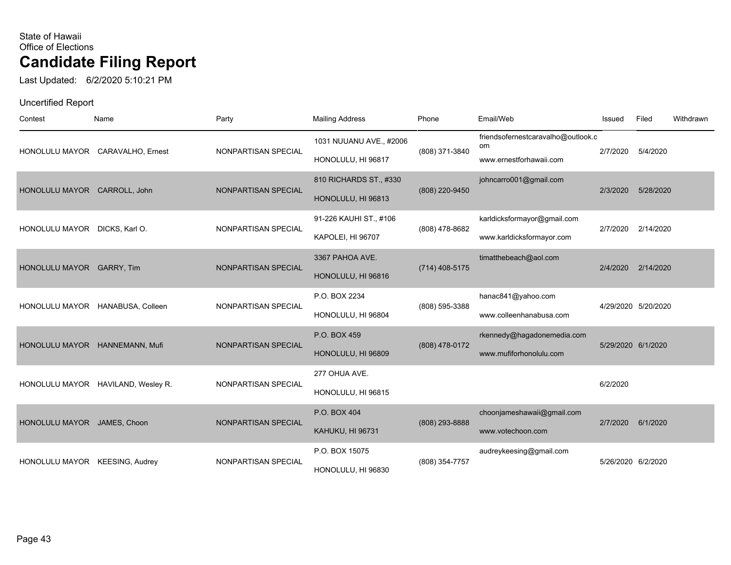State of Hawaii
Office of Elections

# Candidate Filing Report

Last Updated: 6/2/2020 5:10:21 PM

Uncertified Report

| Contest | Name | Party | Mailing Address | Phone | Email/Web | Issued | Filed | Withdrawn |
|---|---|---|---|---|---|---|---|---|
| HONOLULU MAYOR | CARAVALHO, Ernest | NONPARTISAN SPECIAL | 1031 NUUANU AVE., #2006<br>HONOLULU, HI 96817 | (808) 371-3840 | friendsofernestcaravalho@outlook.com<br>www.ernestforhawaii.com | 2/7/2020 | 5/4/2020 | |
| HONOLULU MAYOR | CARROLL, John | NONPARTISAN SPECIAL | 810 RICHARDS ST., #330<br>HONOLULU, HI 96813 | (808) 220-9450 | johncarro001@gmail.com | 2/3/2020 | 5/28/2020 | |
| HONOLULU MAYOR | DICKS, Karl O. | NONPARTISAN SPECIAL | 91-226 KAUHI ST., #106<br>KAPOLEI, HI 96707 | (808) 478-8682 | karldicksformayor@gmail.com<br>www.karldicksformayor.com | 2/7/2020 | 2/14/2020 | |
| HONOLULU MAYOR | GARRY, Tim | NONPARTISAN SPECIAL | 3367 PAHOA AVE.<br>HONOLULU, HI 96816 | (714) 408-5175 | timatthebeach@aol.com | 2/4/2020 | 2/14/2020 | |
| HONOLULU MAYOR | HANABUSA, Colleen | NONPARTISAN SPECIAL | P.O. BOX 2234<br>HONOLULU, HI 96804 | (808) 595-3388 | hanac841@yahoo.com<br>www.colleenhanabusa.com | 4/29/2020 | 5/20/2020 | |
| HONOLULU MAYOR | HANNEMANN, Mufi | NONPARTISAN SPECIAL | P.O. BOX 459<br>HONOLULU, HI 96809 | (808) 478-0172 | rkennedy@hagadonemedia.com<br>www.mufiforhonolulu.com | 5/29/2020 | 6/1/2020 | |
| HONOLULU MAYOR | HAVILAND, Wesley R. | NONPARTISAN SPECIAL | 277 OHUA AVE.<br>HONOLULU, HI 96815 | | | 6/2/2020 | | |
| HONOLULU MAYOR | JAMES, Choon | NONPARTISAN SPECIAL | P.O. BOX 404<br>KAHUKU, HI 96731 | (808) 293-8888 | choonjameshawaii@gmail.com<br>www.votechoon.com | 2/7/2020 | 6/1/2020 | |
| HONOLULU MAYOR | KEESING, Audrey | NONPARTISAN SPECIAL | P.O. BOX 15075<br>HONOLULU, HI 96830 | (808) 354-7757 | audreykeesing@gmail.com | 5/26/2020 | 6/2/2020 | |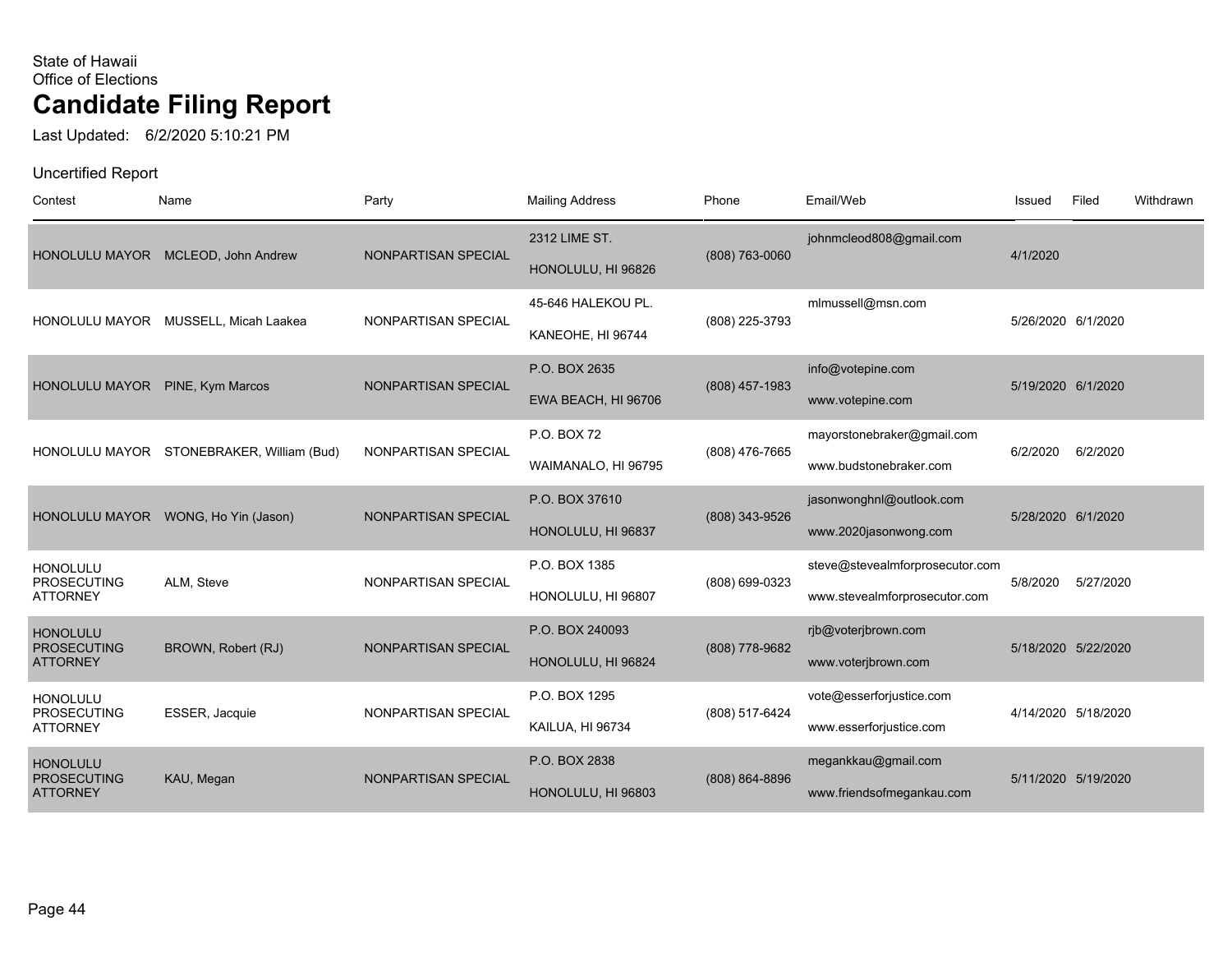State of Hawaii
Office of Elections

# Candidate Filing Report

Last Updated: 6/2/2020 5:10:21 PM

Uncertified Report

| Contest | Name | Party | Mailing Address | Phone | Email/Web | Issued | Filed | Withdrawn |
|---|---|---|---|---|---|---|---|---|
| HONOLULU MAYOR | MCLEOD, John Andrew | NONPARTISAN SPECIAL | 2312 LIME ST. HONOLULU, HI 96826 | (808) 763-0060 | johnmcleod808@gmail.com | 4/1/2020 | | |
| HONOLULU MAYOR | MUSSELL, Micah Laakea | NONPARTISAN SPECIAL | 45-646 HALEKOU PL. KANEOHE, HI 96744 | (808) 225-3793 | mlmussell@msn.com | 5/26/2020 | 6/1/2020 | |
| HONOLULU MAYOR | PINE, Kym Marcos | NONPARTISAN SPECIAL | P.O. BOX 2635 EWA BEACH, HI 96706 | (808) 457-1983 | info@votepine.com www.votepine.com | 5/19/2020 | 6/1/2020 | |
| HONOLULU MAYOR | STONEBRAKER, William (Bud) | NONPARTISAN SPECIAL | P.O. BOX 72 WAIMANALO, HI 96795 | (808) 476-7665 | mayorstonebraker@gmail.com www.budstonebraker.com | 6/2/2020 | 6/2/2020 | |
| HONOLULU MAYOR | WONG, Ho Yin (Jason) | NONPARTISAN SPECIAL | P.O. BOX 37610 HONOLULU, HI 96837 | (808) 343-9526 | jasonwonghnl@outlook.com www.2020jasonwong.com | 5/28/2020 | 6/1/2020 | |
| HONOLULU PROSECUTING ATTORNEY | ALM, Steve | NONPARTISAN SPECIAL | P.O. BOX 1385 HONOLULU, HI 96807 | (808) 699-0323 | steve@stevealmforprosecutor.com www.stevealmforprosecutor.com | 5/8/2020 | 5/27/2020 | |
| HONOLULU PROSECUTING ATTORNEY | BROWN, Robert (RJ) | NONPARTISAN SPECIAL | P.O. BOX 240093 HONOLULU, HI 96824 | (808) 778-9682 | rjb@voterjbrown.com www.voterjbrown.com | 5/18/2020 | 5/22/2020 | |
| HONOLULU PROSECUTING ATTORNEY | ESSER, Jacquie | NONPARTISAN SPECIAL | P.O. BOX 1295 KAILUA, HI 96734 | (808) 517-6424 | vote@esserforjustice.com www.esserforjustice.com | 4/14/2020 | 5/18/2020 | |
| HONOLULU PROSECUTING ATTORNEY | KAU, Megan | NONPARTISAN SPECIAL | P.O. BOX 2838 HONOLULU, HI 96803 | (808) 864-8896 | megankkau@gmail.com www.friendsofmegankau.com | 5/11/2020 | 5/19/2020 | |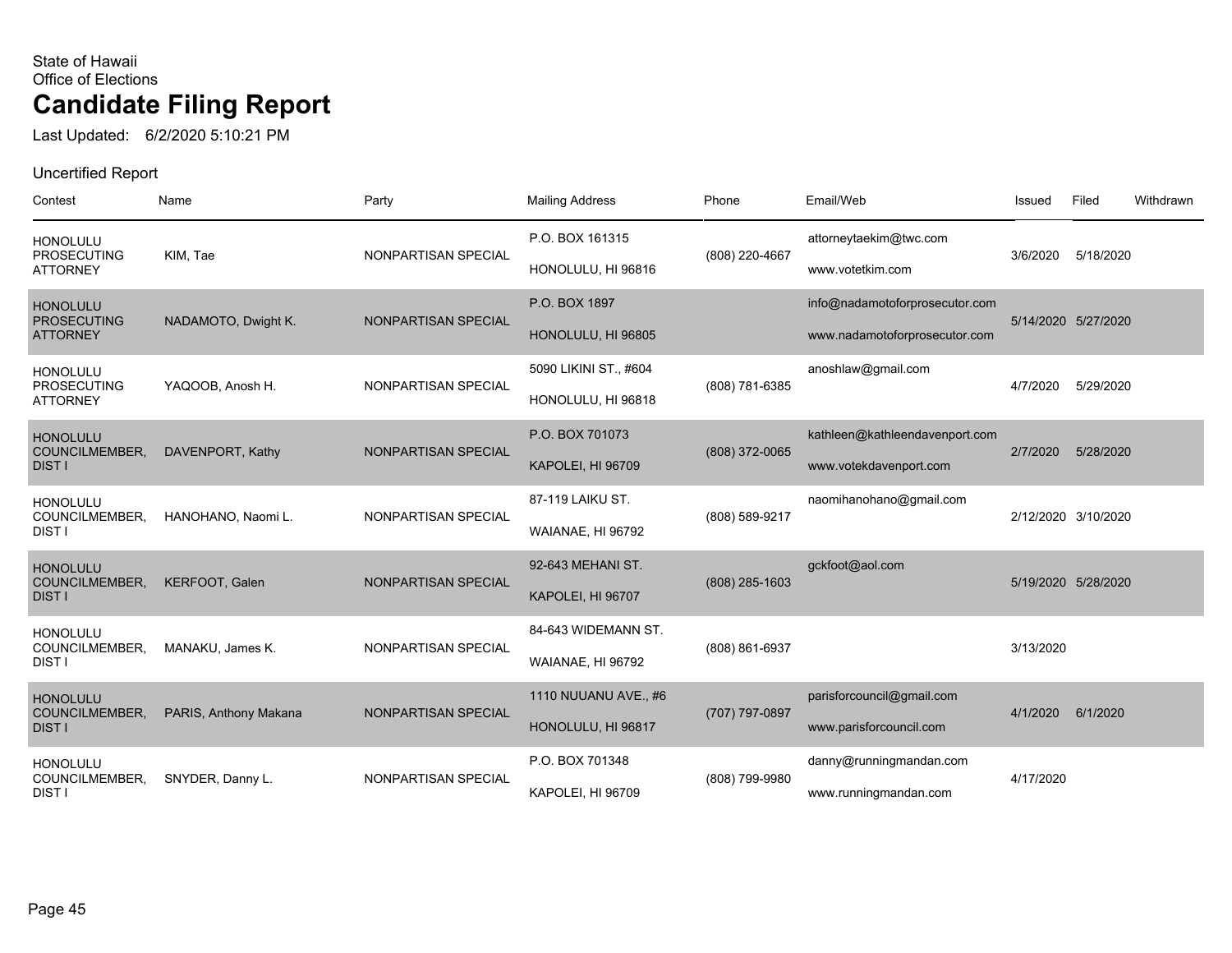State of Hawaii
Office of Elections

# Candidate Filing Report

Last Updated: 6/2/2020 5:10:21 PM

Uncertified Report

| Contest | Name | Party | Mailing Address | Phone | Email/Web | Issued | Filed | Withdrawn |
|---|---|---|---|---|---|---|---|---|
| HONOLULU PROSECUTING ATTORNEY | KIM, Tae | NONPARTISAN SPECIAL | P.O. BOX 161315 HONOLULU, HI 96816 | (808) 220-4667 | attorneytaekim@twc.com www.votetkim.com | 3/6/2020 | 5/18/2020 | |
| HONOLULU PROSECUTING ATTORNEY | NADAMOTO, Dwight K. | NONPARTISAN SPECIAL | P.O. BOX 1897 HONOLULU, HI 96805 | | info@nadamotoforprosecutor.com www.nadamotoforprosecutor.com | 5/14/2020 | 5/27/2020 | |
| HONOLULU PROSECUTING ATTORNEY | YAQOOB, Anosh H. | NONPARTISAN SPECIAL | 5090 LIKINI ST., #604 HONOLULU, HI 96818 | (808) 781-6385 | anoshlaw@gmail.com | 4/7/2020 | 5/29/2020 | |
| HONOLULU COUNCILMEMBER, DIST I | DAVENPORT, Kathy | NONPARTISAN SPECIAL | P.O. BOX 701073 KAPOLEI, HI 96709 | (808) 372-0065 | kathleen@kathleendavenport.com www.votekdavenport.com | 2/7/2020 | 5/28/2020 | |
| HONOLULU COUNCILMEMBER, DIST I | HANOHANO, Naomi L. | NONPARTISAN SPECIAL | 87-119 LAIKU ST. WAIANAE, HI 96792 | (808) 589-9217 | naomihanohano@gmail.com | 2/12/2020 | 3/10/2020 | |
| HONOLULU COUNCILMEMBER, DIST I | KERFOOT, Galen | NONPARTISAN SPECIAL | 92-643 MEHANI ST. KAPOLEI, HI 96707 | (808) 285-1603 | gckfoot@aol.com | 5/19/2020 | 5/28/2020 | |
| HONOLULU COUNCILMEMBER, DIST I | MANAKU, James K. | NONPARTISAN SPECIAL | 84-643 WIDEMANN ST. WAIANAE, HI 96792 | (808) 861-6937 | | 3/13/2020 | | |
| HONOLULU COUNCILMEMBER, DIST I | PARIS, Anthony Makana | NONPARTISAN SPECIAL | 1110 NUUANU AVE., #6 HONOLULU, HI 96817 | (707) 797-0897 | parisforcouncil@gmail.com www.parisforcouncil.com | 4/1/2020 | 6/1/2020 | |
| HONOLULU COUNCILMEMBER, DIST I | SNYDER, Danny L. | NONPARTISAN SPECIAL | P.O. BOX 701348 KAPOLEI, HI 96709 | (808) 799-9980 | danny@runningmandan.com www.runningmandan.com | 4/17/2020 | | |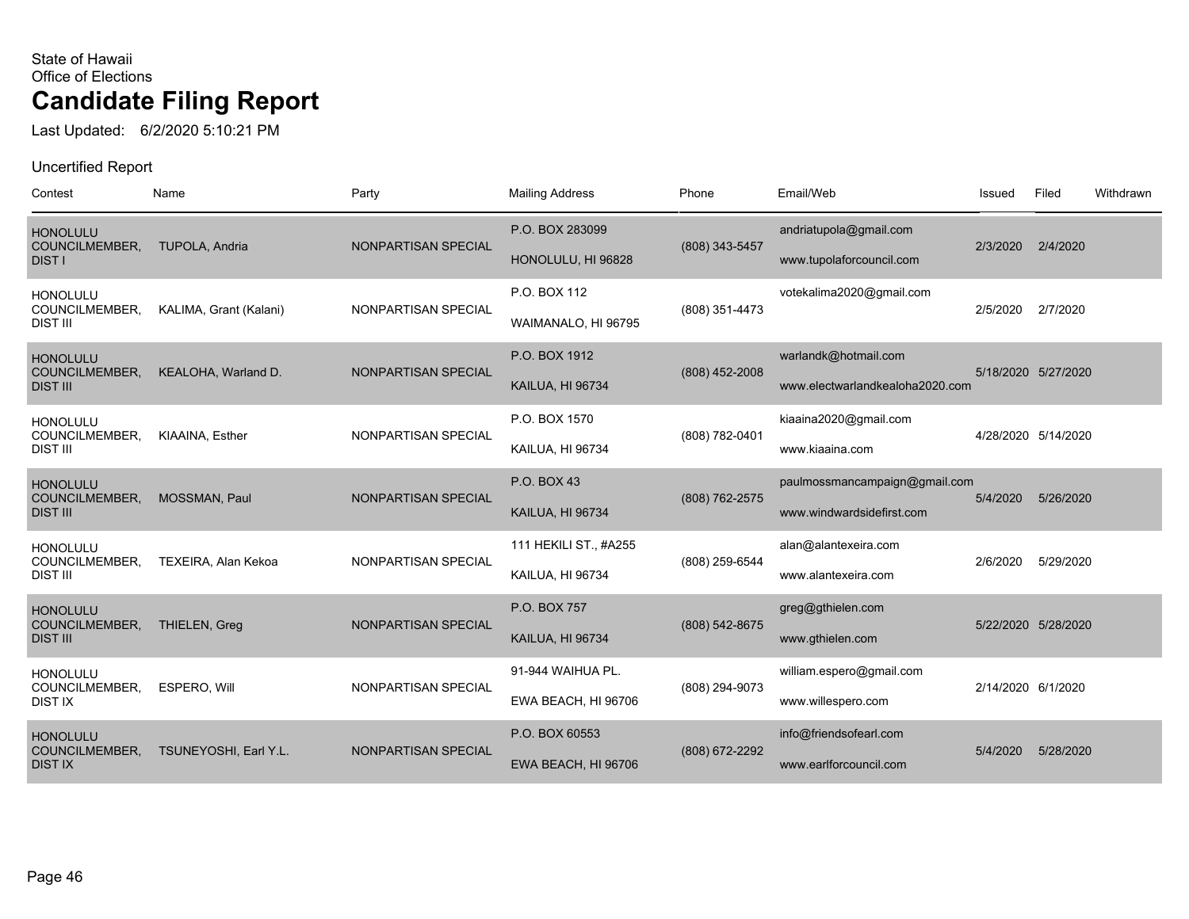State of Hawaii
Office of Elections

# Candidate Filing Report

Last Updated: 6/2/2020 5:10:21 PM

Uncertified Report

| Contest | Name | Party | Mailing Address | Phone | Email/Web | Issued | Filed | Withdrawn |
|---|---|---|---|---|---|---|---|---|
| HONOLULU COUNCILMEMBER, DIST I | TUPOLA, Andria | NONPARTISAN SPECIAL | P.O. BOX 283099<br>HONOLULU, HI 96828 | (808) 343-5457 | andriatupola@gmail.com<br>www.tupolaforcouncil.com | 2/3/2020 | 2/4/2020 | |
| HONOLULU COUNCILMEMBER, DIST III | KALIMA, Grant (Kalani) | NONPARTISAN SPECIAL | P.O. BOX 112<br>WAIMANALO, HI 96795 | (808) 351-4473 | votekalima2020@gmail.com | 2/5/2020 | 2/7/2020 | |
| HONOLULU COUNCILMEMBER, DIST III | KEALOHA, Warland D. | NONPARTISAN SPECIAL | P.O. BOX 1912<br>KAILUA, HI 96734 | (808) 452-2008 | warlandk@hotmail.com<br>www.electwarlandkealoha2020.com | 5/18/2020 | 5/27/2020 | |
| HONOLULU COUNCILMEMBER, DIST III | KIAAINA, Esther | NONPARTISAN SPECIAL | P.O. BOX 1570<br>KAILUA, HI 96734 | (808) 782-0401 | kiaaina2020@gmail.com<br>www.kiaaina.com | 4/28/2020 | 5/14/2020 | |
| HONOLULU COUNCILMEMBER, DIST III | MOSSMAN, Paul | NONPARTISAN SPECIAL | P.O. BOX 43<br>KAILUA, HI 96734 | (808) 762-2575 | paulmossmancampaign@gmail.com<br>www.windwardsidefirst.com | 5/4/2020 | 5/26/2020 | |
| HONOLULU COUNCILMEMBER, DIST III | TEXEIRA, Alan Kekoa | NONPARTISAN SPECIAL | 111 HEKILI ST., #A255<br>KAILUA, HI 96734 | (808) 259-6544 | alan@alantexeira.com<br>www.alantexeira.com | 2/6/2020 | 5/29/2020 | |
| HONOLULU COUNCILMEMBER, DIST III | THIELEN, Greg | NONPARTISAN SPECIAL | P.O. BOX 757<br>KAILUA, HI 96734 | (808) 542-8675 | greg@gthielen.com<br>www.gthielen.com | 5/22/2020 | 5/28/2020 | |
| HONOLULU COUNCILMEMBER, DIST IX | ESPERO, Will | NONPARTISAN SPECIAL | 91-944 WAIHUA PL.<br>EWA BEACH, HI 96706 | (808) 294-9073 | william.espero@gmail.com<br>www.willespero.com | 2/14/2020 | 6/1/2020 | |
| HONOLULU COUNCILMEMBER, DIST IX | TSUNEYOSHI, Earl Y.L. | NONPARTISAN SPECIAL | P.O. BOX 60553<br>EWA BEACH, HI 96706 | (808) 672-2292 | info@friendsofearl.com<br>www.earlforcouncil.com | 5/4/2020 | 5/28/2020 | |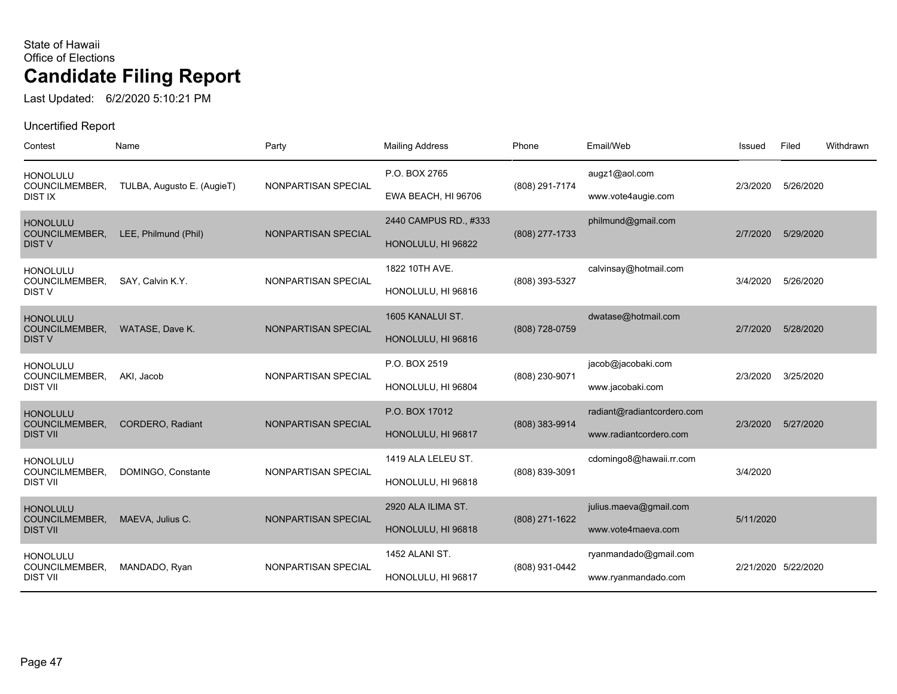State of Hawaii
Office of Elections

# Candidate Filing Report

Last Updated: 6/2/2020 5:10:21 PM

Uncertified Report

| Contest | Name | Party | Mailing Address | Phone | Email/Web | Issued | Filed | Withdrawn |
|---|---|---|---|---|---|---|---|---|
| HONOLULU COUNCILMEMBER, DIST IX | TULBA, Augusto E. (AugieT) | NONPARTISAN SPECIAL | P.O. BOX 2765 EWA BEACH, HI 96706 | (808) 291-7174 | augz1@aol.com www.vote4augie.com | 2/3/2020 | 5/26/2020 | |
| HONOLULU COUNCILMEMBER, DIST V | LEE, Philmund (Phil) | NONPARTISAN SPECIAL | 2440 CAMPUS RD., #333 HONOLULU, HI 96822 | (808) 277-1733 | philmund@gmail.com | 2/7/2020 | 5/29/2020 | |
| HONOLULU COUNCILMEMBER, DIST V | SAY, Calvin K.Y. | NONPARTISAN SPECIAL | 1822 10TH AVE. HONOLULU, HI 96816 | (808) 393-5327 | calvinsay@hotmail.com | 3/4/2020 | 5/26/2020 | |
| HONOLULU COUNCILMEMBER, DIST V | WATASE, Dave K. | NONPARTISAN SPECIAL | 1605 KANALUI ST. HONOLULU, HI 96816 | (808) 728-0759 | dwatase@hotmail.com | 2/7/2020 | 5/28/2020 | |
| HONOLULU COUNCILMEMBER, DIST VII | AKI, Jacob | NONPARTISAN SPECIAL | P.O. BOX 2519 HONOLULU, HI 96804 | (808) 230-9071 | jacob@jacobaki.com www.jacobaki.com | 2/3/2020 | 3/25/2020 | |
| HONOLULU COUNCILMEMBER, DIST VII | CORDERO, Radiant | NONPARTISAN SPECIAL | P.O. BOX 17012 HONOLULU, HI 96817 | (808) 383-9914 | radiant@radiantcordero.com www.radiantcordero.com | 2/3/2020 | 5/27/2020 | |
| HONOLULU COUNCILMEMBER, DIST VII | DOMINGO, Constante | NONPARTISAN SPECIAL | 1419 ALA LELEU ST. HONOLULU, HI 96818 | (808) 839-3091 | cdomingo8@hawaii.rr.com | 3/4/2020 | | |
| HONOLULU COUNCILMEMBER, DIST VII | MAEVA, Julius C. | NONPARTISAN SPECIAL | 2920 ALA ILIMA ST. HONOLULU, HI 96818 | (808) 271-1622 | julius.maeva@gmail.com www.vote4maeva.com | 5/11/2020 | | |
| HONOLULU COUNCILMEMBER, DIST VII | MANDADO, Ryan | NONPARTISAN SPECIAL | 1452 ALANI ST. HONOLULU, HI 96817 | (808) 931-0442 | ryanmandado@gmail.com www.ryanmandado.com | 2/21/2020 | 5/22/2020 | |